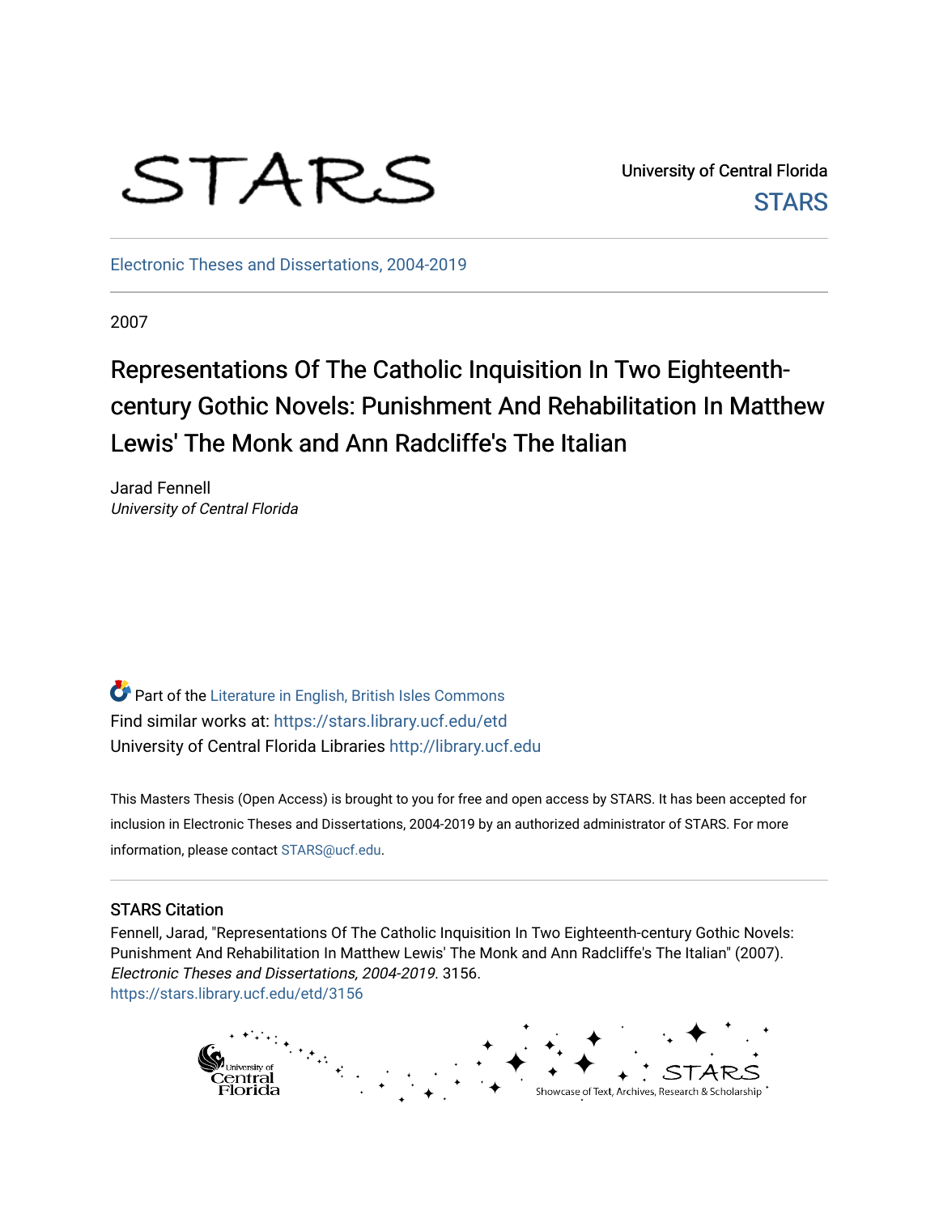STARS

University of Central Florida

STARS

Electronic Theses and Dissertations, 2004-2019

2007

# Representations Of The Catholic Inquisition In Two Eighteenth-century Gothic Novels: Punishment And Rehabilitation In Matthew Lewis' The Monk and Ann Radcliffe's The Italian

Jarad Fennell
*University of Central Florida*

Part of the Literature in English, British Isles Commons
Find similar works at: https://stars.library.ucf.edu/etd
University of Central Florida Libraries http://library.ucf.edu

This Masters Thesis (Open Access) is brought to you for free and open access by STARS. It has been accepted for inclusion in Electronic Theses and Dissertations, 2004-2019 by an authorized administrator of STARS. For more information, please contact STARS@ucf.edu.

## STARS Citation

Fennell, Jarad, "Representations Of The Catholic Inquisition In Two Eighteenth-century Gothic Novels: Punishment And Rehabilitation In Matthew Lewis' The Monk and Ann Radcliffe's The Italian" (2007). *Electronic Theses and Dissertations, 2004-2019*. 3156.
https://stars.library.ucf.edu/etd/3156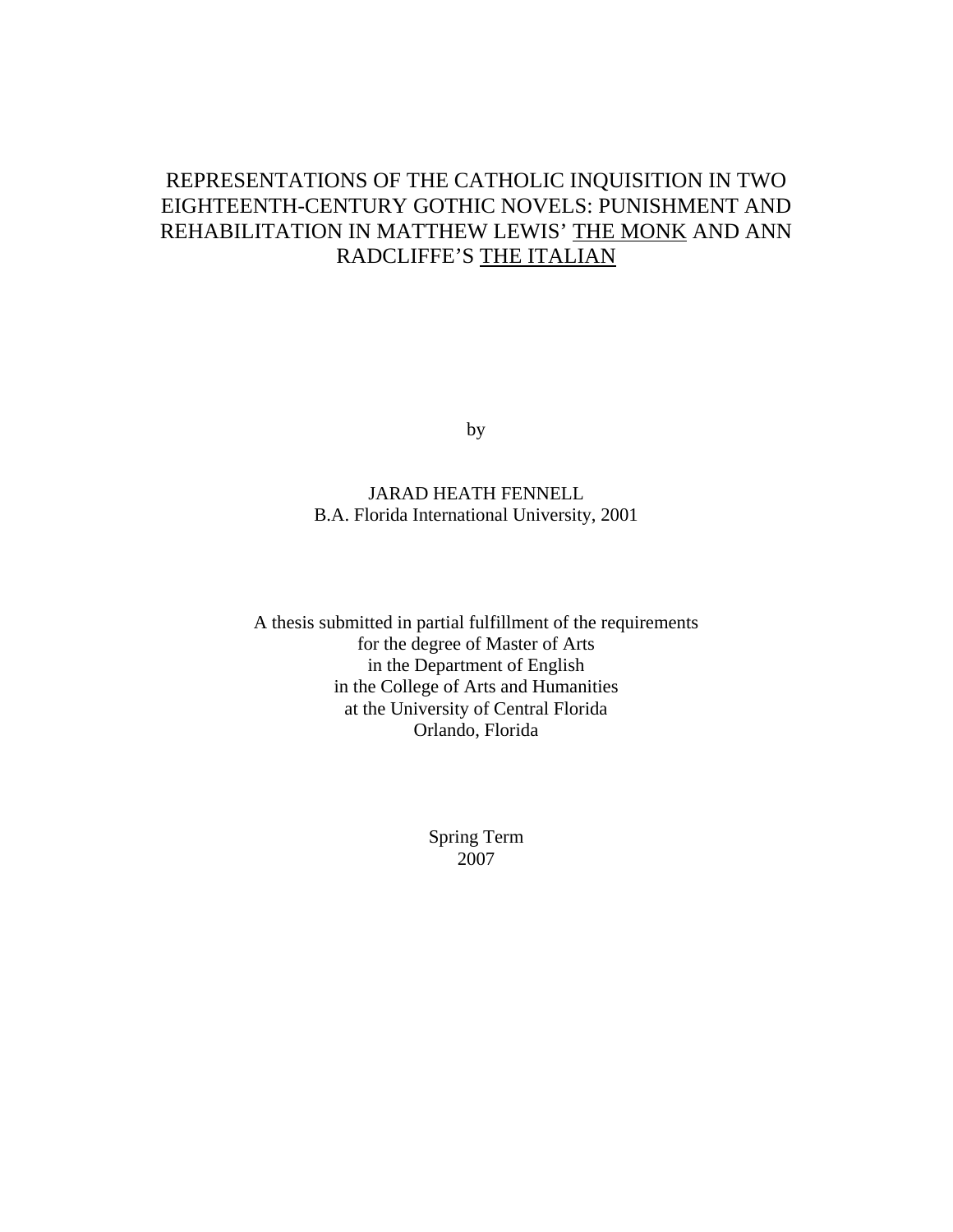# REPRESENTATIONS OF THE CATHOLIC INQUISITION IN TWO EIGHTEENTH-CENTURY GOTHIC NOVELS: PUNISHMENT AND REHABILITATION IN MATTHEW LEWIS' THE MONK AND ANN RADCLIFFE'S THE ITALIAN

by

JARAD HEATH FENNELL
B.A. Florida International University, 2001

A thesis submitted in partial fulfillment of the requirements
for the degree of Master of Arts
in the Department of English
in the College of Arts and Humanities
at the University of Central Florida
Orlando, Florida

Spring Term
2007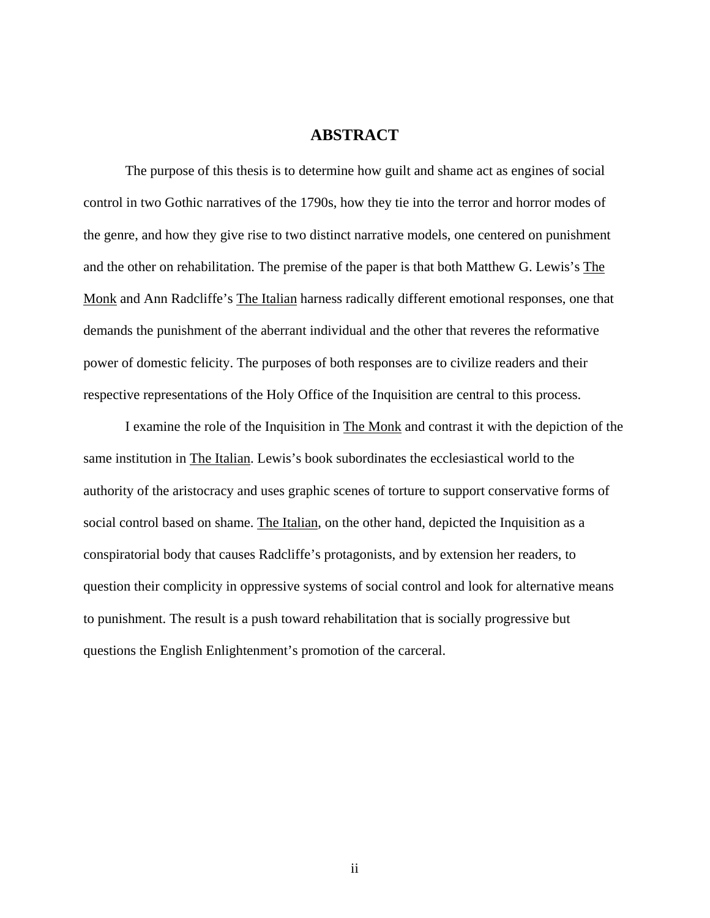# ABSTRACT

The purpose of this thesis is to determine how guilt and shame act as engines of social control in two Gothic narratives of the 1790s, how they tie into the terror and horror modes of the genre, and how they give rise to two distinct narrative models, one centered on punishment and the other on rehabilitation. The premise of the paper is that both Matthew G. Lewis's The Monk and Ann Radcliffe's The Italian harness radically different emotional responses, one that demands the punishment of the aberrant individual and the other that reveres the reformative power of domestic felicity. The purposes of both responses are to civilize readers and their respective representations of the Holy Office of the Inquisition are central to this process.

I examine the role of the Inquisition in The Monk and contrast it with the depiction of the same institution in The Italian. Lewis's book subordinates the ecclesiastical world to the authority of the aristocracy and uses graphic scenes of torture to support conservative forms of social control based on shame. The Italian, on the other hand, depicted the Inquisition as a conspiratorial body that causes Radcliffe's protagonists, and by extension her readers, to question their complicity in oppressive systems of social control and look for alternative means to punishment. The result is a push toward rehabilitation that is socially progressive but questions the English Enlightenment's promotion of the carceral.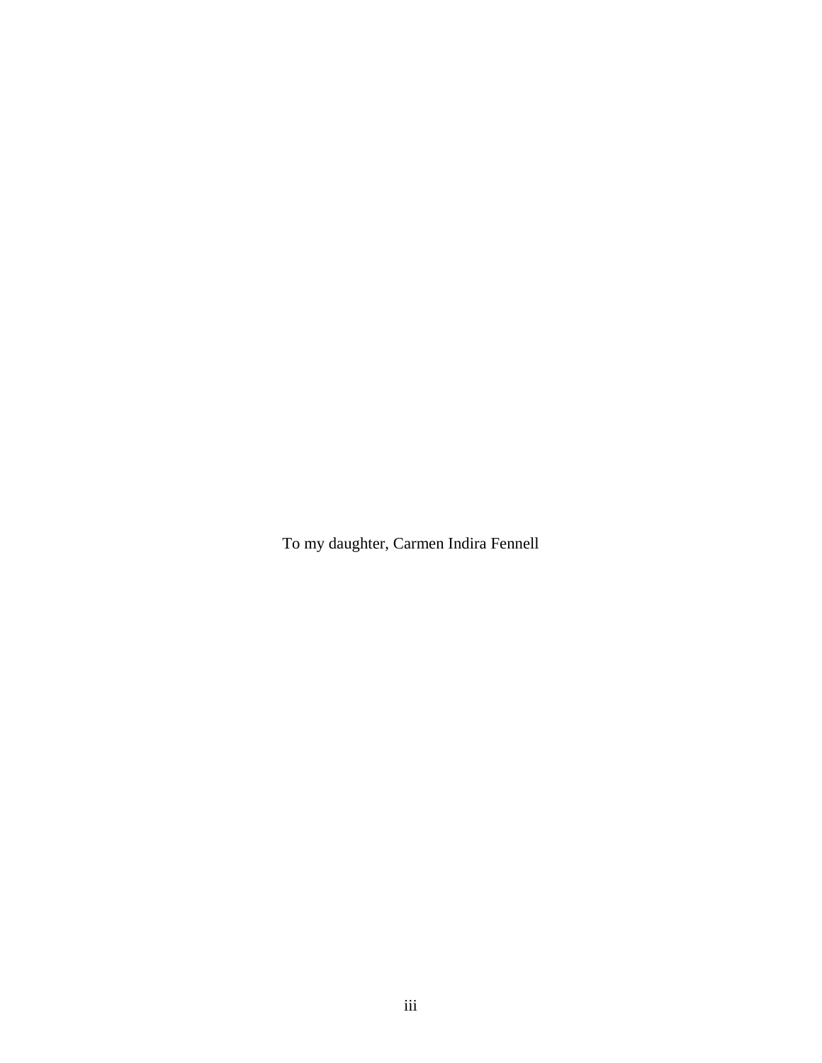To my daughter, Carmen Indira Fennell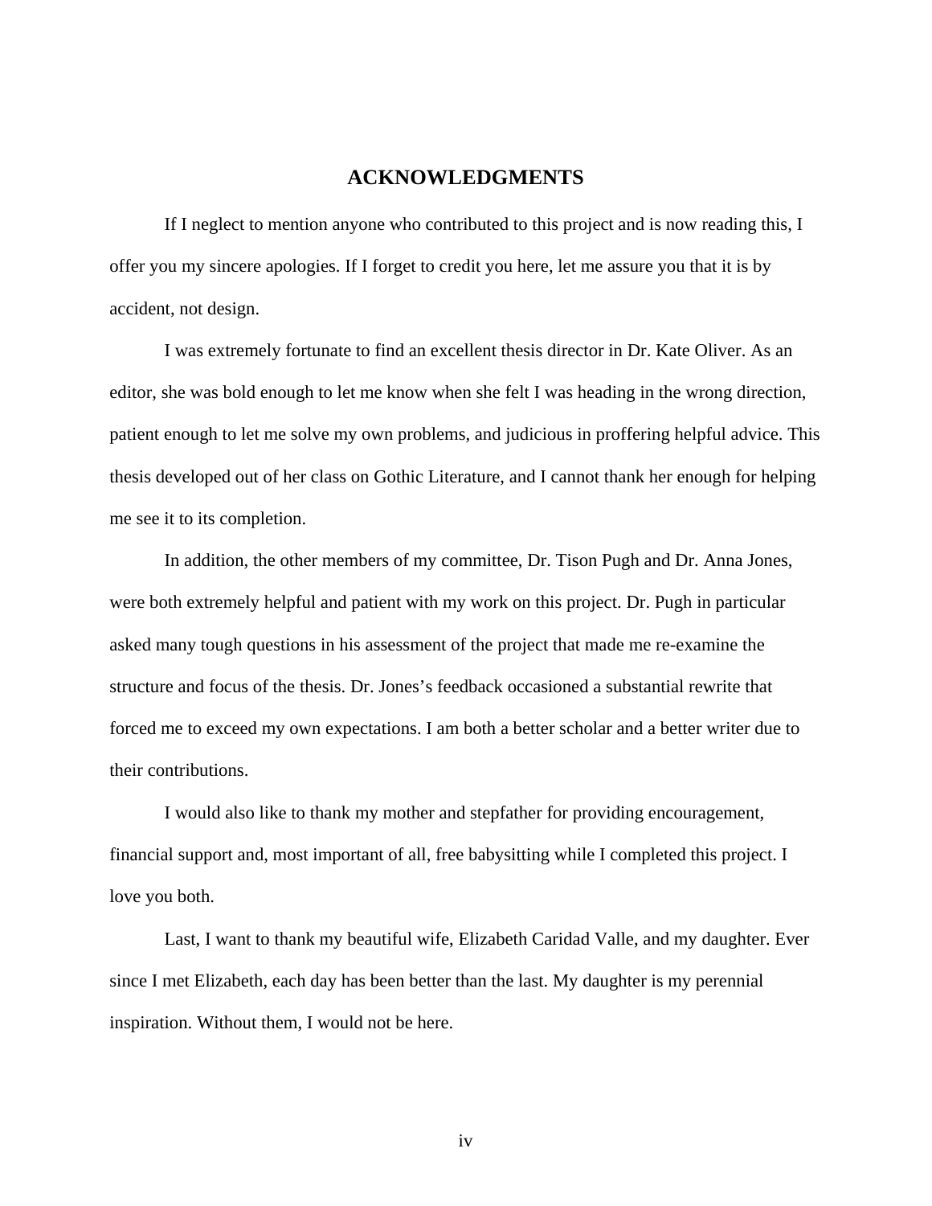# ACKNOWLEDGMENTS

If I neglect to mention anyone who contributed to this project and is now reading this, I offer you my sincere apologies. If I forget to credit you here, let me assure you that it is by accident, not design.

I was extremely fortunate to find an excellent thesis director in Dr. Kate Oliver. As an editor, she was bold enough to let me know when she felt I was heading in the wrong direction, patient enough to let me solve my own problems, and judicious in proffering helpful advice. This thesis developed out of her class on Gothic Literature, and I cannot thank her enough for helping me see it to its completion.

In addition, the other members of my committee, Dr. Tison Pugh and Dr. Anna Jones, were both extremely helpful and patient with my work on this project. Dr. Pugh in particular asked many tough questions in his assessment of the project that made me re-examine the structure and focus of the thesis. Dr. Jones's feedback occasioned a substantial rewrite that forced me to exceed my own expectations. I am both a better scholar and a better writer due to their contributions.

I would also like to thank my mother and stepfather for providing encouragement, financial support and, most important of all, free babysitting while I completed this project. I love you both.

Last, I want to thank my beautiful wife, Elizabeth Caridad Valle, and my daughter. Ever since I met Elizabeth, each day has been better than the last. My daughter is my perennial inspiration. Without them, I would not be here.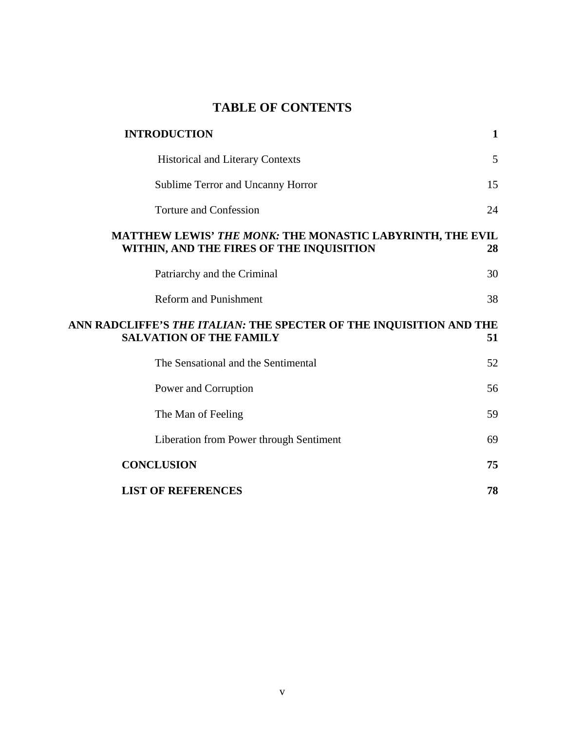# TABLE OF CONTENTS

**INTRODUCTION** **1**

Historical and Literary Contexts 5

Sublime Terror and Uncanny Horror 15

Torture and Confession 24

**MATTHEW LEWIS'** ***THE MONK:*** **THE MONASTIC LABYRINTH, THE EVIL WITHIN, AND THE FIRES OF THE INQUISITION** **28**

Patriarchy and the Criminal 30

Reform and Punishment 38

**ANN RADCLIFFE'S** ***THE ITALIAN:*** **THE SPECTER OF THE INQUISITION AND THE SALVATION OF THE FAMILY** **51**

The Sensational and the Sentimental 52

Power and Corruption 56

The Man of Feeling 59

Liberation from Power through Sentiment 69

**CONCLUSION** **75**

**LIST OF REFERENCES** **78**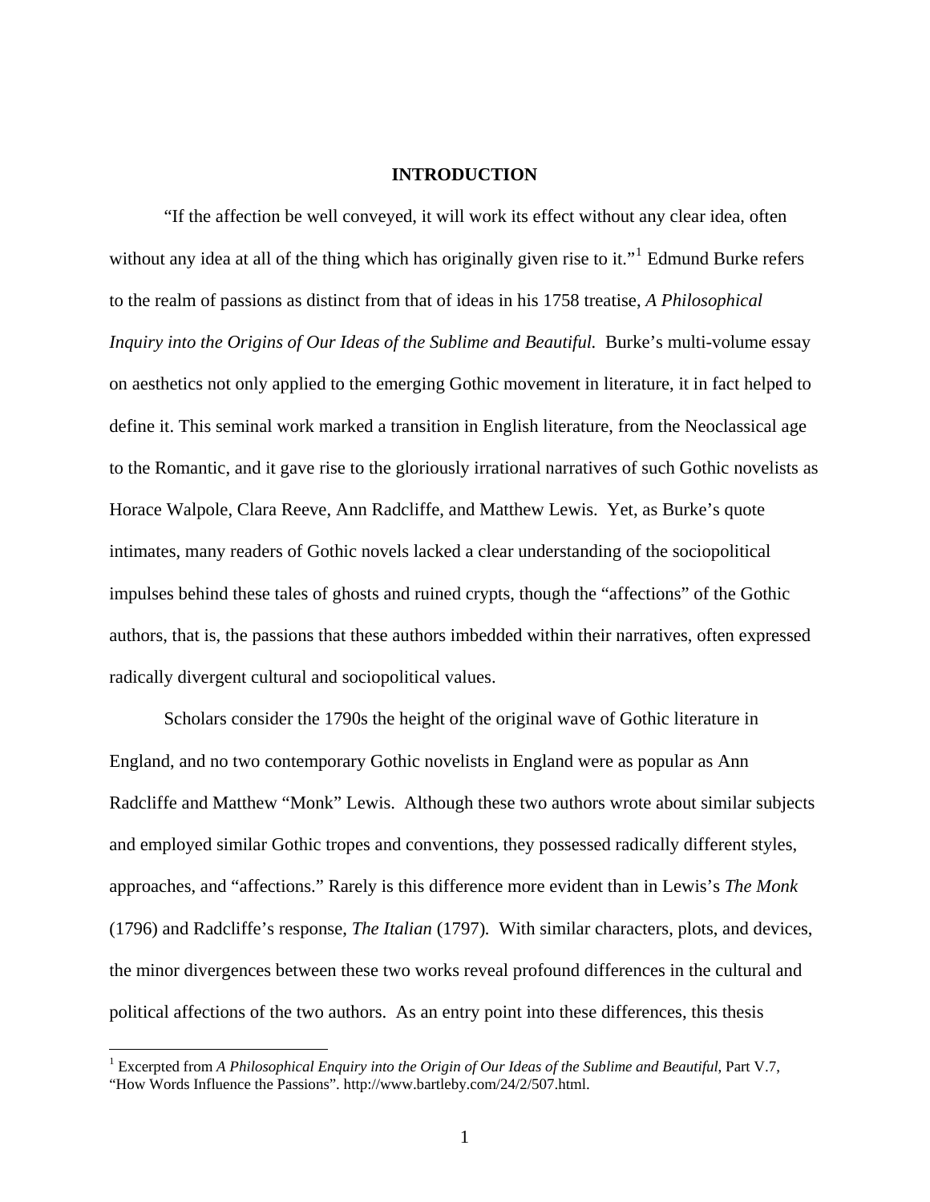# INTRODUCTION

"If the affection be well conveyed, it will work its effect without any clear idea, often without any idea at all of the thing which has originally given rise to it."[1] Edmund Burke refers to the realm of passions as distinct from that of ideas in his 1758 treatise, *A Philosophical Inquiry into the Origins of Our Ideas of the Sublime and Beautiful.* Burke's multi-volume essay on aesthetics not only applied to the emerging Gothic movement in literature, it in fact helped to define it. This seminal work marked a transition in English literature, from the Neoclassical age to the Romantic, and it gave rise to the gloriously irrational narratives of such Gothic novelists as Horace Walpole, Clara Reeve, Ann Radcliffe, and Matthew Lewis. Yet, as Burke's quote intimates, many readers of Gothic novels lacked a clear understanding of the sociopolitical impulses behind these tales of ghosts and ruined crypts, though the "affections" of the Gothic authors, that is, the passions that these authors imbedded within their narratives, often expressed radically divergent cultural and sociopolitical values.

Scholars consider the 1790s the height of the original wave of Gothic literature in England, and no two contemporary Gothic novelists in England were as popular as Ann Radcliffe and Matthew "Monk" Lewis. Although these two authors wrote about similar subjects and employed similar Gothic tropes and conventions, they possessed radically different styles, approaches, and "affections." Rarely is this difference more evident than in Lewis's *The Monk* (1796) and Radcliffe's response, *The Italian* (1797). With similar characters, plots, and devices, the minor divergences between these two works reveal profound differences in the cultural and political affections of the two authors. As an entry point into these differences, this thesis

[1] Excerpted from *A Philosophical Enquiry into the Origin of Our Ideas of the Sublime and Beautiful,* Part V.7, "How Words Influence the Passions". http://www.bartleby.com/24/2/507.html.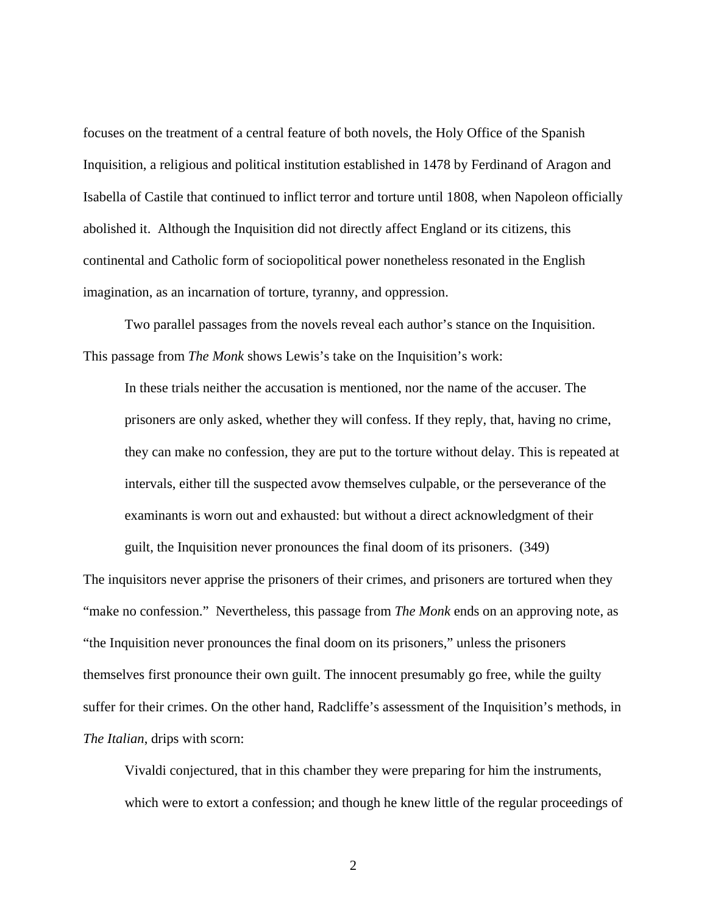focuses on the treatment of a central feature of both novels, the Holy Office of the Spanish Inquisition, a religious and political institution established in 1478 by Ferdinand of Aragon and Isabella of Castile that continued to inflict terror and torture until 1808, when Napoleon officially abolished it. Although the Inquisition did not directly affect England or its citizens, this continental and Catholic form of sociopolitical power nonetheless resonated in the English imagination, as an incarnation of torture, tyranny, and oppression.

Two parallel passages from the novels reveal each author's stance on the Inquisition. This passage from *The Monk* shows Lewis's take on the Inquisition's work:

> In these trials neither the accusation is mentioned, nor the name of the accuser. The prisoners are only asked, whether they will confess. If they reply, that, having no crime, they can make no confession, they are put to the torture without delay. This is repeated at intervals, either till the suspected avow themselves culpable, or the perseverance of the examinants is worn out and exhausted: but without a direct acknowledgment of their guilt, the Inquisition never pronounces the final doom of its prisoners. (349)

The inquisitors never apprise the prisoners of their crimes, and prisoners are tortured when they "make no confession." Nevertheless, this passage from *The Monk* ends on an approving note, as "the Inquisition never pronounces the final doom on its prisoners," unless the prisoners themselves first pronounce their own guilt. The innocent presumably go free, while the guilty suffer for their crimes. On the other hand, Radcliffe's assessment of the Inquisition's methods, in *The Italian*, drips with scorn:

> Vivaldi conjectured, that in this chamber they were preparing for him the instruments, which were to extort a confession; and though he knew little of the regular proceedings of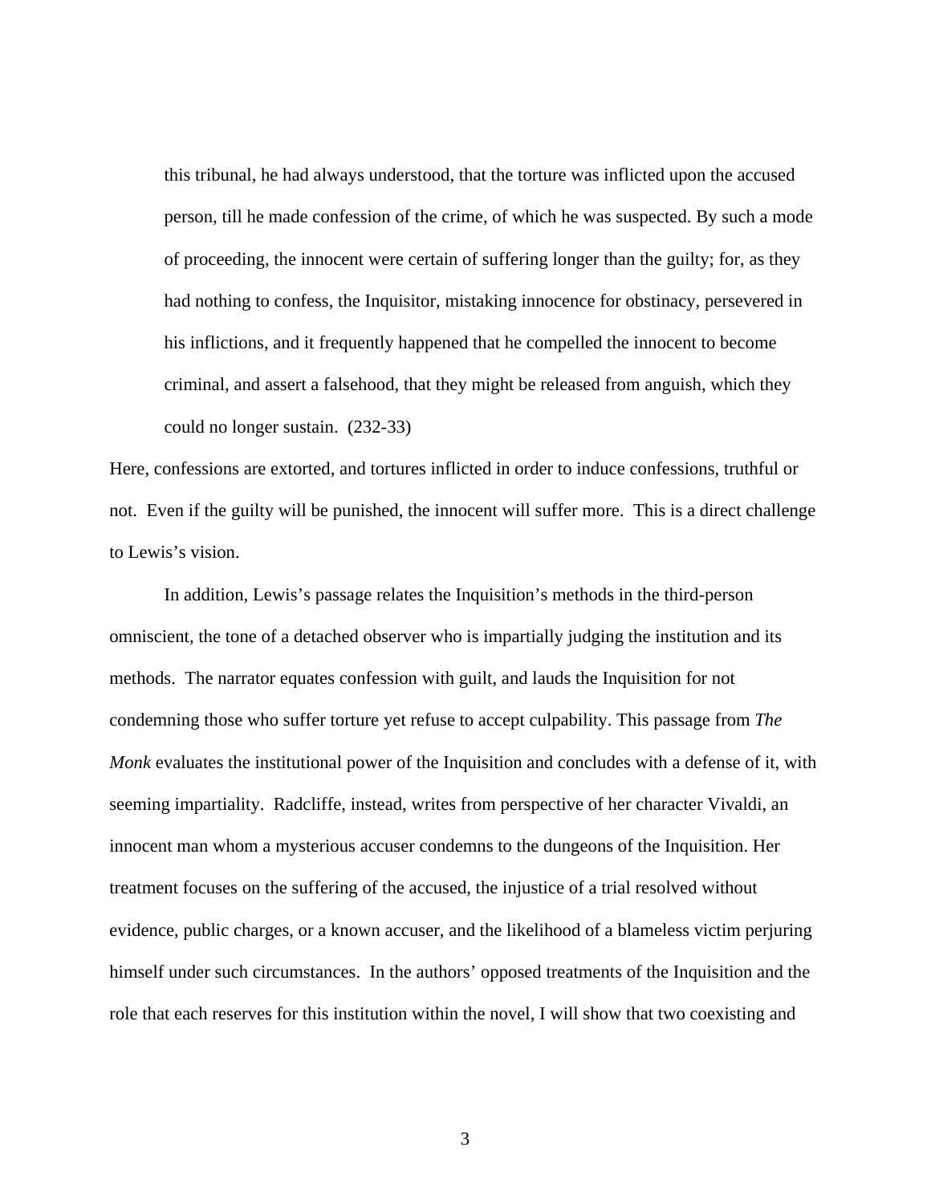> this tribunal, he had always understood, that the torture was inflicted upon the accused person, till he made confession of the crime, of which he was suspected. By such a mode of proceeding, the innocent were certain of suffering longer than the guilty; for, as they had nothing to confess, the Inquisitor, mistaking innocence for obstinacy, persevered in his inflictions, and it frequently happened that he compelled the innocent to become criminal, and assert a falsehood, that they might be released from anguish, which they could no longer sustain. (232-33)

Here, confessions are extorted, and tortures inflicted in order to induce confessions, truthful or not. Even if the guilty will be punished, the innocent will suffer more. This is a direct challenge to Lewis's vision.

In addition, Lewis's passage relates the Inquisition's methods in the third-person omniscient, the tone of a detached observer who is impartially judging the institution and its methods. The narrator equates confession with guilt, and lauds the Inquisition for not condemning those who suffer torture yet refuse to accept culpability. This passage from *The Monk* evaluates the institutional power of the Inquisition and concludes with a defense of it, with seeming impartiality. Radcliffe, instead, writes from perspective of her character Vivaldi, an innocent man whom a mysterious accuser condemns to the dungeons of the Inquisition. Her treatment focuses on the suffering of the accused, the injustice of a trial resolved without evidence, public charges, or a known accuser, and the likelihood of a blameless victim perjuring himself under such circumstances. In the authors' opposed treatments of the Inquisition and the role that each reserves for this institution within the novel, I will show that two coexisting and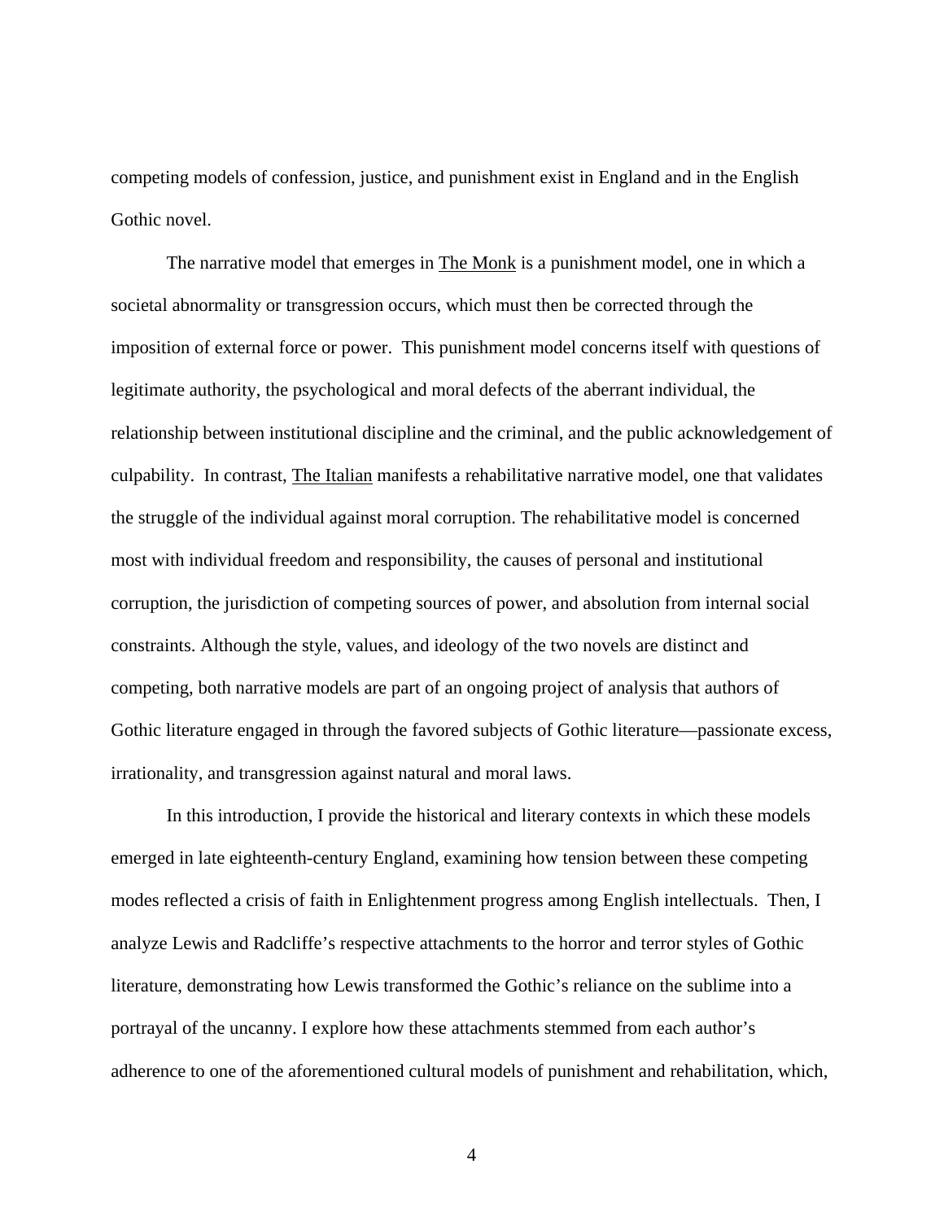competing models of confession, justice, and punishment exist in England and in the English Gothic novel.

The narrative model that emerges in The Monk is a punishment model, one in which a societal abnormality or transgression occurs, which must then be corrected through the imposition of external force or power. This punishment model concerns itself with questions of legitimate authority, the psychological and moral defects of the aberrant individual, the relationship between institutional discipline and the criminal, and the public acknowledgement of culpability. In contrast, The Italian manifests a rehabilitative narrative model, one that validates the struggle of the individual against moral corruption. The rehabilitative model is concerned most with individual freedom and responsibility, the causes of personal and institutional corruption, the jurisdiction of competing sources of power, and absolution from internal social constraints. Although the style, values, and ideology of the two novels are distinct and competing, both narrative models are part of an ongoing project of analysis that authors of Gothic literature engaged in through the favored subjects of Gothic literature—passionate excess, irrationality, and transgression against natural and moral laws.

In this introduction, I provide the historical and literary contexts in which these models emerged in late eighteenth-century England, examining how tension between these competing modes reflected a crisis of faith in Enlightenment progress among English intellectuals. Then, I analyze Lewis and Radcliffe's respective attachments to the horror and terror styles of Gothic literature, demonstrating how Lewis transformed the Gothic's reliance on the sublime into a portrayal of the uncanny. I explore how these attachments stemmed from each author's adherence to one of the aforementioned cultural models of punishment and rehabilitation, which,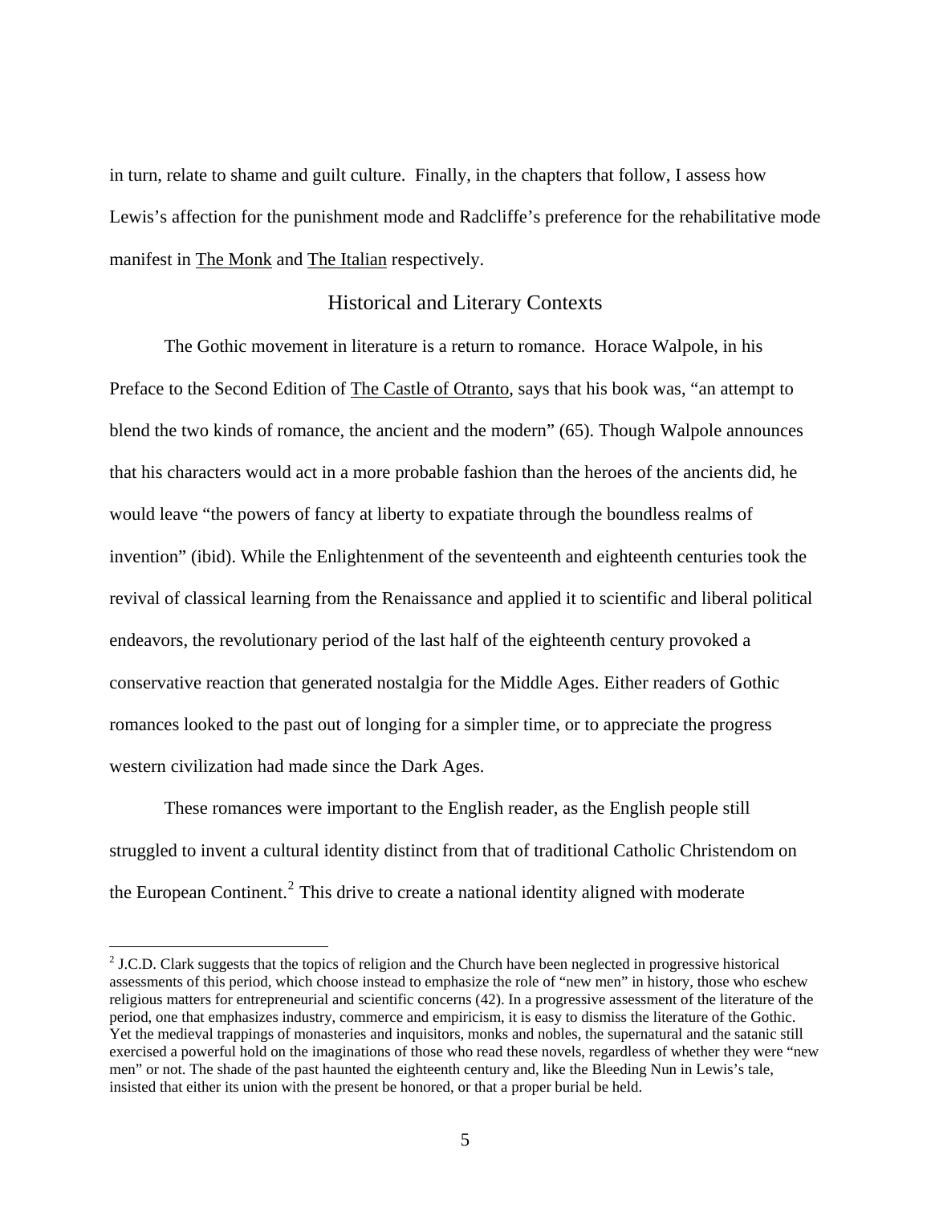in turn, relate to shame and guilt culture. Finally, in the chapters that follow, I assess how Lewis's affection for the punishment mode and Radcliffe's preference for the rehabilitative mode manifest in The Monk and The Italian respectively.

## Historical and Literary Contexts

The Gothic movement in literature is a return to romance. Horace Walpole, in his Preface to the Second Edition of The Castle of Otranto, says that his book was, "an attempt to blend the two kinds of romance, the ancient and the modern" (65). Though Walpole announces that his characters would act in a more probable fashion than the heroes of the ancients did, he would leave "the powers of fancy at liberty to expatiate through the boundless realms of invention" (ibid). While the Enlightenment of the seventeenth and eighteenth centuries took the revival of classical learning from the Renaissance and applied it to scientific and liberal political endeavors, the revolutionary period of the last half of the eighteenth century provoked a conservative reaction that generated nostalgia for the Middle Ages. Either readers of Gothic romances looked to the past out of longing for a simpler time, or to appreciate the progress western civilization had made since the Dark Ages.

These romances were important to the English reader, as the English people still struggled to invent a cultural identity distinct from that of traditional Catholic Christendom on the European Continent.[2] This drive to create a national identity aligned with moderate

[2] J.C.D. Clark suggests that the topics of religion and the Church have been neglected in progressive historical assessments of this period, which choose instead to emphasize the role of "new men" in history, those who eschew religious matters for entrepreneurial and scientific concerns (42). In a progressive assessment of the literature of the period, one that emphasizes industry, commerce and empiricism, it is easy to dismiss the literature of the Gothic. Yet the medieval trappings of monasteries and inquisitors, monks and nobles, the supernatural and the satanic still exercised a powerful hold on the imaginations of those who read these novels, regardless of whether they were "new men" or not. The shade of the past haunted the eighteenth century and, like the Bleeding Nun in Lewis's tale, insisted that either its union with the present be honored, or that a proper burial be held.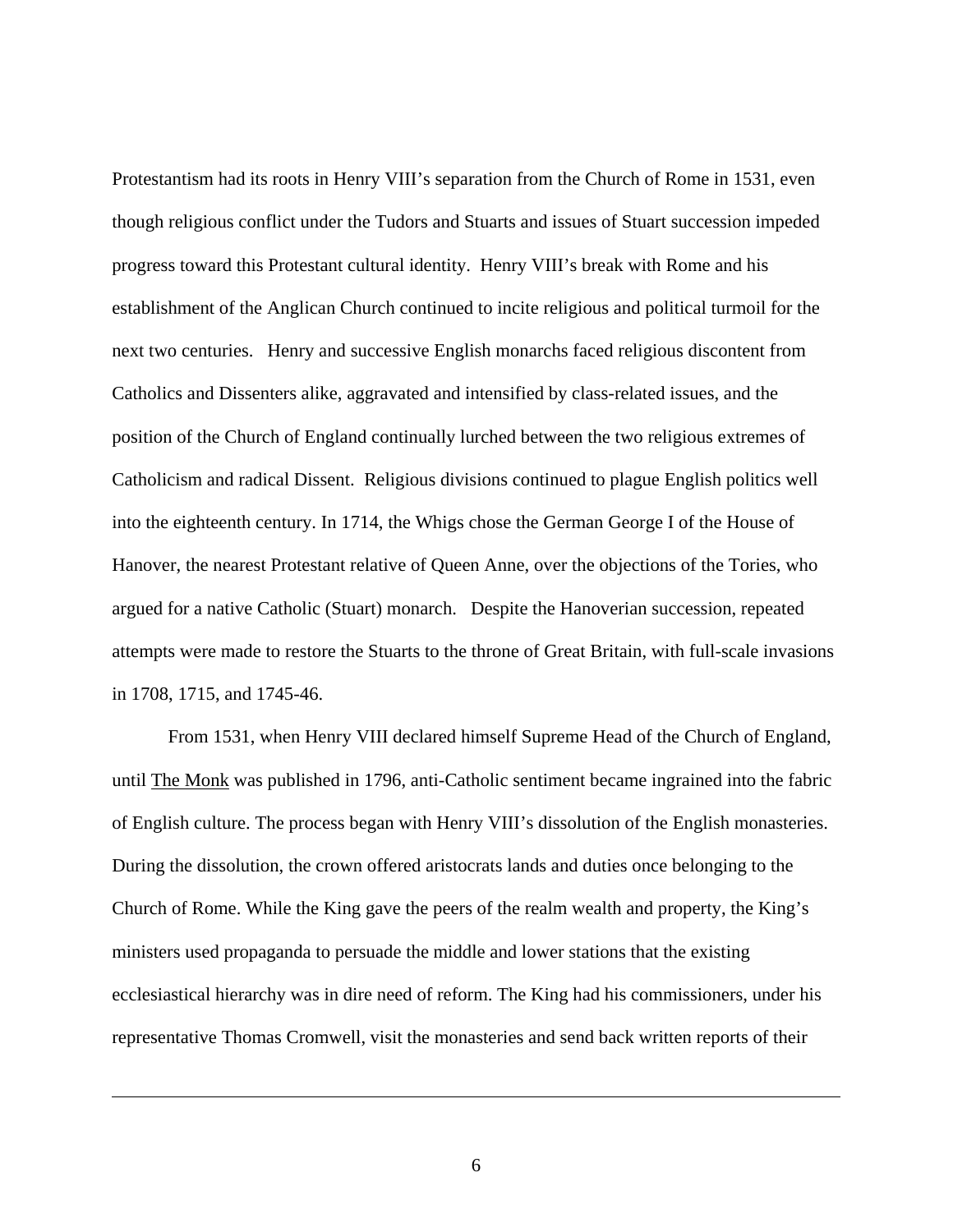Protestantism had its roots in Henry VIII's separation from the Church of Rome in 1531, even though religious conflict under the Tudors and Stuarts and issues of Stuart succession impeded progress toward this Protestant cultural identity. Henry VIII's break with Rome and his establishment of the Anglican Church continued to incite religious and political turmoil for the next two centuries. Henry and successive English monarchs faced religious discontent from Catholics and Dissenters alike, aggravated and intensified by class-related issues, and the position of the Church of England continually lurched between the two religious extremes of Catholicism and radical Dissent. Religious divisions continued to plague English politics well into the eighteenth century. In 1714, the Whigs chose the German George I of the House of Hanover, the nearest Protestant relative of Queen Anne, over the objections of the Tories, who argued for a native Catholic (Stuart) monarch. Despite the Hanoverian succession, repeated attempts were made to restore the Stuarts to the throne of Great Britain, with full-scale invasions in 1708, 1715, and 1745-46.

From 1531, when Henry VIII declared himself Supreme Head of the Church of England, until The Monk was published in 1796, anti-Catholic sentiment became ingrained into the fabric of English culture. The process began with Henry VIII's dissolution of the English monasteries. During the dissolution, the crown offered aristocrats lands and duties once belonging to the Church of Rome. While the King gave the peers of the realm wealth and property, the King's ministers used propaganda to persuade the middle and lower stations that the existing ecclesiastical hierarchy was in dire need of reform. The King had his commissioners, under his representative Thomas Cromwell, visit the monasteries and send back written reports of their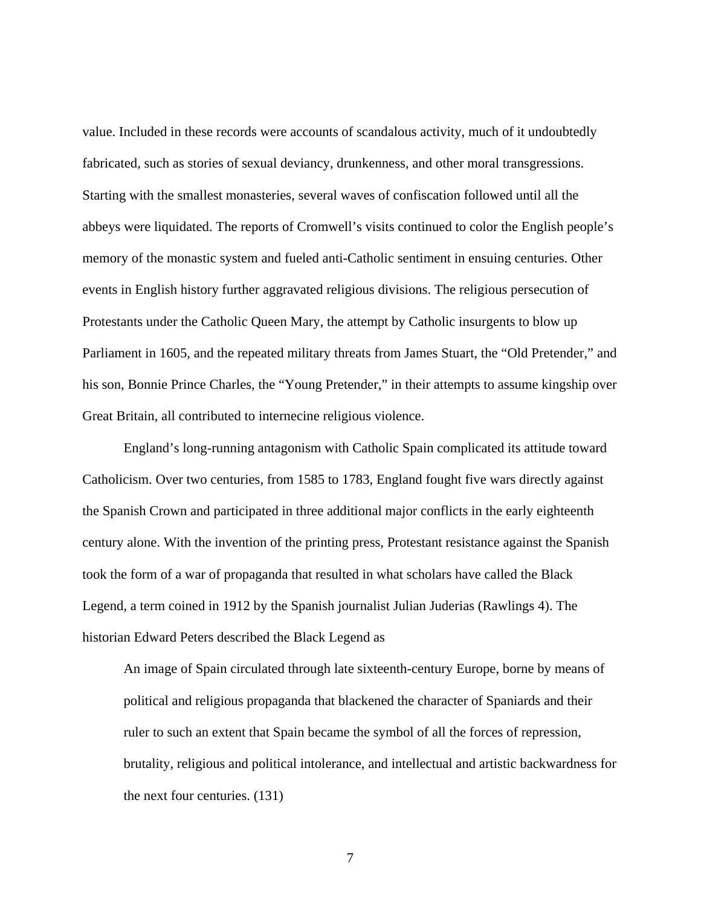value. Included in these records were accounts of scandalous activity, much of it undoubtedly fabricated, such as stories of sexual deviancy, drunkenness, and other moral transgressions. Starting with the smallest monasteries, several waves of confiscation followed until all the abbeys were liquidated. The reports of Cromwell's visits continued to color the English people's memory of the monastic system and fueled anti-Catholic sentiment in ensuing centuries. Other events in English history further aggravated religious divisions. The religious persecution of Protestants under the Catholic Queen Mary, the attempt by Catholic insurgents to blow up Parliament in 1605, and the repeated military threats from James Stuart, the "Old Pretender," and his son, Bonnie Prince Charles, the "Young Pretender," in their attempts to assume kingship over Great Britain, all contributed to internecine religious violence.

England's long-running antagonism with Catholic Spain complicated its attitude toward Catholicism. Over two centuries, from 1585 to 1783, England fought five wars directly against the Spanish Crown and participated in three additional major conflicts in the early eighteenth century alone. With the invention of the printing press, Protestant resistance against the Spanish took the form of a war of propaganda that resulted in what scholars have called the Black Legend, a term coined in 1912 by the Spanish journalist Julian Juderias (Rawlings 4). The historian Edward Peters described the Black Legend as

> An image of Spain circulated through late sixteenth-century Europe, borne by means of political and religious propaganda that blackened the character of Spaniards and their ruler to such an extent that Spain became the symbol of all the forces of repression, brutality, religious and political intolerance, and intellectual and artistic backwardness for the next four centuries. (131)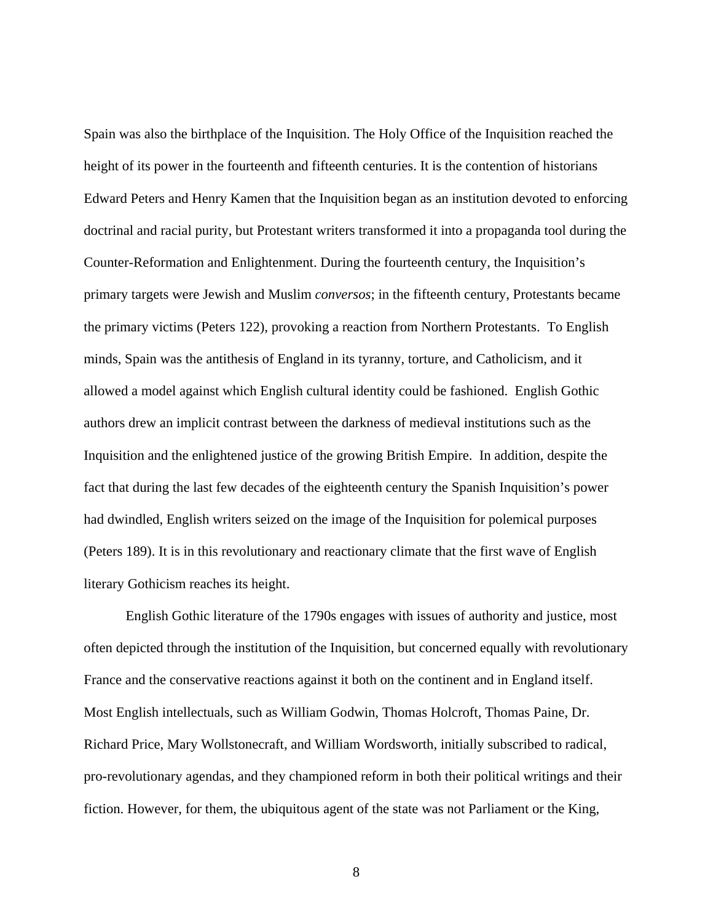Spain was also the birthplace of the Inquisition. The Holy Office of the Inquisition reached the height of its power in the fourteenth and fifteenth centuries. It is the contention of historians Edward Peters and Henry Kamen that the Inquisition began as an institution devoted to enforcing doctrinal and racial purity, but Protestant writers transformed it into a propaganda tool during the Counter-Reformation and Enlightenment. During the fourteenth century, the Inquisition's primary targets were Jewish and Muslim *conversos*; in the fifteenth century, Protestants became the primary victims (Peters 122), provoking a reaction from Northern Protestants. To English minds, Spain was the antithesis of England in its tyranny, torture, and Catholicism, and it allowed a model against which English cultural identity could be fashioned. English Gothic authors drew an implicit contrast between the darkness of medieval institutions such as the Inquisition and the enlightened justice of the growing British Empire. In addition, despite the fact that during the last few decades of the eighteenth century the Spanish Inquisition's power had dwindled, English writers seized on the image of the Inquisition for polemical purposes (Peters 189). It is in this revolutionary and reactionary climate that the first wave of English literary Gothicism reaches its height.

English Gothic literature of the 1790s engages with issues of authority and justice, most often depicted through the institution of the Inquisition, but concerned equally with revolutionary France and the conservative reactions against it both on the continent and in England itself. Most English intellectuals, such as William Godwin, Thomas Holcroft, Thomas Paine, Dr. Richard Price, Mary Wollstonecraft, and William Wordsworth, initially subscribed to radical, pro-revolutionary agendas, and they championed reform in both their political writings and their fiction. However, for them, the ubiquitous agent of the state was not Parliament or the King,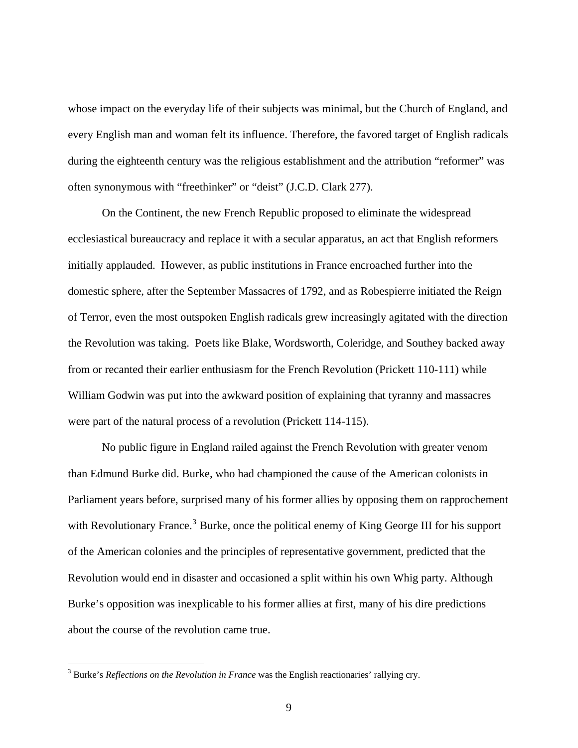whose impact on the everyday life of their subjects was minimal, but the Church of England, and every English man and woman felt its influence. Therefore, the favored target of English radicals during the eighteenth century was the religious establishment and the attribution "reformer" was often synonymous with "freethinker" or "deist" (J.C.D. Clark 277).

On the Continent, the new French Republic proposed to eliminate the widespread ecclesiastical bureaucracy and replace it with a secular apparatus, an act that English reformers initially applauded. However, as public institutions in France encroached further into the domestic sphere, after the September Massacres of 1792, and as Robespierre initiated the Reign of Terror, even the most outspoken English radicals grew increasingly agitated with the direction the Revolution was taking. Poets like Blake, Wordsworth, Coleridge, and Southey backed away from or recanted their earlier enthusiasm for the French Revolution (Prickett 110-111) while William Godwin was put into the awkward position of explaining that tyranny and massacres were part of the natural process of a revolution (Prickett 114-115).

No public figure in England railed against the French Revolution with greater venom than Edmund Burke did. Burke, who had championed the cause of the American colonists in Parliament years before, surprised many of his former allies by opposing them on rapprochement with Revolutionary France.[3] Burke, once the political enemy of King George III for his support of the American colonies and the principles of representative government, predicted that the Revolution would end in disaster and occasioned a split within his own Whig party. Although Burke's opposition was inexplicable to his former allies at first, many of his dire predictions about the course of the revolution came true.

---

[3] Burke's *Reflections on the Revolution in France* was the English reactionaries' rallying cry.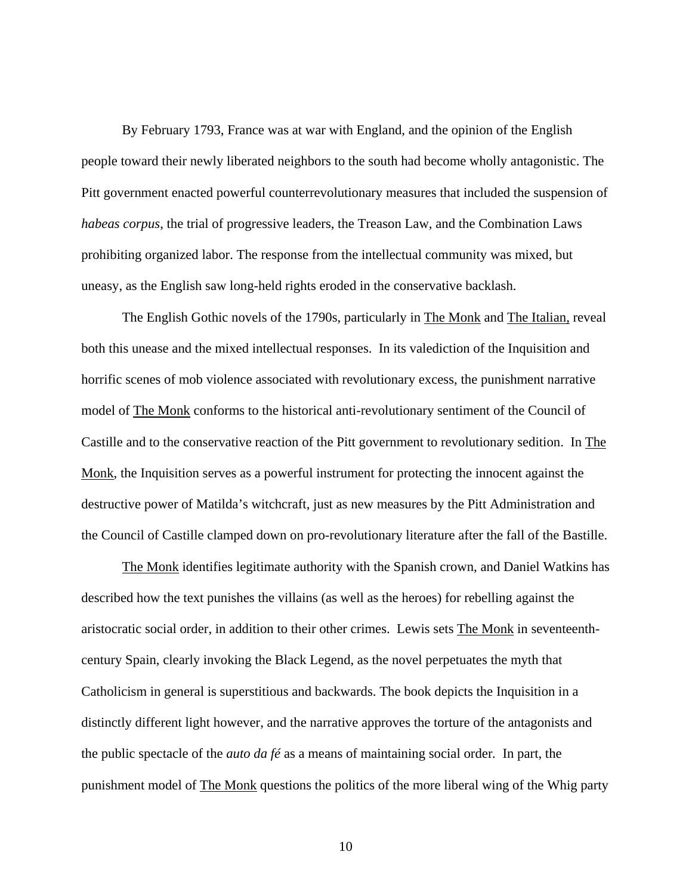By February 1793, France was at war with England, and the opinion of the English people toward their newly liberated neighbors to the south had become wholly antagonistic. The Pitt government enacted powerful counterrevolutionary measures that included the suspension of *habeas corpus*, the trial of progressive leaders, the Treason Law, and the Combination Laws prohibiting organized labor. The response from the intellectual community was mixed, but uneasy, as the English saw long-held rights eroded in the conservative backlash.

The English Gothic novels of the 1790s, particularly in The Monk and The Italian, reveal both this unease and the mixed intellectual responses. In its valediction of the Inquisition and horrific scenes of mob violence associated with revolutionary excess, the punishment narrative model of The Monk conforms to the historical anti-revolutionary sentiment of the Council of Castille and to the conservative reaction of the Pitt government to revolutionary sedition. In The Monk, the Inquisition serves as a powerful instrument for protecting the innocent against the destructive power of Matilda's witchcraft, just as new measures by the Pitt Administration and the Council of Castille clamped down on pro-revolutionary literature after the fall of the Bastille.

The Monk identifies legitimate authority with the Spanish crown, and Daniel Watkins has described how the text punishes the villains (as well as the heroes) for rebelling against the aristocratic social order, in addition to their other crimes. Lewis sets The Monk in seventeenth-century Spain, clearly invoking the Black Legend, as the novel perpetuates the myth that Catholicism in general is superstitious and backwards. The book depicts the Inquisition in a distinctly different light however, and the narrative approves the torture of the antagonists and the public spectacle of the *auto da fé* as a means of maintaining social order. In part, the punishment model of The Monk questions the politics of the more liberal wing of the Whig party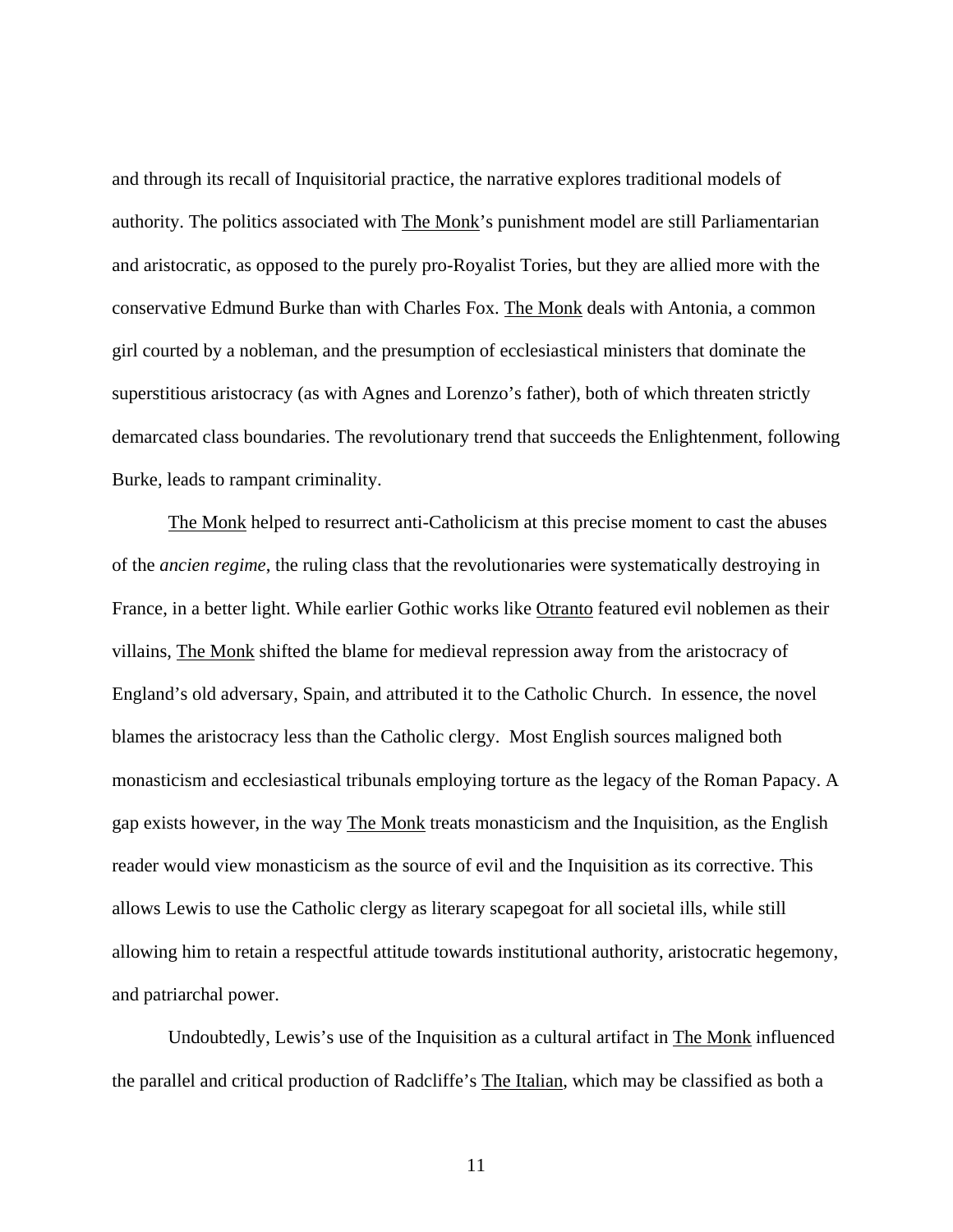and through its recall of Inquisitorial practice, the narrative explores traditional models of authority. The politics associated with The Monk's punishment model are still Parliamentarian and aristocratic, as opposed to the purely pro-Royalist Tories, but they are allied more with the conservative Edmund Burke than with Charles Fox. The Monk deals with Antonia, a common girl courted by a nobleman, and the presumption of ecclesiastical ministers that dominate the superstitious aristocracy (as with Agnes and Lorenzo's father), both of which threaten strictly demarcated class boundaries. The revolutionary trend that succeeds the Enlightenment, following Burke, leads to rampant criminality.

The Monk helped to resurrect anti-Catholicism at this precise moment to cast the abuses of the *ancien regime*, the ruling class that the revolutionaries were systematically destroying in France, in a better light. While earlier Gothic works like Otranto featured evil noblemen as their villains, The Monk shifted the blame for medieval repression away from the aristocracy of England's old adversary, Spain, and attributed it to the Catholic Church. In essence, the novel blames the aristocracy less than the Catholic clergy. Most English sources maligned both monasticism and ecclesiastical tribunals employing torture as the legacy of the Roman Papacy. A gap exists however, in the way The Monk treats monasticism and the Inquisition, as the English reader would view monasticism as the source of evil and the Inquisition as its corrective. This allows Lewis to use the Catholic clergy as literary scapegoat for all societal ills, while still allowing him to retain a respectful attitude towards institutional authority, aristocratic hegemony, and patriarchal power.

Undoubtedly, Lewis's use of the Inquisition as a cultural artifact in The Monk influenced the parallel and critical production of Radcliffe's The Italian, which may be classified as both a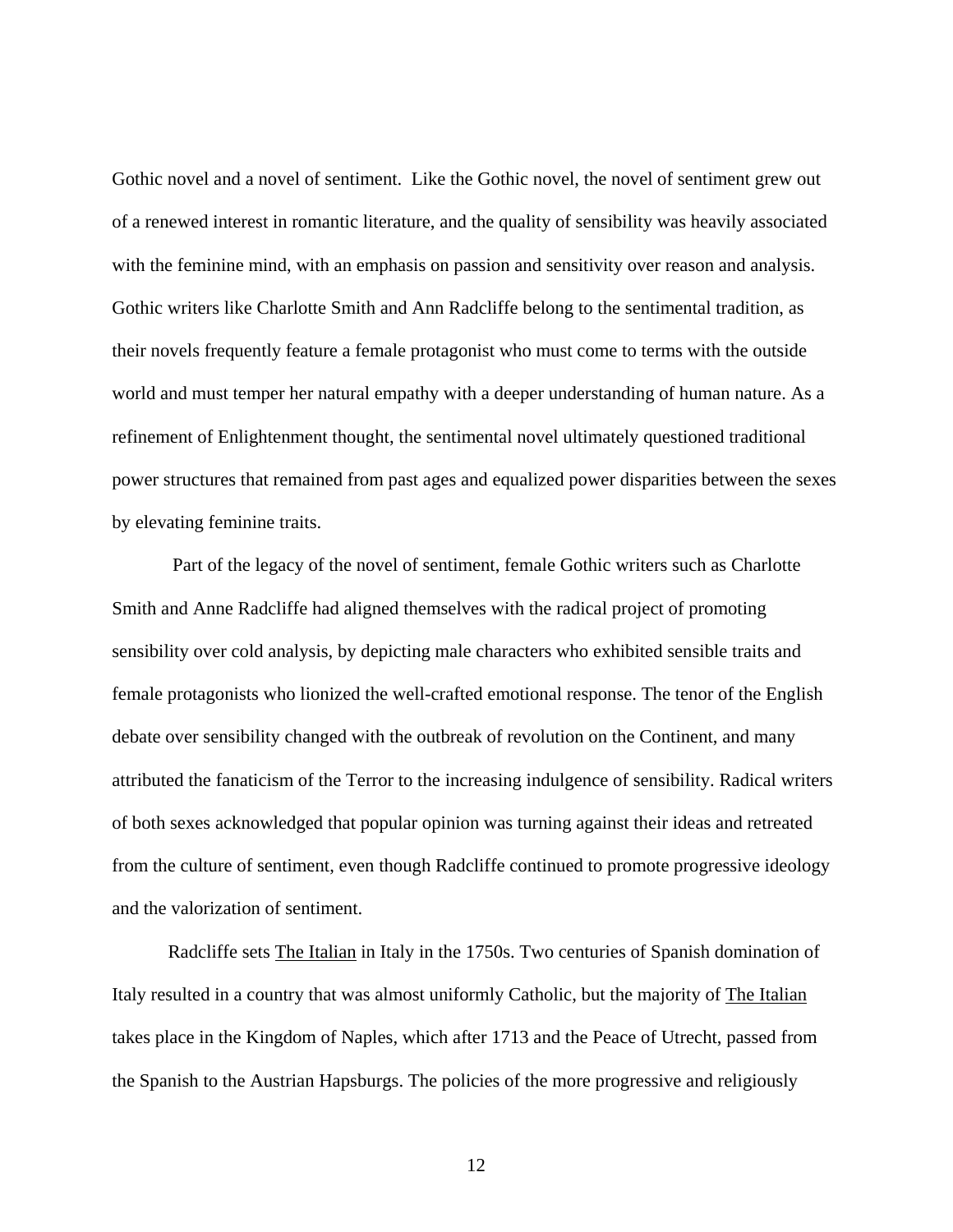Gothic novel and a novel of sentiment. Like the Gothic novel, the novel of sentiment grew out of a renewed interest in romantic literature, and the quality of sensibility was heavily associated with the feminine mind, with an emphasis on passion and sensitivity over reason and analysis. Gothic writers like Charlotte Smith and Ann Radcliffe belong to the sentimental tradition, as their novels frequently feature a female protagonist who must come to terms with the outside world and must temper her natural empathy with a deeper understanding of human nature. As a refinement of Enlightenment thought, the sentimental novel ultimately questioned traditional power structures that remained from past ages and equalized power disparities between the sexes by elevating feminine traits.

Part of the legacy of the novel of sentiment, female Gothic writers such as Charlotte Smith and Anne Radcliffe had aligned themselves with the radical project of promoting sensibility over cold analysis, by depicting male characters who exhibited sensible traits and female protagonists who lionized the well-crafted emotional response. The tenor of the English debate over sensibility changed with the outbreak of revolution on the Continent, and many attributed the fanaticism of the Terror to the increasing indulgence of sensibility. Radical writers of both sexes acknowledged that popular opinion was turning against their ideas and retreated from the culture of sentiment, even though Radcliffe continued to promote progressive ideology and the valorization of sentiment.

Radcliffe sets The Italian in Italy in the 1750s. Two centuries of Spanish domination of Italy resulted in a country that was almost uniformly Catholic, but the majority of The Italian takes place in the Kingdom of Naples, which after 1713 and the Peace of Utrecht, passed from the Spanish to the Austrian Hapsburgs. The policies of the more progressive and religiously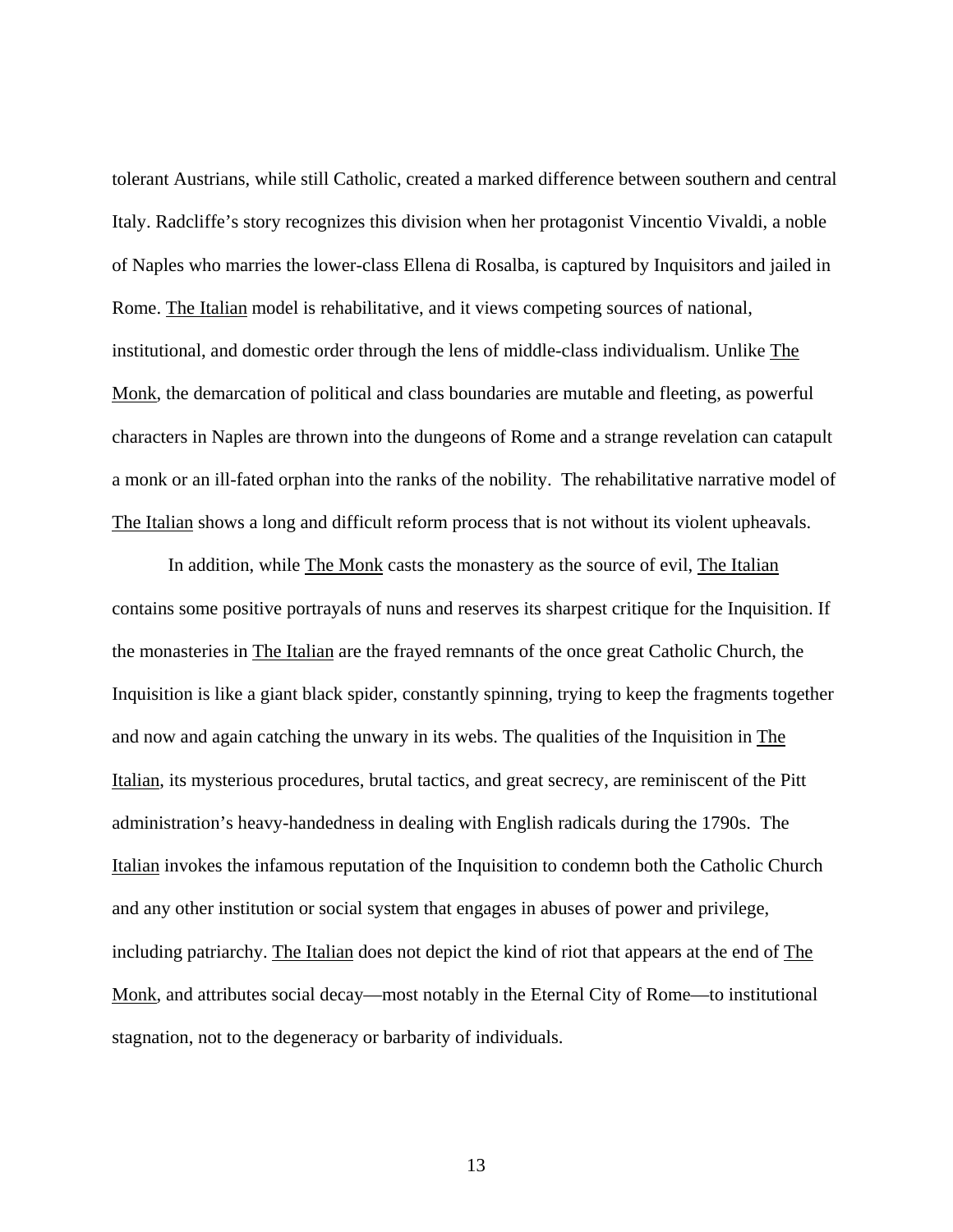tolerant Austrians, while still Catholic, created a marked difference between southern and central Italy. Radcliffe's story recognizes this division when her protagonist Vincentio Vivaldi, a noble of Naples who marries the lower-class Ellena di Rosalba, is captured by Inquisitors and jailed in Rome. The Italian model is rehabilitative, and it views competing sources of national, institutional, and domestic order through the lens of middle-class individualism. Unlike The Monk, the demarcation of political and class boundaries are mutable and fleeting, as powerful characters in Naples are thrown into the dungeons of Rome and a strange revelation can catapult a monk or an ill-fated orphan into the ranks of the nobility. The rehabilitative narrative model of The Italian shows a long and difficult reform process that is not without its violent upheavals.

In addition, while The Monk casts the monastery as the source of evil, The Italian contains some positive portrayals of nuns and reserves its sharpest critique for the Inquisition. If the monasteries in The Italian are the frayed remnants of the once great Catholic Church, the Inquisition is like a giant black spider, constantly spinning, trying to keep the fragments together and now and again catching the unwary in its webs. The qualities of the Inquisition in The Italian, its mysterious procedures, brutal tactics, and great secrecy, are reminiscent of the Pitt administration's heavy-handedness in dealing with English radicals during the 1790s. The Italian invokes the infamous reputation of the Inquisition to condemn both the Catholic Church and any other institution or social system that engages in abuses of power and privilege, including patriarchy. The Italian does not depict the kind of riot that appears at the end of The Monk, and attributes social decay—most notably in the Eternal City of Rome—to institutional stagnation, not to the degeneracy or barbarity of individuals.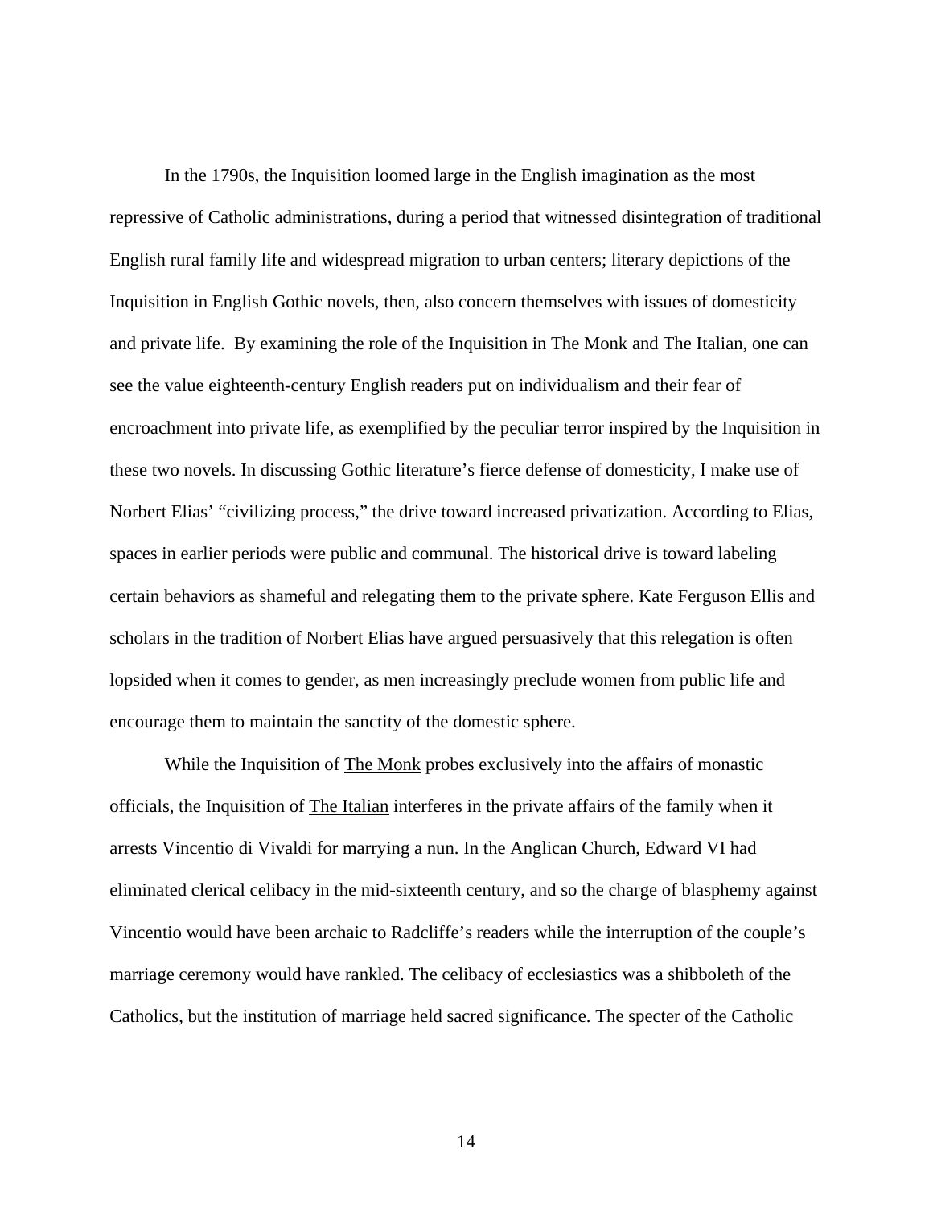In the 1790s, the Inquisition loomed large in the English imagination as the most repressive of Catholic administrations, during a period that witnessed disintegration of traditional English rural family life and widespread migration to urban centers; literary depictions of the Inquisition in English Gothic novels, then, also concern themselves with issues of domesticity and private life. By examining the role of the Inquisition in The Monk and The Italian, one can see the value eighteenth-century English readers put on individualism and their fear of encroachment into private life, as exemplified by the peculiar terror inspired by the Inquisition in these two novels. In discussing Gothic literature's fierce defense of domesticity, I make use of Norbert Elias' "civilizing process," the drive toward increased privatization. According to Elias, spaces in earlier periods were public and communal. The historical drive is toward labeling certain behaviors as shameful and relegating them to the private sphere. Kate Ferguson Ellis and scholars in the tradition of Norbert Elias have argued persuasively that this relegation is often lopsided when it comes to gender, as men increasingly preclude women from public life and encourage them to maintain the sanctity of the domestic sphere.

While the Inquisition of The Monk probes exclusively into the affairs of monastic officials, the Inquisition of The Italian interferes in the private affairs of the family when it arrests Vincentio di Vivaldi for marrying a nun. In the Anglican Church, Edward VI had eliminated clerical celibacy in the mid-sixteenth century, and so the charge of blasphemy against Vincentio would have been archaic to Radcliffe's readers while the interruption of the couple's marriage ceremony would have rankled. The celibacy of ecclesiastics was a shibboleth of the Catholics, but the institution of marriage held sacred significance. The specter of the Catholic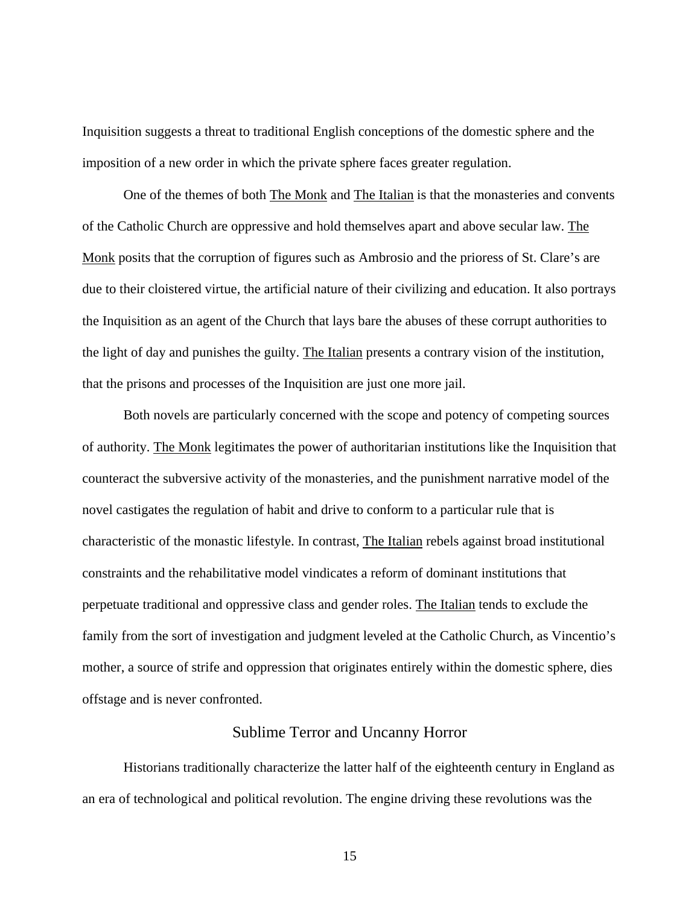Inquisition suggests a threat to traditional English conceptions of the domestic sphere and the imposition of a new order in which the private sphere faces greater regulation.

One of the themes of both The Monk and The Italian is that the monasteries and convents of the Catholic Church are oppressive and hold themselves apart and above secular law. The Monk posits that the corruption of figures such as Ambrosio and the prioress of St. Clare's are due to their cloistered virtue, the artificial nature of their civilizing and education. It also portrays the Inquisition as an agent of the Church that lays bare the abuses of these corrupt authorities to the light of day and punishes the guilty. The Italian presents a contrary vision of the institution, that the prisons and processes of the Inquisition are just one more jail.

Both novels are particularly concerned with the scope and potency of competing sources of authority. The Monk legitimates the power of authoritarian institutions like the Inquisition that counteract the subversive activity of the monasteries, and the punishment narrative model of the novel castigates the regulation of habit and drive to conform to a particular rule that is characteristic of the monastic lifestyle. In contrast, The Italian rebels against broad institutional constraints and the rehabilitative model vindicates a reform of dominant institutions that perpetuate traditional and oppressive class and gender roles. The Italian tends to exclude the family from the sort of investigation and judgment leveled at the Catholic Church, as Vincentio's mother, a source of strife and oppression that originates entirely within the domestic sphere, dies offstage and is never confronted.

## Sublime Terror and Uncanny Horror

Historians traditionally characterize the latter half of the eighteenth century in England as an era of technological and political revolution. The engine driving these revolutions was the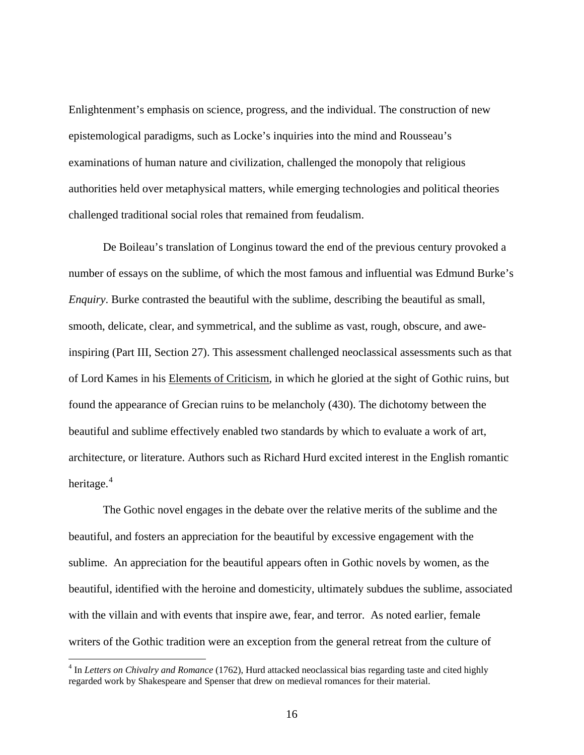Enlightenment's emphasis on science, progress, and the individual. The construction of new epistemological paradigms, such as Locke's inquiries into the mind and Rousseau's examinations of human nature and civilization, challenged the monopoly that religious authorities held over metaphysical matters, while emerging technologies and political theories challenged traditional social roles that remained from feudalism.

De Boileau's translation of Longinus toward the end of the previous century provoked a number of essays on the sublime, of which the most famous and influential was Edmund Burke's *Enquiry*. Burke contrasted the beautiful with the sublime, describing the beautiful as small, smooth, delicate, clear, and symmetrical, and the sublime as vast, rough, obscure, and awe-inspiring (Part III, Section 27). This assessment challenged neoclassical assessments such as that of Lord Kames in his <u>Elements of Criticism</u>, in which he gloried at the sight of Gothic ruins, but found the appearance of Grecian ruins to be melancholy (430). The dichotomy between the beautiful and sublime effectively enabled two standards by which to evaluate a work of art, architecture, or literature. Authors such as Richard Hurd excited interest in the English romantic heritage.[4]

The Gothic novel engages in the debate over the relative merits of the sublime and the beautiful, and fosters an appreciation for the beautiful by excessive engagement with the sublime. An appreciation for the beautiful appears often in Gothic novels by women, as the beautiful, identified with the heroine and domesticity, ultimately subdues the sublime, associated with the villain and with events that inspire awe, fear, and terror. As noted earlier, female writers of the Gothic tradition were an exception from the general retreat from the culture of

---

[4] In *Letters on Chivalry and Romance* (1762), Hurd attacked neoclassical bias regarding taste and cited highly regarded work by Shakespeare and Spenser that drew on medieval romances for their material.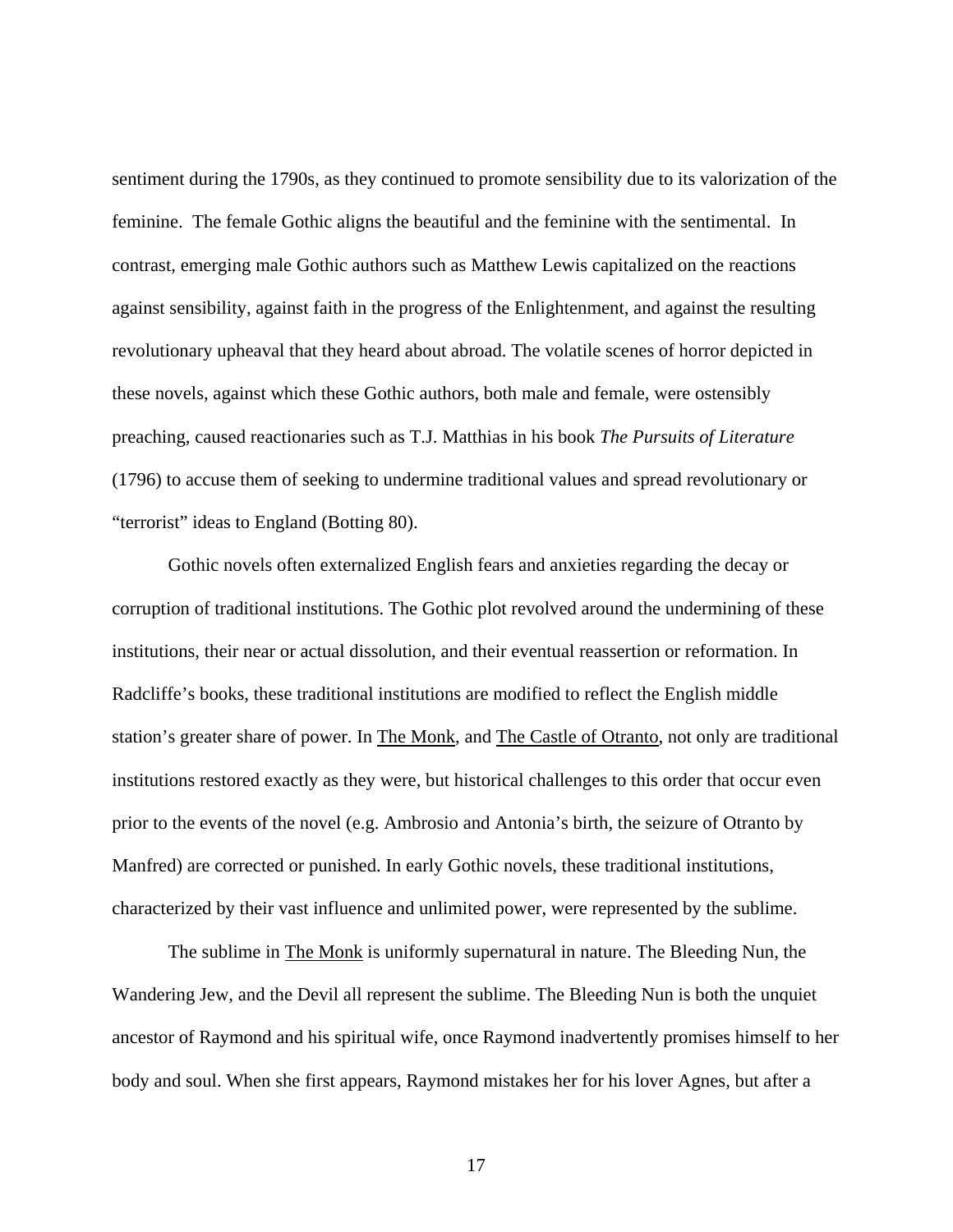sentiment during the 1790s, as they continued to promote sensibility due to its valorization of the feminine. The female Gothic aligns the beautiful and the feminine with the sentimental. In contrast, emerging male Gothic authors such as Matthew Lewis capitalized on the reactions against sensibility, against faith in the progress of the Enlightenment, and against the resulting revolutionary upheaval that they heard about abroad. The volatile scenes of horror depicted in these novels, against which these Gothic authors, both male and female, were ostensibly preaching, caused reactionaries such as T.J. Matthias in his book *The Pursuits of Literature* (1796) to accuse them of seeking to undermine traditional values and spread revolutionary or "terrorist" ideas to England (Botting 80).

Gothic novels often externalized English fears and anxieties regarding the decay or corruption of traditional institutions. The Gothic plot revolved around the undermining of these institutions, their near or actual dissolution, and their eventual reassertion or reformation. In Radcliffe's books, these traditional institutions are modified to reflect the English middle station's greater share of power. In <u>The Monk</u>, and <u>The Castle of Otranto</u>, not only are traditional institutions restored exactly as they were, but historical challenges to this order that occur even prior to the events of the novel (e.g. Ambrosio and Antonia's birth, the seizure of Otranto by Manfred) are corrected or punished. In early Gothic novels, these traditional institutions, characterized by their vast influence and unlimited power, were represented by the sublime.

The sublime in <u>The Monk</u> is uniformly supernatural in nature. The Bleeding Nun, the Wandering Jew, and the Devil all represent the sublime. The Bleeding Nun is both the unquiet ancestor of Raymond and his spiritual wife, once Raymond inadvertently promises himself to her body and soul. When she first appears, Raymond mistakes her for his lover Agnes, but after a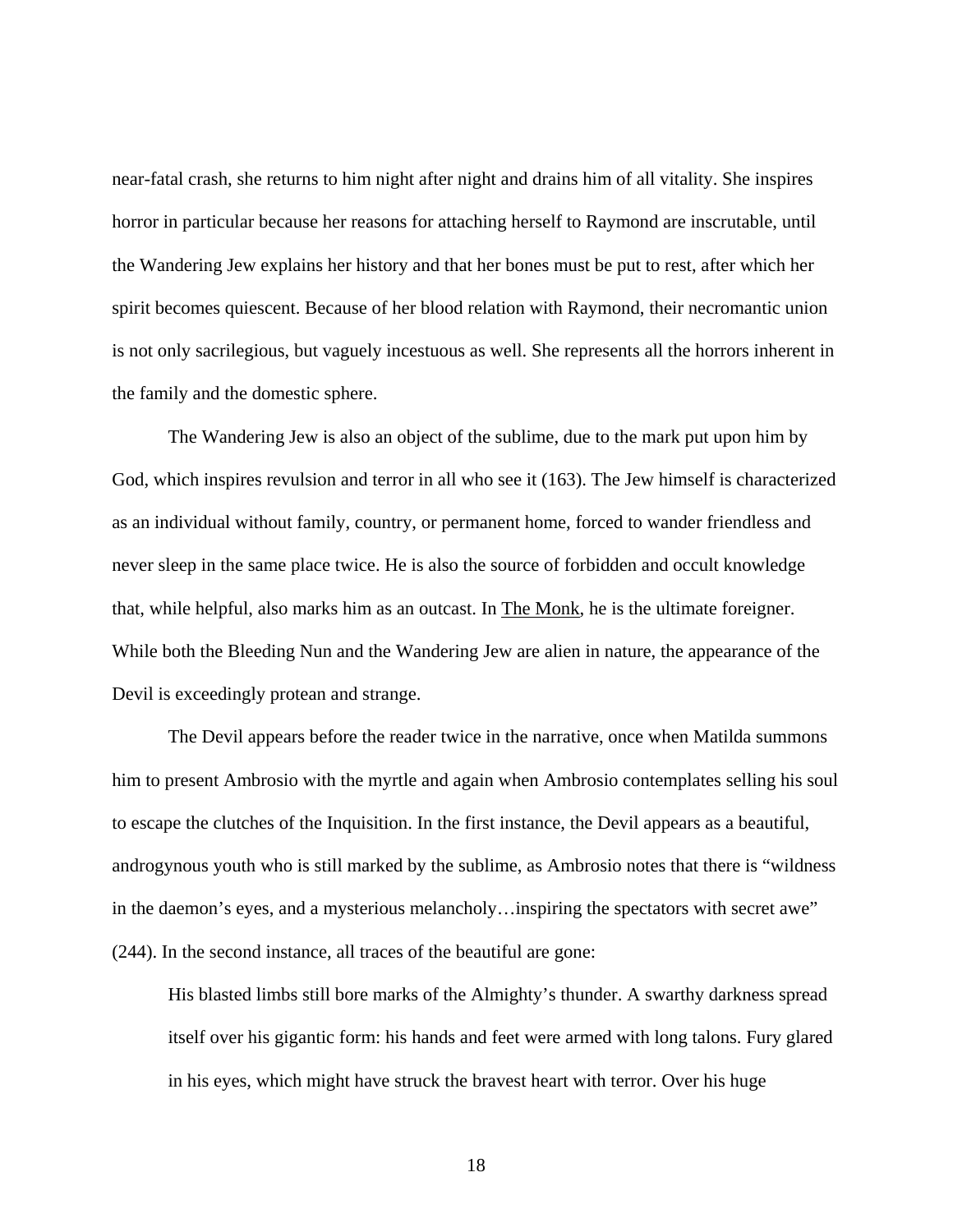near-fatal crash, she returns to him night after night and drains him of all vitality. She inspires horror in particular because her reasons for attaching herself to Raymond are inscrutable, until the Wandering Jew explains her history and that her bones must be put to rest, after which her spirit becomes quiescent. Because of her blood relation with Raymond, their necromantic union is not only sacrilegious, but vaguely incestuous as well. She represents all the horrors inherent in the family and the domestic sphere.

The Wandering Jew is also an object of the sublime, due to the mark put upon him by God, which inspires revulsion and terror in all who see it (163). The Jew himself is characterized as an individual without family, country, or permanent home, forced to wander friendless and never sleep in the same place twice. He is also the source of forbidden and occult knowledge that, while helpful, also marks him as an outcast. In <u>The Monk</u>, he is the ultimate foreigner. While both the Bleeding Nun and the Wandering Jew are alien in nature, the appearance of the Devil is exceedingly protean and strange.

The Devil appears before the reader twice in the narrative, once when Matilda summons him to present Ambrosio with the myrtle and again when Ambrosio contemplates selling his soul to escape the clutches of the Inquisition. In the first instance, the Devil appears as a beautiful, androgynous youth who is still marked by the sublime, as Ambrosio notes that there is "wildness in the daemon's eyes, and a mysterious melancholy…inspiring the spectators with secret awe" (244). In the second instance, all traces of the beautiful are gone:

> His blasted limbs still bore marks of the Almighty's thunder. A swarthy darkness spread itself over his gigantic form: his hands and feet were armed with long talons. Fury glared in his eyes, which might have struck the bravest heart with terror. Over his huge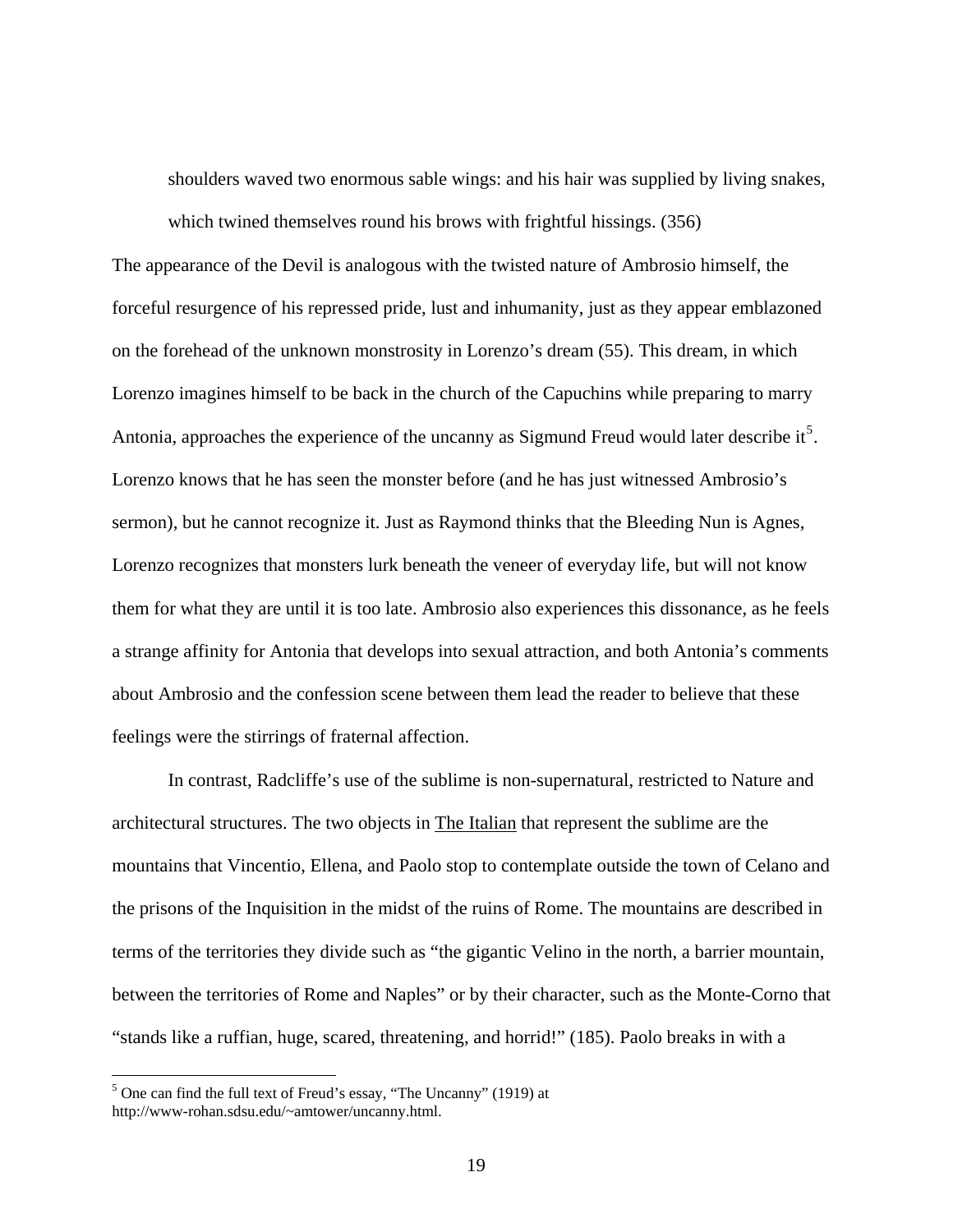> shoulders waved two enormous sable wings: and his hair was supplied by living snakes, which twined themselves round his brows with frightful hissings. (356)

The appearance of the Devil is analogous with the twisted nature of Ambrosio himself, the forceful resurgence of his repressed pride, lust and inhumanity, just as they appear emblazoned on the forehead of the unknown monstrosity in Lorenzo's dream (55). This dream, in which Lorenzo imagines himself to be back in the church of the Capuchins while preparing to marry Antonia, approaches the experience of the uncanny as Sigmund Freud would later describe it[5]. Lorenzo knows that he has seen the monster before (and he has just witnessed Ambrosio's sermon), but he cannot recognize it. Just as Raymond thinks that the Bleeding Nun is Agnes, Lorenzo recognizes that monsters lurk beneath the veneer of everyday life, but will not know them for what they are until it is too late. Ambrosio also experiences this dissonance, as he feels a strange affinity for Antonia that develops into sexual attraction, and both Antonia's comments about Ambrosio and the confession scene between them lead the reader to believe that these feelings were the stirrings of fraternal affection.

In contrast, Radcliffe's use of the sublime is non-supernatural, restricted to Nature and architectural structures. The two objects in The Italian that represent the sublime are the mountains that Vincentio, Ellena, and Paolo stop to contemplate outside the town of Celano and the prisons of the Inquisition in the midst of the ruins of Rome. The mountains are described in terms of the territories they divide such as "the gigantic Velino in the north, a barrier mountain, between the territories of Rome and Naples" or by their character, such as the Monte-Corno that "stands like a ruffian, huge, scared, threatening, and horrid!" (185). Paolo breaks in with a

[5] One can find the full text of Freud's essay, "The Uncanny" (1919) at http://www-rohan.sdsu.edu/~amtower/uncanny.html.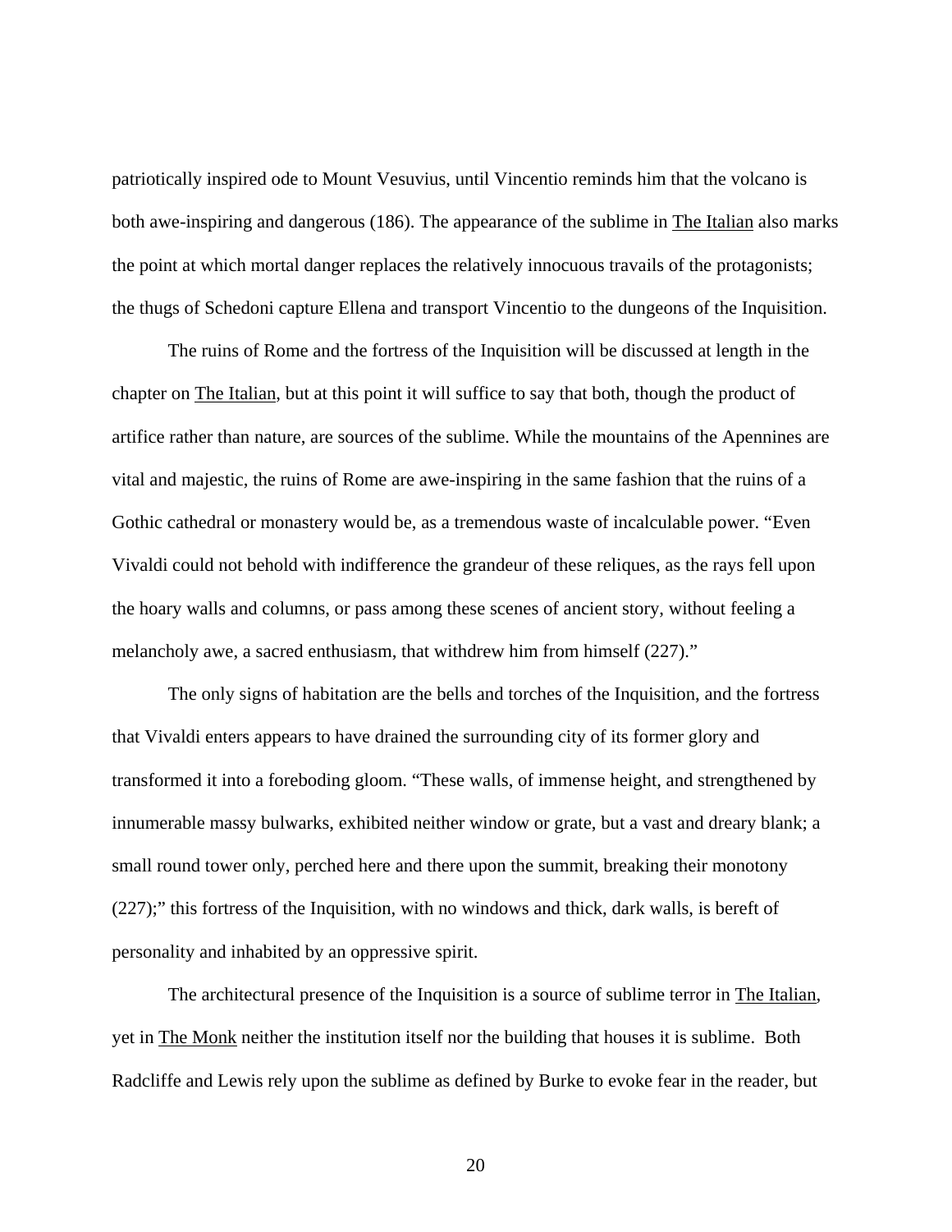patriotically inspired ode to Mount Vesuvius, until Vincentio reminds him that the volcano is both awe-inspiring and dangerous (186). The appearance of the sublime in The Italian also marks the point at which mortal danger replaces the relatively innocuous travails of the protagonists; the thugs of Schedoni capture Ellena and transport Vincentio to the dungeons of the Inquisition.

The ruins of Rome and the fortress of the Inquisition will be discussed at length in the chapter on The Italian, but at this point it will suffice to say that both, though the product of artifice rather than nature, are sources of the sublime. While the mountains of the Apennines are vital and majestic, the ruins of Rome are awe-inspiring in the same fashion that the ruins of a Gothic cathedral or monastery would be, as a tremendous waste of incalculable power. "Even Vivaldi could not behold with indifference the grandeur of these reliques, as the rays fell upon the hoary walls and columns, or pass among these scenes of ancient story, without feeling a melancholy awe, a sacred enthusiasm, that withdrew him from himself (227)."

The only signs of habitation are the bells and torches of the Inquisition, and the fortress that Vivaldi enters appears to have drained the surrounding city of its former glory and transformed it into a foreboding gloom. "These walls, of immense height, and strengthened by innumerable massy bulwarks, exhibited neither window or grate, but a vast and dreary blank; a small round tower only, perched here and there upon the summit, breaking their monotony (227);" this fortress of the Inquisition, with no windows and thick, dark walls, is bereft of personality and inhabited by an oppressive spirit.

The architectural presence of the Inquisition is a source of sublime terror in The Italian, yet in The Monk neither the institution itself nor the building that houses it is sublime. Both Radcliffe and Lewis rely upon the sublime as defined by Burke to evoke fear in the reader, but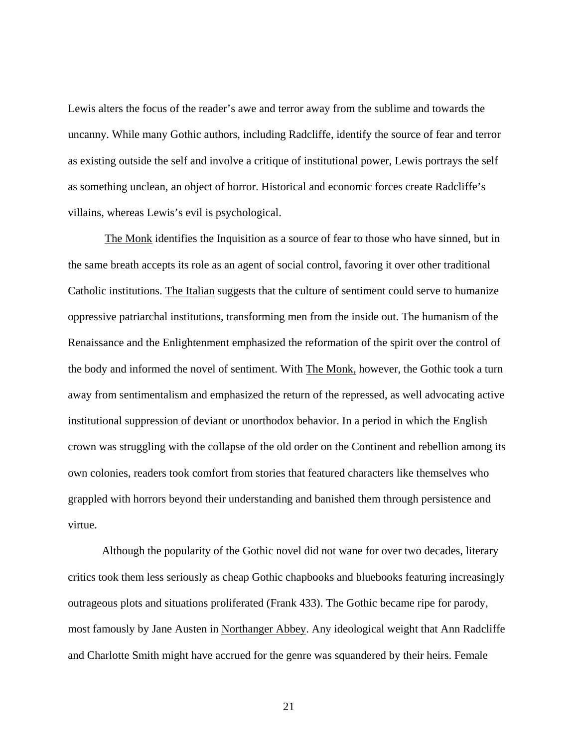Lewis alters the focus of the reader's awe and terror away from the sublime and towards the uncanny. While many Gothic authors, including Radcliffe, identify the source of fear and terror as existing outside the self and involve a critique of institutional power, Lewis portrays the self as something unclean, an object of horror. Historical and economic forces create Radcliffe's villains, whereas Lewis's evil is psychological.

The Monk identifies the Inquisition as a source of fear to those who have sinned, but in the same breath accepts its role as an agent of social control, favoring it over other traditional Catholic institutions. The Italian suggests that the culture of sentiment could serve to humanize oppressive patriarchal institutions, transforming men from the inside out. The humanism of the Renaissance and the Enlightenment emphasized the reformation of the spirit over the control of the body and informed the novel of sentiment. With The Monk, however, the Gothic took a turn away from sentimentalism and emphasized the return of the repressed, as well advocating active institutional suppression of deviant or unorthodox behavior. In a period in which the English crown was struggling with the collapse of the old order on the Continent and rebellion among its own colonies, readers took comfort from stories that featured characters like themselves who grappled with horrors beyond their understanding and banished them through persistence and virtue.

Although the popularity of the Gothic novel did not wane for over two decades, literary critics took them less seriously as cheap Gothic chapbooks and bluebooks featuring increasingly outrageous plots and situations proliferated (Frank 433). The Gothic became ripe for parody, most famously by Jane Austen in Northanger Abbey. Any ideological weight that Ann Radcliffe and Charlotte Smith might have accrued for the genre was squandered by their heirs. Female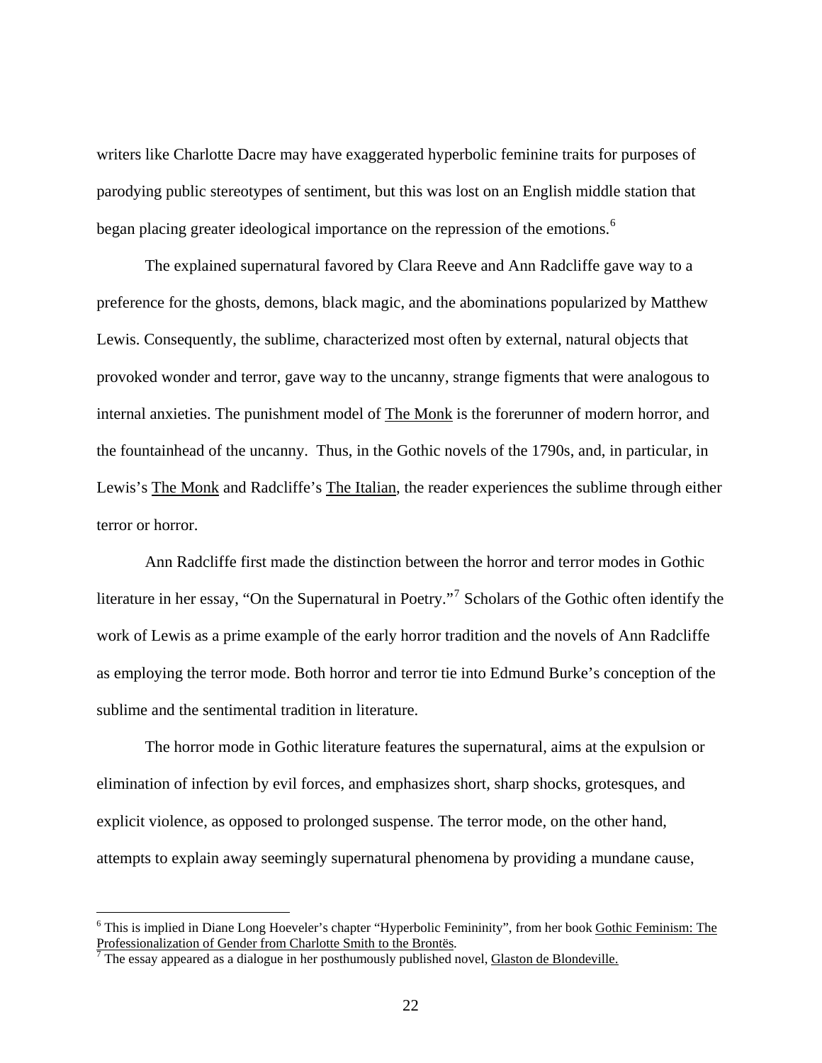writers like Charlotte Dacre may have exaggerated hyperbolic feminine traits for purposes of parodying public stereotypes of sentiment, but this was lost on an English middle station that began placing greater ideological importance on the repression of the emotions.[6]

The explained supernatural favored by Clara Reeve and Ann Radcliffe gave way to a preference for the ghosts, demons, black magic, and the abominations popularized by Matthew Lewis. Consequently, the sublime, characterized most often by external, natural objects that provoked wonder and terror, gave way to the uncanny, strange figments that were analogous to internal anxieties. The punishment model of The Monk is the forerunner of modern horror, and the fountainhead of the uncanny. Thus, in the Gothic novels of the 1790s, and, in particular, in Lewis's The Monk and Radcliffe's The Italian, the reader experiences the sublime through either terror or horror.

Ann Radcliffe first made the distinction between the horror and terror modes in Gothic literature in her essay, "On the Supernatural in Poetry."[7] Scholars of the Gothic often identify the work of Lewis as a prime example of the early horror tradition and the novels of Ann Radcliffe as employing the terror mode. Both horror and terror tie into Edmund Burke's conception of the sublime and the sentimental tradition in literature.

The horror mode in Gothic literature features the supernatural, aims at the expulsion or elimination of infection by evil forces, and emphasizes short, sharp shocks, grotesques, and explicit violence, as opposed to prolonged suspense. The terror mode, on the other hand, attempts to explain away seemingly supernatural phenomena by providing a mundane cause,

---

[6] This is implied in Diane Long Hoeveler's chapter "Hyperbolic Femininity", from her book Gothic Feminism: The Professionalization of Gender from Charlotte Smith to the Brontës.

[7] The essay appeared as a dialogue in her posthumously published novel, Glaston de Blondeville.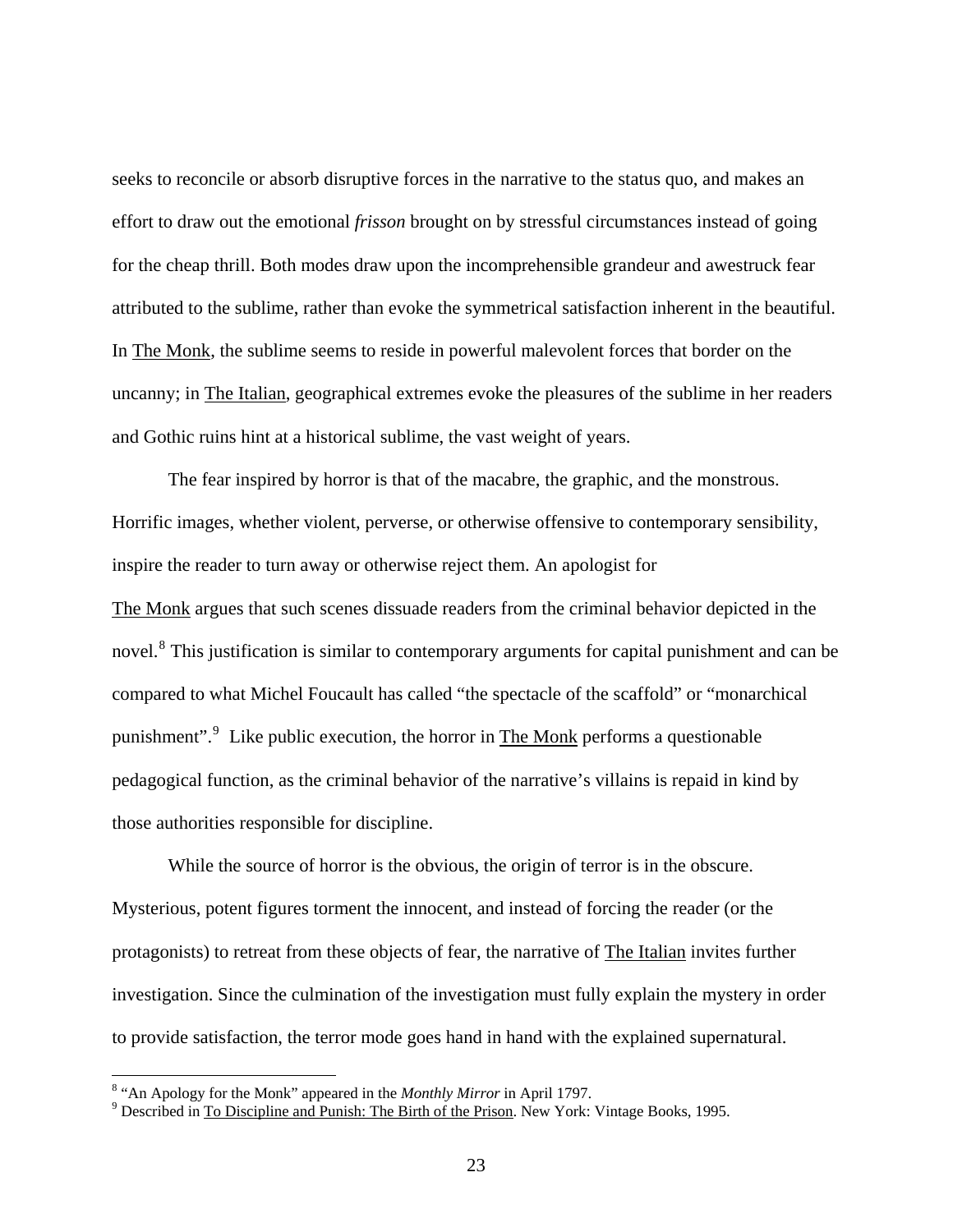seeks to reconcile or absorb disruptive forces in the narrative to the status quo, and makes an effort to draw out the emotional *frisson* brought on by stressful circumstances instead of going for the cheap thrill. Both modes draw upon the incomprehensible grandeur and awestruck fear attributed to the sublime, rather than evoke the symmetrical satisfaction inherent in the beautiful. In The Monk, the sublime seems to reside in powerful malevolent forces that border on the uncanny; in The Italian, geographical extremes evoke the pleasures of the sublime in her readers and Gothic ruins hint at a historical sublime, the vast weight of years.

The fear inspired by horror is that of the macabre, the graphic, and the monstrous. Horrific images, whether violent, perverse, or otherwise offensive to contemporary sensibility, inspire the reader to turn away or otherwise reject them. An apologist for The Monk argues that such scenes dissuade readers from the criminal behavior depicted in the novel.[8] This justification is similar to contemporary arguments for capital punishment and can be compared to what Michel Foucault has called "the spectacle of the scaffold" or "monarchical punishment".[9] Like public execution, the horror in The Monk performs a questionable pedagogical function, as the criminal behavior of the narrative's villains is repaid in kind by those authorities responsible for discipline.

While the source of horror is the obvious, the origin of terror is in the obscure. Mysterious, potent figures torment the innocent, and instead of forcing the reader (or the protagonists) to retreat from these objects of fear, the narrative of The Italian invites further investigation. Since the culmination of the investigation must fully explain the mystery in order to provide satisfaction, the terror mode goes hand in hand with the explained supernatural.

---

[8] "An Apology for the Monk" appeared in the *Monthly Mirror* in April 1797.

[9] Described in To Discipline and Punish: The Birth of the Prison. New York: Vintage Books, 1995.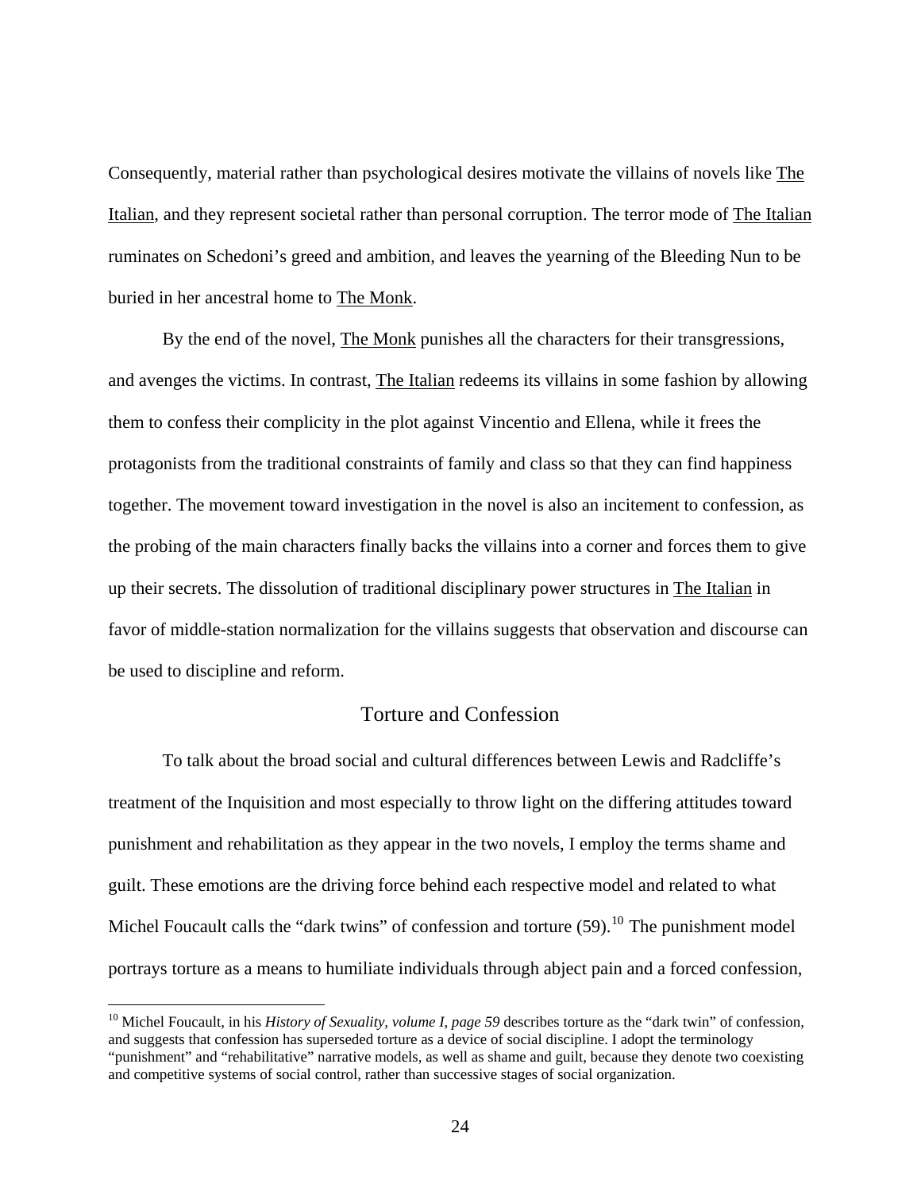Consequently, material rather than psychological desires motivate the villains of novels like The Italian, and they represent societal rather than personal corruption. The terror mode of The Italian ruminates on Schedoni's greed and ambition, and leaves the yearning of the Bleeding Nun to be buried in her ancestral home to The Monk.

By the end of the novel, The Monk punishes all the characters for their transgressions, and avenges the victims. In contrast, The Italian redeems its villains in some fashion by allowing them to confess their complicity in the plot against Vincentio and Ellena, while it frees the protagonists from the traditional constraints of family and class so that they can find happiness together. The movement toward investigation in the novel is also an incitement to confession, as the probing of the main characters finally backs the villains into a corner and forces them to give up their secrets. The dissolution of traditional disciplinary power structures in The Italian in favor of middle-station normalization for the villains suggests that observation and discourse can be used to discipline and reform.

## Torture and Confession

To talk about the broad social and cultural differences between Lewis and Radcliffe's treatment of the Inquisition and most especially to throw light on the differing attitudes toward punishment and rehabilitation as they appear in the two novels, I employ the terms shame and guilt. These emotions are the driving force behind each respective model and related to what Michel Foucault calls the "dark twins" of confession and torture (59).[10] The punishment model portrays torture as a means to humiliate individuals through abject pain and a forced confession,

[10] Michel Foucault, in his *History of Sexuality, volume I, page 59* describes torture as the "dark twin" of confession, and suggests that confession has superseded torture as a device of social discipline. I adopt the terminology "punishment" and "rehabilitative" narrative models, as well as shame and guilt, because they denote two coexisting and competitive systems of social control, rather than successive stages of social organization.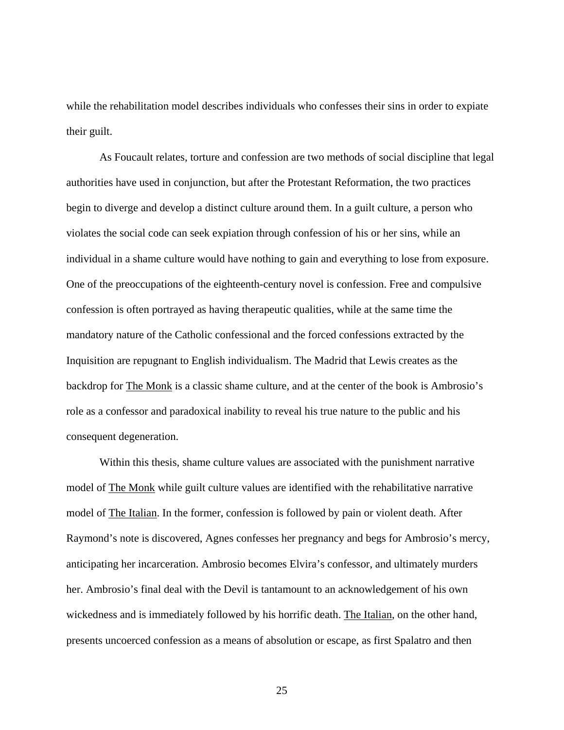while the rehabilitation model describes individuals who confesses their sins in order to expiate their guilt.

As Foucault relates, torture and confession are two methods of social discipline that legal authorities have used in conjunction, but after the Protestant Reformation, the two practices begin to diverge and develop a distinct culture around them. In a guilt culture, a person who violates the social code can seek expiation through confession of his or her sins, while an individual in a shame culture would have nothing to gain and everything to lose from exposure. One of the preoccupations of the eighteenth-century novel is confession. Free and compulsive confession is often portrayed as having therapeutic qualities, while at the same time the mandatory nature of the Catholic confessional and the forced confessions extracted by the Inquisition are repugnant to English individualism. The Madrid that Lewis creates as the backdrop for <u>The Monk</u> is a classic shame culture, and at the center of the book is Ambrosio's role as a confessor and paradoxical inability to reveal his true nature to the public and his consequent degeneration.

Within this thesis, shame culture values are associated with the punishment narrative model of <u>The Monk</u> while guilt culture values are identified with the rehabilitative narrative model of <u>The Italian</u>. In the former, confession is followed by pain or violent death. After Raymond's note is discovered, Agnes confesses her pregnancy and begs for Ambrosio's mercy, anticipating her incarceration. Ambrosio becomes Elvira's confessor, and ultimately murders her. Ambrosio's final deal with the Devil is tantamount to an acknowledgement of his own wickedness and is immediately followed by his horrific death. <u>The Italian</u>, on the other hand, presents uncoerced confession as a means of absolution or escape, as first Spalatro and then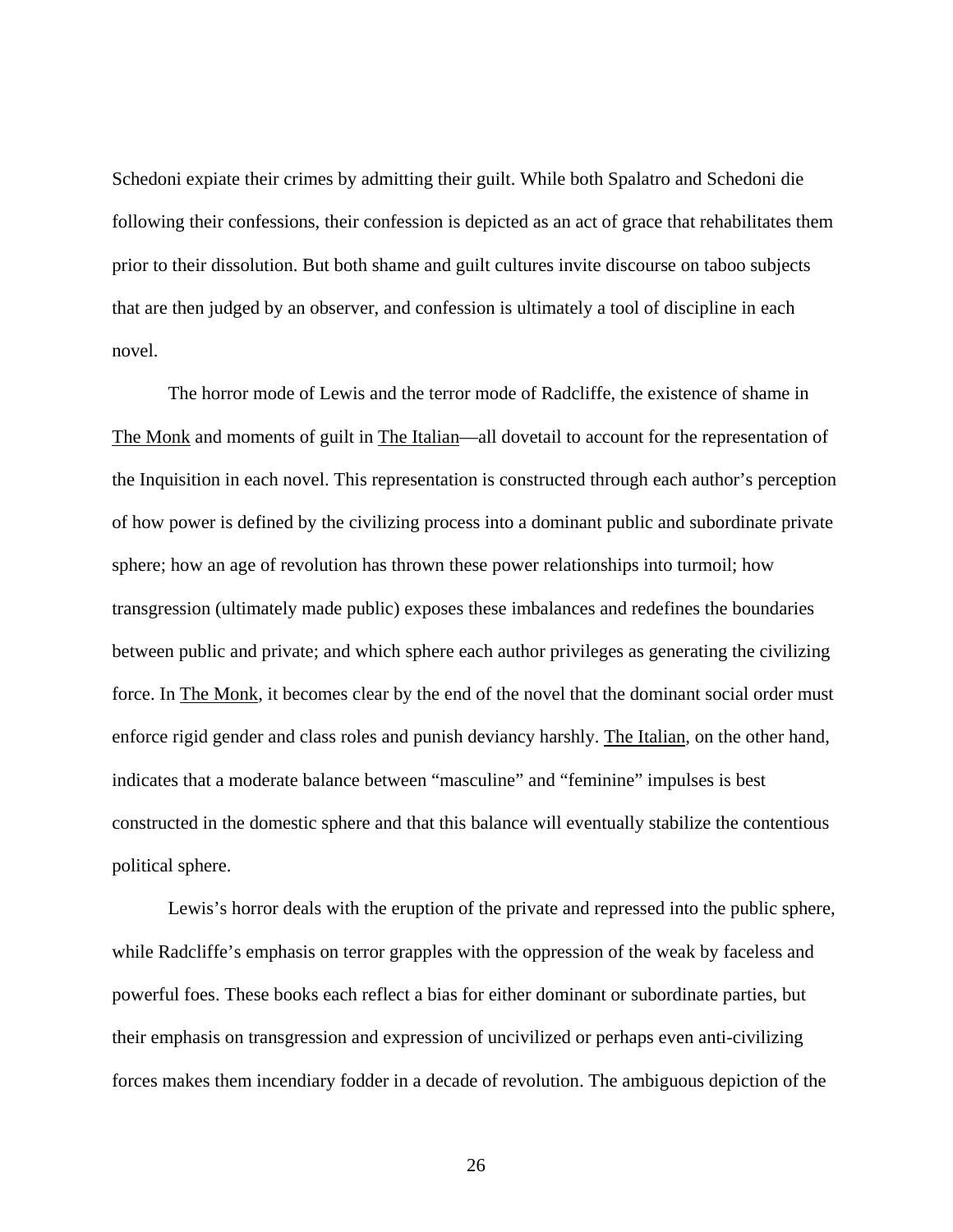Schedoni expiate their crimes by admitting their guilt. While both Spalatro and Schedoni die following their confessions, their confession is depicted as an act of grace that rehabilitates them prior to their dissolution. But both shame and guilt cultures invite discourse on taboo subjects that are then judged by an observer, and confession is ultimately a tool of discipline in each novel.

The horror mode of Lewis and the terror mode of Radcliffe, the existence of shame in The Monk and moments of guilt in The Italian—all dovetail to account for the representation of the Inquisition in each novel. This representation is constructed through each author's perception of how power is defined by the civilizing process into a dominant public and subordinate private sphere; how an age of revolution has thrown these power relationships into turmoil; how transgression (ultimately made public) exposes these imbalances and redefines the boundaries between public and private; and which sphere each author privileges as generating the civilizing force. In The Monk, it becomes clear by the end of the novel that the dominant social order must enforce rigid gender and class roles and punish deviancy harshly. The Italian, on the other hand, indicates that a moderate balance between "masculine" and "feminine" impulses is best constructed in the domestic sphere and that this balance will eventually stabilize the contentious political sphere.

Lewis's horror deals with the eruption of the private and repressed into the public sphere, while Radcliffe's emphasis on terror grapples with the oppression of the weak by faceless and powerful foes. These books each reflect a bias for either dominant or subordinate parties, but their emphasis on transgression and expression of uncivilized or perhaps even anti-civilizing forces makes them incendiary fodder in a decade of revolution. The ambiguous depiction of the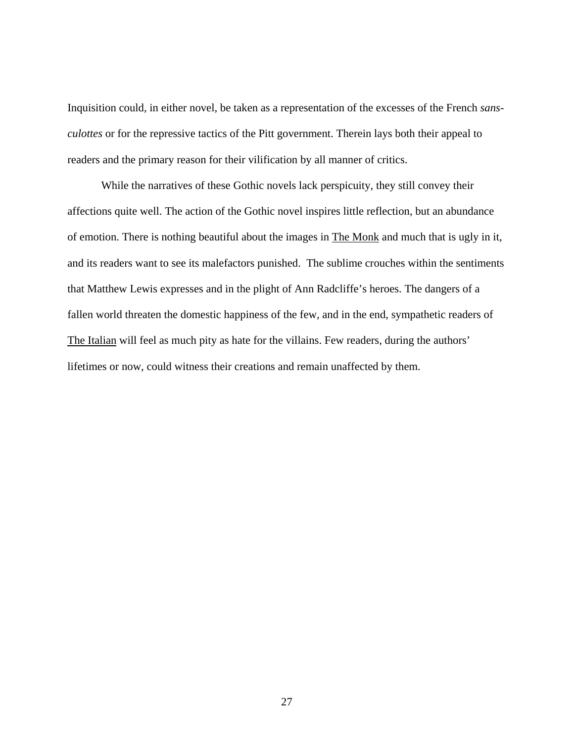Inquisition could, in either novel, be taken as a representation of the excesses of the French *sans-culottes* or for the repressive tactics of the Pitt government. Therein lays both their appeal to readers and the primary reason for their vilification by all manner of critics.

While the narratives of these Gothic novels lack perspicuity, they still convey their affections quite well. The action of the Gothic novel inspires little reflection, but an abundance of emotion. There is nothing beautiful about the images in The Monk and much that is ugly in it, and its readers want to see its malefactors punished. The sublime crouches within the sentiments that Matthew Lewis expresses and in the plight of Ann Radcliffe's heroes. The dangers of a fallen world threaten the domestic happiness of the few, and in the end, sympathetic readers of The Italian will feel as much pity as hate for the villains. Few readers, during the authors' lifetimes or now, could witness their creations and remain unaffected by them.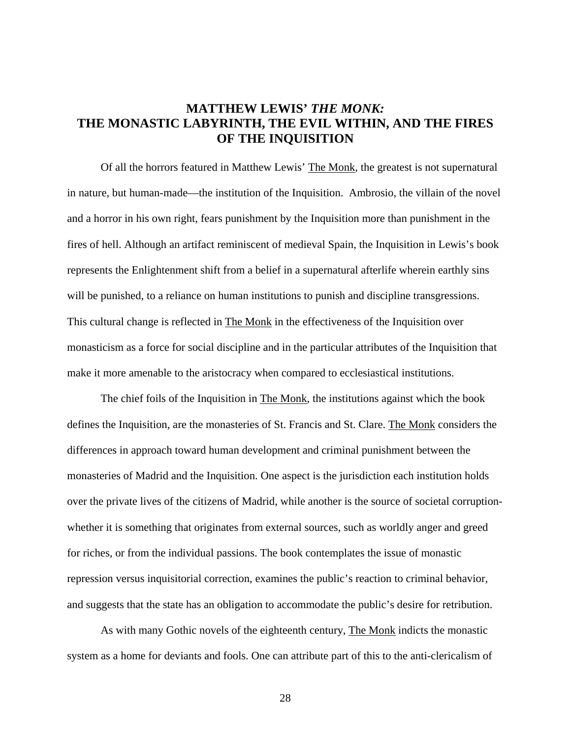## MATTHEW LEWIS' *THE MONK:* THE MONASTIC LABYRINTH, THE EVIL WITHIN, AND THE FIRES OF THE INQUISITION

Of all the horrors featured in Matthew Lewis' The Monk, the greatest is not supernatural in nature, but human-made—the institution of the Inquisition. Ambrosio, the villain of the novel and a horror in his own right, fears punishment by the Inquisition more than punishment in the fires of hell. Although an artifact reminiscent of medieval Spain, the Inquisition in Lewis's book represents the Enlightenment shift from a belief in a supernatural afterlife wherein earthly sins will be punished, to a reliance on human institutions to punish and discipline transgressions. This cultural change is reflected in The Monk in the effectiveness of the Inquisition over monasticism as a force for social discipline and in the particular attributes of the Inquisition that make it more amenable to the aristocracy when compared to ecclesiastical institutions.

The chief foils of the Inquisition in The Monk, the institutions against which the book defines the Inquisition, are the monasteries of St. Francis and St. Clare. The Monk considers the differences in approach toward human development and criminal punishment between the monasteries of Madrid and the Inquisition. One aspect is the jurisdiction each institution holds over the private lives of the citizens of Madrid, while another is the source of societal corruption-whether it is something that originates from external sources, such as worldly anger and greed for riches, or from the individual passions. The book contemplates the issue of monastic repression versus inquisitorial correction, examines the public's reaction to criminal behavior, and suggests that the state has an obligation to accommodate the public's desire for retribution.

As with many Gothic novels of the eighteenth century, The Monk indicts the monastic system as a home for deviants and fools. One can attribute part of this to the anti-clericalism of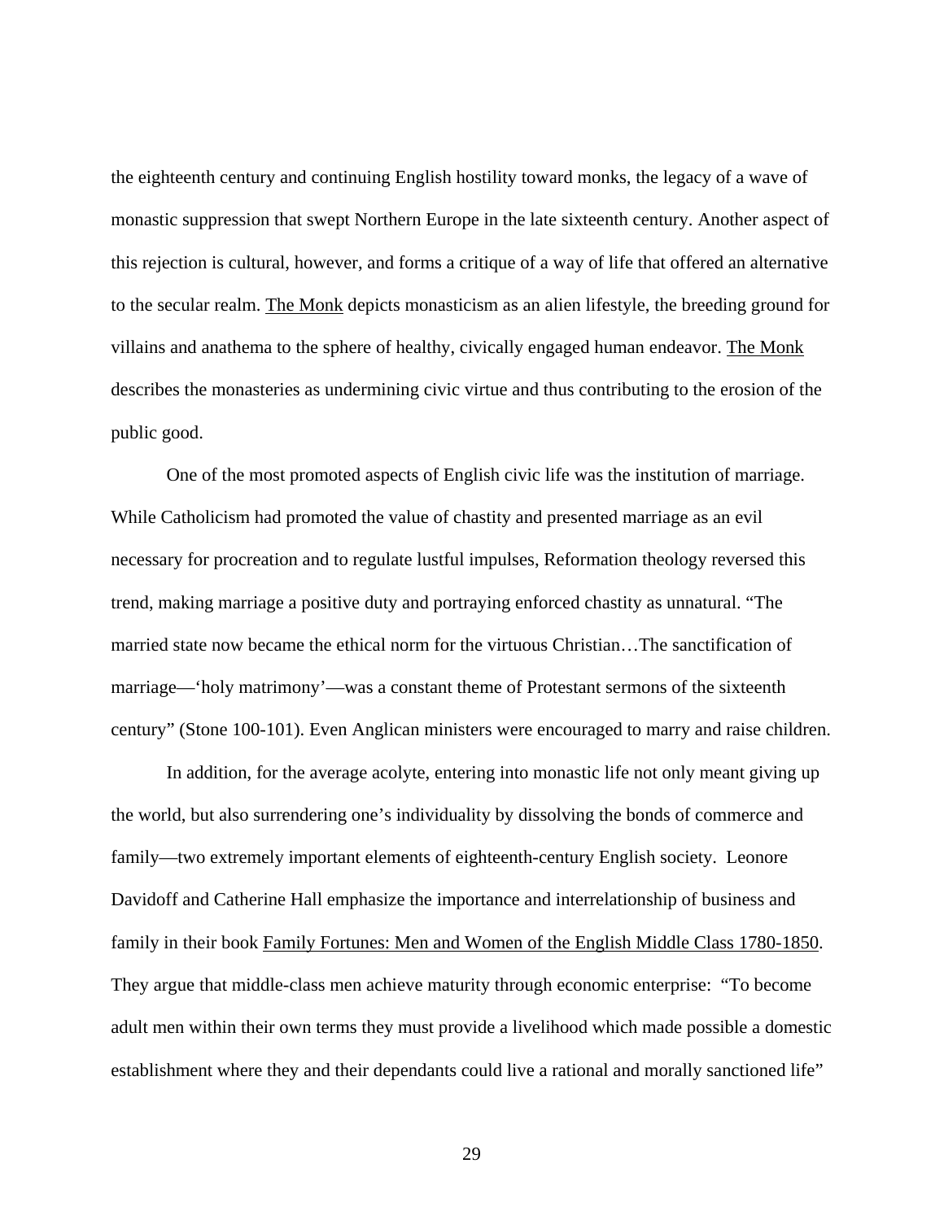the eighteenth century and continuing English hostility toward monks, the legacy of a wave of monastic suppression that swept Northern Europe in the late sixteenth century. Another aspect of this rejection is cultural, however, and forms a critique of a way of life that offered an alternative to the secular realm. The Monk depicts monasticism as an alien lifestyle, the breeding ground for villains and anathema to the sphere of healthy, civically engaged human endeavor. The Monk describes the monasteries as undermining civic virtue and thus contributing to the erosion of the public good.

One of the most promoted aspects of English civic life was the institution of marriage. While Catholicism had promoted the value of chastity and presented marriage as an evil necessary for procreation and to regulate lustful impulses, Reformation theology reversed this trend, making marriage a positive duty and portraying enforced chastity as unnatural. "The married state now became the ethical norm for the virtuous Christian…The sanctification of marriage—'holy matrimony'—was a constant theme of Protestant sermons of the sixteenth century" (Stone 100-101). Even Anglican ministers were encouraged to marry and raise children.

In addition, for the average acolyte, entering into monastic life not only meant giving up the world, but also surrendering one's individuality by dissolving the bonds of commerce and family—two extremely important elements of eighteenth-century English society. Leonore Davidoff and Catherine Hall emphasize the importance and interrelationship of business and family in their book Family Fortunes: Men and Women of the English Middle Class 1780-1850. They argue that middle-class men achieve maturity through economic enterprise: "To become adult men within their own terms they must provide a livelihood which made possible a domestic establishment where they and their dependants could live a rational and morally sanctioned life"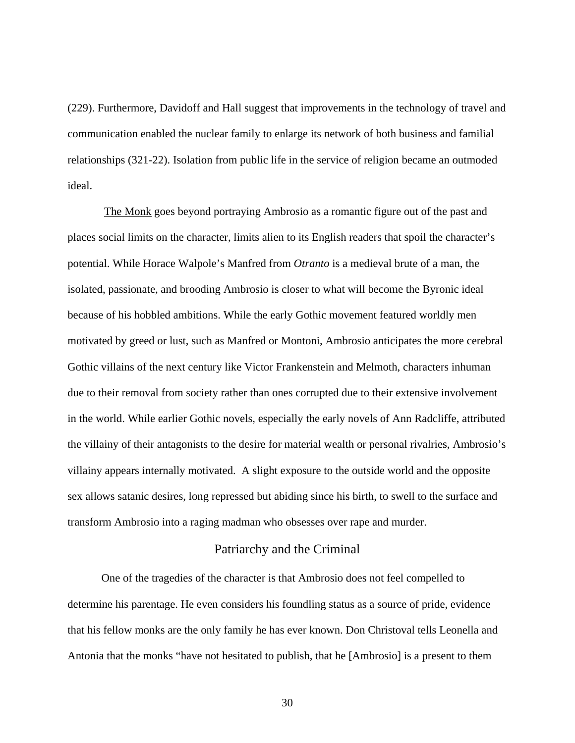(229). Furthermore, Davidoff and Hall suggest that improvements in the technology of travel and communication enabled the nuclear family to enlarge its network of both business and familial relationships (321-22). Isolation from public life in the service of religion became an outmoded ideal.

The Monk goes beyond portraying Ambrosio as a romantic figure out of the past and places social limits on the character, limits alien to its English readers that spoil the character's potential. While Horace Walpole's Manfred from *Otranto* is a medieval brute of a man, the isolated, passionate, and brooding Ambrosio is closer to what will become the Byronic ideal because of his hobbled ambitions. While the early Gothic movement featured worldly men motivated by greed or lust, such as Manfred or Montoni, Ambrosio anticipates the more cerebral Gothic villains of the next century like Victor Frankenstein and Melmoth, characters inhuman due to their removal from society rather than ones corrupted due to their extensive involvement in the world. While earlier Gothic novels, especially the early novels of Ann Radcliffe, attributed the villainy of their antagonists to the desire for material wealth or personal rivalries, Ambrosio's villainy appears internally motivated. A slight exposure to the outside world and the opposite sex allows satanic desires, long repressed but abiding since his birth, to swell to the surface and transform Ambrosio into a raging madman who obsesses over rape and murder.

## Patriarchy and the Criminal

One of the tragedies of the character is that Ambrosio does not feel compelled to determine his parentage. He even considers his foundling status as a source of pride, evidence that his fellow monks are the only family he has ever known. Don Christoval tells Leonella and Antonia that the monks "have not hesitated to publish, that he [Ambrosio] is a present to them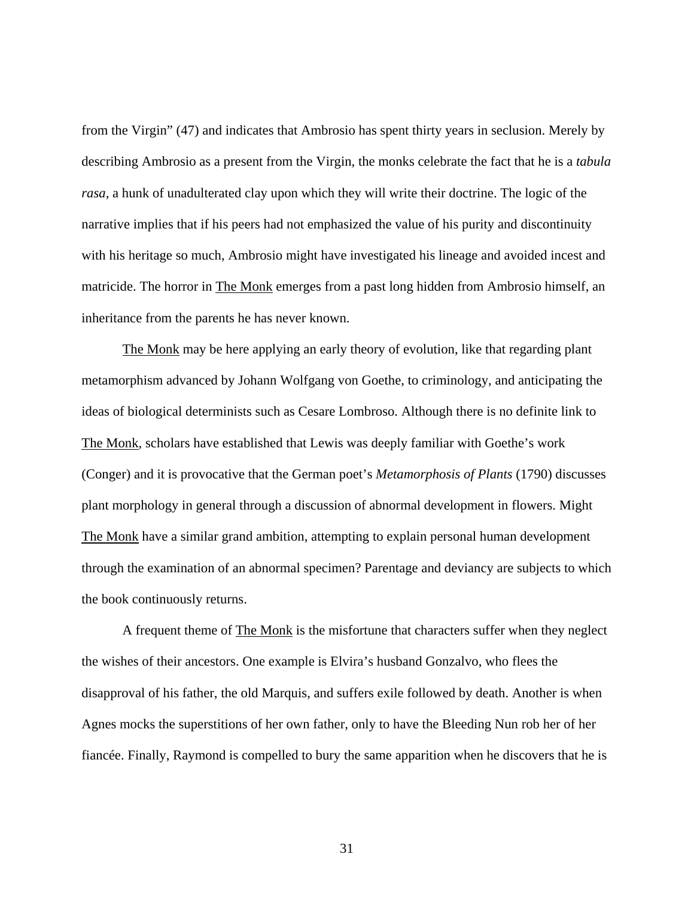from the Virgin" (47) and indicates that Ambrosio has spent thirty years in seclusion. Merely by describing Ambrosio as a present from the Virgin, the monks celebrate the fact that he is a *tabula rasa*, a hunk of unadulterated clay upon which they will write their doctrine. The logic of the narrative implies that if his peers had not emphasized the value of his purity and discontinuity with his heritage so much, Ambrosio might have investigated his lineage and avoided incest and matricide. The horror in The Monk emerges from a past long hidden from Ambrosio himself, an inheritance from the parents he has never known.

The Monk may be here applying an early theory of evolution, like that regarding plant metamorphism advanced by Johann Wolfgang von Goethe, to criminology, and anticipating the ideas of biological determinists such as Cesare Lombroso. Although there is no definite link to The Monk, scholars have established that Lewis was deeply familiar with Goethe's work (Conger) and it is provocative that the German poet's *Metamorphosis of Plants* (1790) discusses plant morphology in general through a discussion of abnormal development in flowers. Might The Monk have a similar grand ambition, attempting to explain personal human development through the examination of an abnormal specimen? Parentage and deviancy are subjects to which the book continuously returns.

A frequent theme of The Monk is the misfortune that characters suffer when they neglect the wishes of their ancestors. One example is Elvira's husband Gonzalvo, who flees the disapproval of his father, the old Marquis, and suffers exile followed by death. Another is when Agnes mocks the superstitions of her own father, only to have the Bleeding Nun rob her of her fiancée. Finally, Raymond is compelled to bury the same apparition when he discovers that he is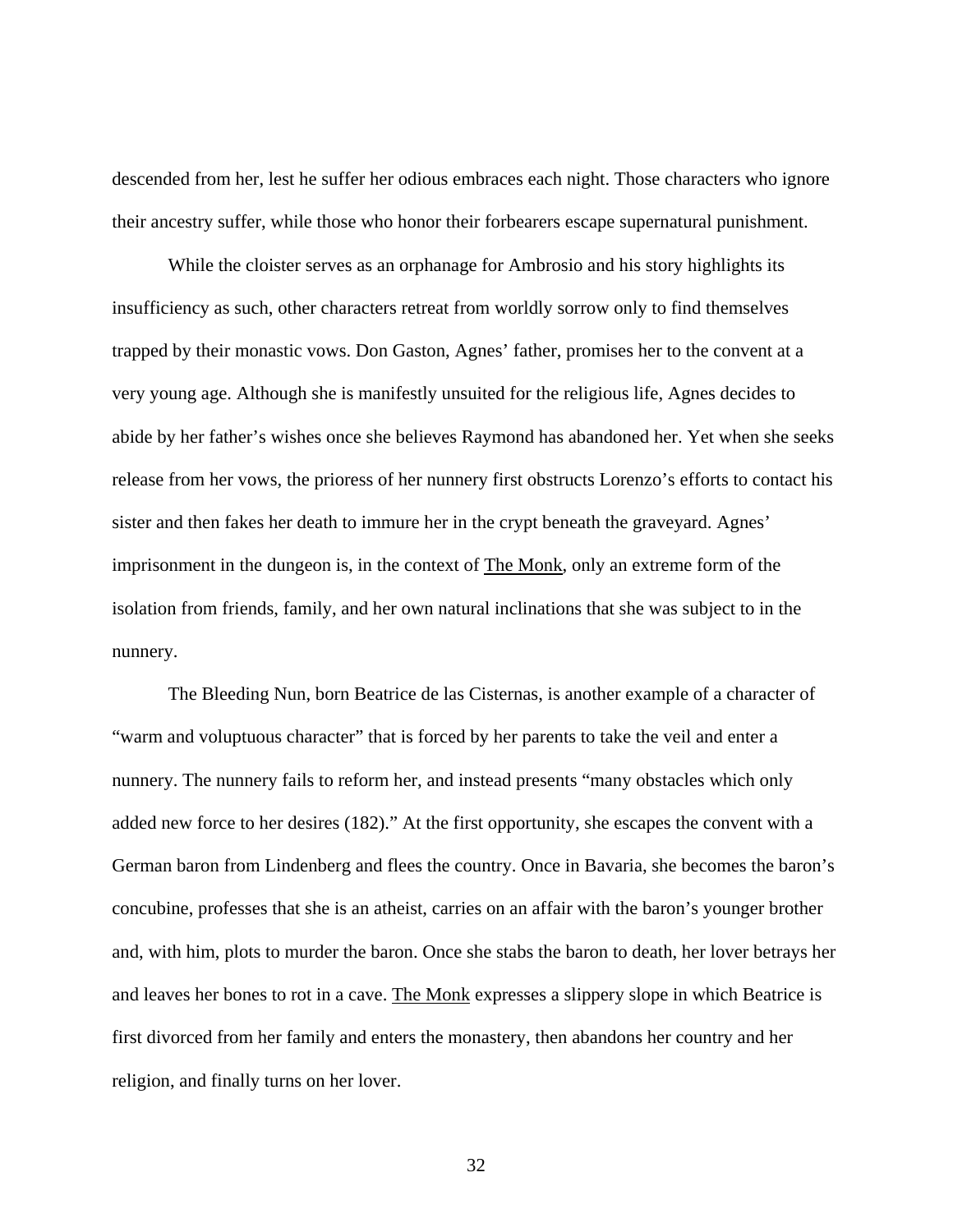descended from her, lest he suffer her odious embraces each night. Those characters who ignore their ancestry suffer, while those who honor their forbearers escape supernatural punishment.

While the cloister serves as an orphanage for Ambrosio and his story highlights its insufficiency as such, other characters retreat from worldly sorrow only to find themselves trapped by their monastic vows. Don Gaston, Agnes' father, promises her to the convent at a very young age. Although she is manifestly unsuited for the religious life, Agnes decides to abide by her father's wishes once she believes Raymond has abandoned her. Yet when she seeks release from her vows, the prioress of her nunnery first obstructs Lorenzo's efforts to contact his sister and then fakes her death to immure her in the crypt beneath the graveyard. Agnes' imprisonment in the dungeon is, in the context of The Monk, only an extreme form of the isolation from friends, family, and her own natural inclinations that she was subject to in the nunnery.

The Bleeding Nun, born Beatrice de las Cisternas, is another example of a character of "warm and voluptuous character" that is forced by her parents to take the veil and enter a nunnery. The nunnery fails to reform her, and instead presents "many obstacles which only added new force to her desires (182)." At the first opportunity, she escapes the convent with a German baron from Lindenberg and flees the country. Once in Bavaria, she becomes the baron's concubine, professes that she is an atheist, carries on an affair with the baron's younger brother and, with him, plots to murder the baron. Once she stabs the baron to death, her lover betrays her and leaves her bones to rot in a cave. The Monk expresses a slippery slope in which Beatrice is first divorced from her family and enters the monastery, then abandons her country and her religion, and finally turns on her lover.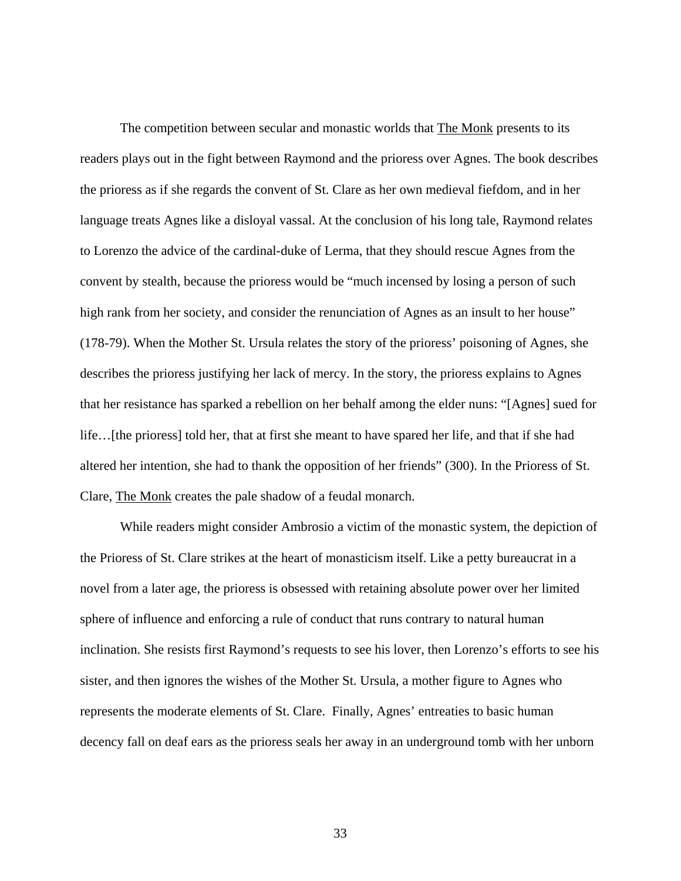The competition between secular and monastic worlds that The Monk presents to its readers plays out in the fight between Raymond and the prioress over Agnes. The book describes the prioress as if she regards the convent of St. Clare as her own medieval fiefdom, and in her language treats Agnes like a disloyal vassal. At the conclusion of his long tale, Raymond relates to Lorenzo the advice of the cardinal-duke of Lerma, that they should rescue Agnes from the convent by stealth, because the prioress would be "much incensed by losing a person of such high rank from her society, and consider the renunciation of Agnes as an insult to her house" (178-79). When the Mother St. Ursula relates the story of the prioress' poisoning of Agnes, she describes the prioress justifying her lack of mercy. In the story, the prioress explains to Agnes that her resistance has sparked a rebellion on her behalf among the elder nuns: "[Agnes] sued for life…[the prioress] told her, that at first she meant to have spared her life, and that if she had altered her intention, she had to thank the opposition of her friends" (300). In the Prioress of St. Clare, The Monk creates the pale shadow of a feudal monarch.

While readers might consider Ambrosio a victim of the monastic system, the depiction of the Prioress of St. Clare strikes at the heart of monasticism itself. Like a petty bureaucrat in a novel from a later age, the prioress is obsessed with retaining absolute power over her limited sphere of influence and enforcing a rule of conduct that runs contrary to natural human inclination. She resists first Raymond's requests to see his lover, then Lorenzo's efforts to see his sister, and then ignores the wishes of the Mother St. Ursula, a mother figure to Agnes who represents the moderate elements of St. Clare. Finally, Agnes' entreaties to basic human decency fall on deaf ears as the prioress seals her away in an underground tomb with her unborn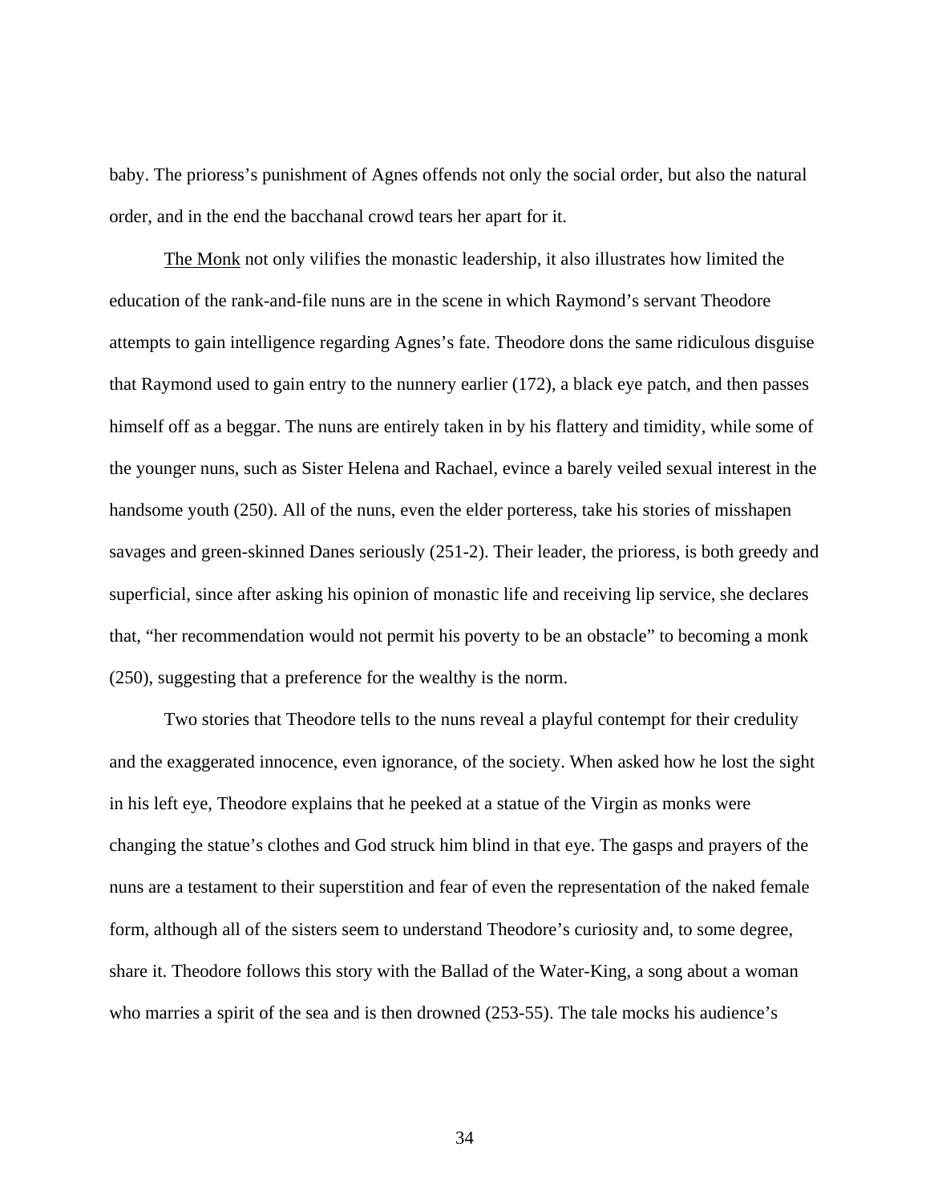baby. The prioress's punishment of Agnes offends not only the social order, but also the natural order, and in the end the bacchanal crowd tears her apart for it.

The Monk not only vilifies the monastic leadership, it also illustrates how limited the education of the rank-and-file nuns are in the scene in which Raymond's servant Theodore attempts to gain intelligence regarding Agnes's fate. Theodore dons the same ridiculous disguise that Raymond used to gain entry to the nunnery earlier (172), a black eye patch, and then passes himself off as a beggar. The nuns are entirely taken in by his flattery and timidity, while some of the younger nuns, such as Sister Helena and Rachael, evince a barely veiled sexual interest in the handsome youth (250). All of the nuns, even the elder porteress, take his stories of misshapen savages and green-skinned Danes seriously (251-2). Their leader, the prioress, is both greedy and superficial, since after asking his opinion of monastic life and receiving lip service, she declares that, "her recommendation would not permit his poverty to be an obstacle" to becoming a monk (250), suggesting that a preference for the wealthy is the norm.

Two stories that Theodore tells to the nuns reveal a playful contempt for their credulity and the exaggerated innocence, even ignorance, of the society. When asked how he lost the sight in his left eye, Theodore explains that he peeked at a statue of the Virgin as monks were changing the statue's clothes and God struck him blind in that eye. The gasps and prayers of the nuns are a testament to their superstition and fear of even the representation of the naked female form, although all of the sisters seem to understand Theodore's curiosity and, to some degree, share it. Theodore follows this story with the Ballad of the Water-King, a song about a woman who marries a spirit of the sea and is then drowned (253-55). The tale mocks his audience's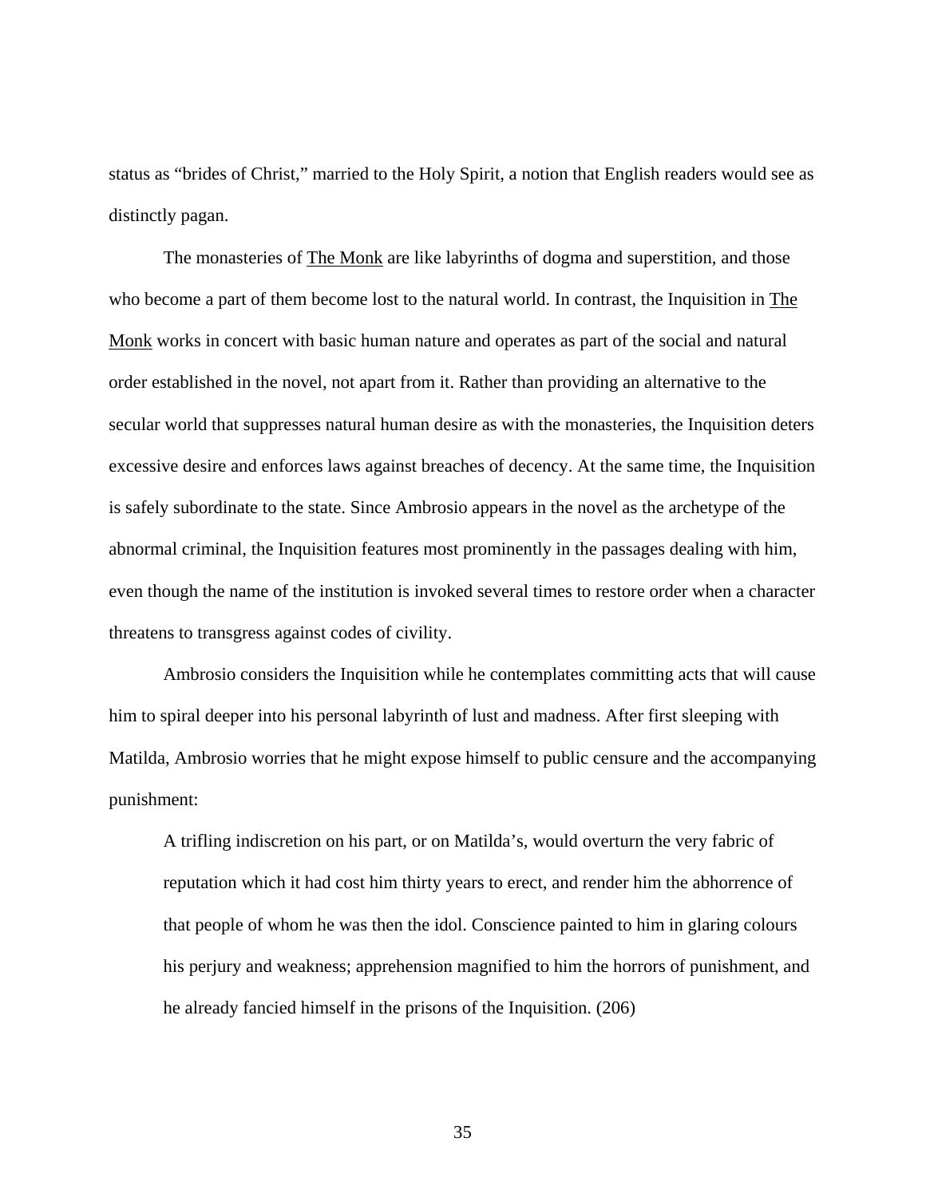status as "brides of Christ," married to the Holy Spirit, a notion that English readers would see as distinctly pagan.

The monasteries of The Monk are like labyrinths of dogma and superstition, and those who become a part of them become lost to the natural world. In contrast, the Inquisition in The Monk works in concert with basic human nature and operates as part of the social and natural order established in the novel, not apart from it. Rather than providing an alternative to the secular world that suppresses natural human desire as with the monasteries, the Inquisition deters excessive desire and enforces laws against breaches of decency. At the same time, the Inquisition is safely subordinate to the state. Since Ambrosio appears in the novel as the archetype of the abnormal criminal, the Inquisition features most prominently in the passages dealing with him, even though the name of the institution is invoked several times to restore order when a character threatens to transgress against codes of civility.

Ambrosio considers the Inquisition while he contemplates committing acts that will cause him to spiral deeper into his personal labyrinth of lust and madness. After first sleeping with Matilda, Ambrosio worries that he might expose himself to public censure and the accompanying punishment:

> A trifling indiscretion on his part, or on Matilda's, would overturn the very fabric of reputation which it had cost him thirty years to erect, and render him the abhorrence of that people of whom he was then the idol. Conscience painted to him in glaring colours his perjury and weakness; apprehension magnified to him the horrors of punishment, and he already fancied himself in the prisons of the Inquisition. (206)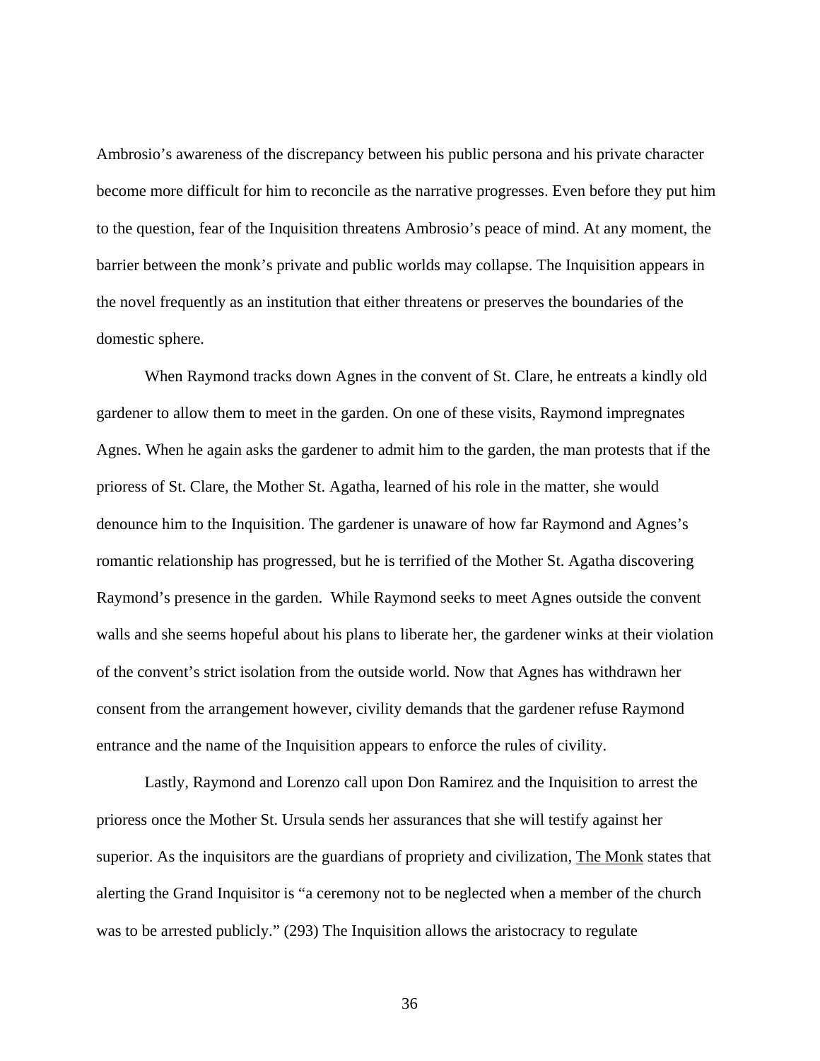Ambrosio's awareness of the discrepancy between his public persona and his private character become more difficult for him to reconcile as the narrative progresses. Even before they put him to the question, fear of the Inquisition threatens Ambrosio's peace of mind. At any moment, the barrier between the monk's private and public worlds may collapse. The Inquisition appears in the novel frequently as an institution that either threatens or preserves the boundaries of the domestic sphere.

When Raymond tracks down Agnes in the convent of St. Clare, he entreats a kindly old gardener to allow them to meet in the garden. On one of these visits, Raymond impregnates Agnes. When he again asks the gardener to admit him to the garden, the man protests that if the prioress of St. Clare, the Mother St. Agatha, learned of his role in the matter, she would denounce him to the Inquisition. The gardener is unaware of how far Raymond and Agnes's romantic relationship has progressed, but he is terrified of the Mother St. Agatha discovering Raymond's presence in the garden. While Raymond seeks to meet Agnes outside the convent walls and she seems hopeful about his plans to liberate her, the gardener winks at their violation of the convent's strict isolation from the outside world. Now that Agnes has withdrawn her consent from the arrangement however, civility demands that the gardener refuse Raymond entrance and the name of the Inquisition appears to enforce the rules of civility.

Lastly, Raymond and Lorenzo call upon Don Ramirez and the Inquisition to arrest the prioress once the Mother St. Ursula sends her assurances that she will testify against her superior. As the inquisitors are the guardians of propriety and civilization, The Monk states that alerting the Grand Inquisitor is "a ceremony not to be neglected when a member of the church was to be arrested publicly." (293) The Inquisition allows the aristocracy to regulate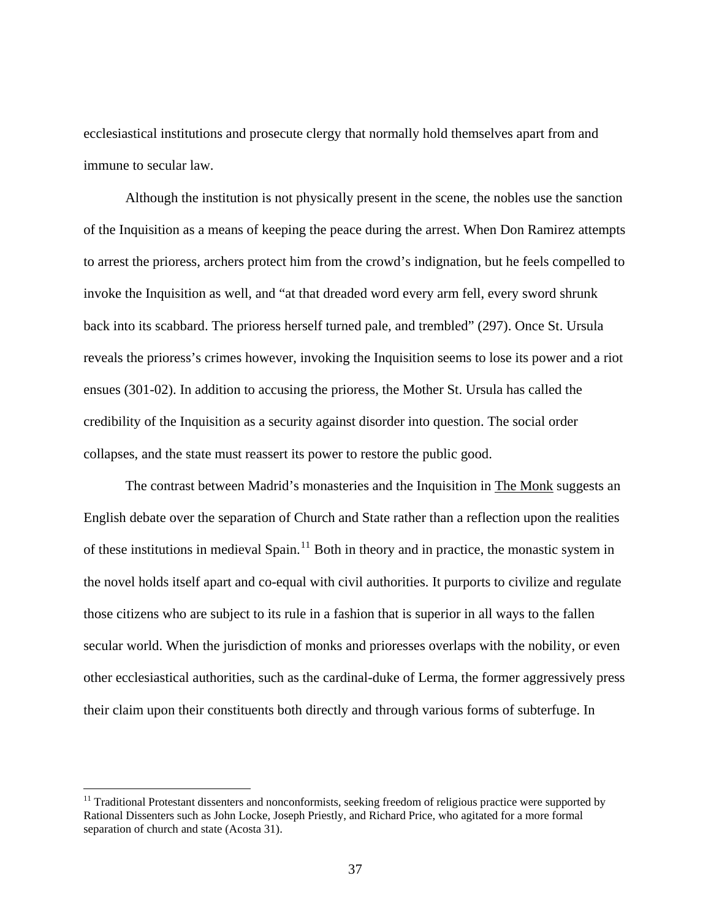ecclesiastical institutions and prosecute clergy that normally hold themselves apart from and immune to secular law.

Although the institution is not physically present in the scene, the nobles use the sanction of the Inquisition as a means of keeping the peace during the arrest. When Don Ramirez attempts to arrest the prioress, archers protect him from the crowd's indignation, but he feels compelled to invoke the Inquisition as well, and "at that dreaded word every arm fell, every sword shrunk back into its scabbard. The prioress herself turned pale, and trembled" (297). Once St. Ursula reveals the prioress's crimes however, invoking the Inquisition seems to lose its power and a riot ensues (301-02). In addition to accusing the prioress, the Mother St. Ursula has called the credibility of the Inquisition as a security against disorder into question. The social order collapses, and the state must reassert its power to restore the public good.

The contrast between Madrid's monasteries and the Inquisition in The Monk suggests an English debate over the separation of Church and State rather than a reflection upon the realities of these institutions in medieval Spain.[11] Both in theory and in practice, the monastic system in the novel holds itself apart and co-equal with civil authorities. It purports to civilize and regulate those citizens who are subject to its rule in a fashion that is superior in all ways to the fallen secular world. When the jurisdiction of monks and prioresses overlaps with the nobility, or even other ecclesiastical authorities, such as the cardinal-duke of Lerma, the former aggressively press their claim upon their constituents both directly and through various forms of subterfuge. In

---

[11] Traditional Protestant dissenters and nonconformists, seeking freedom of religious practice were supported by Rational Dissenters such as John Locke, Joseph Priestly, and Richard Price, who agitated for a more formal separation of church and state (Acosta 31).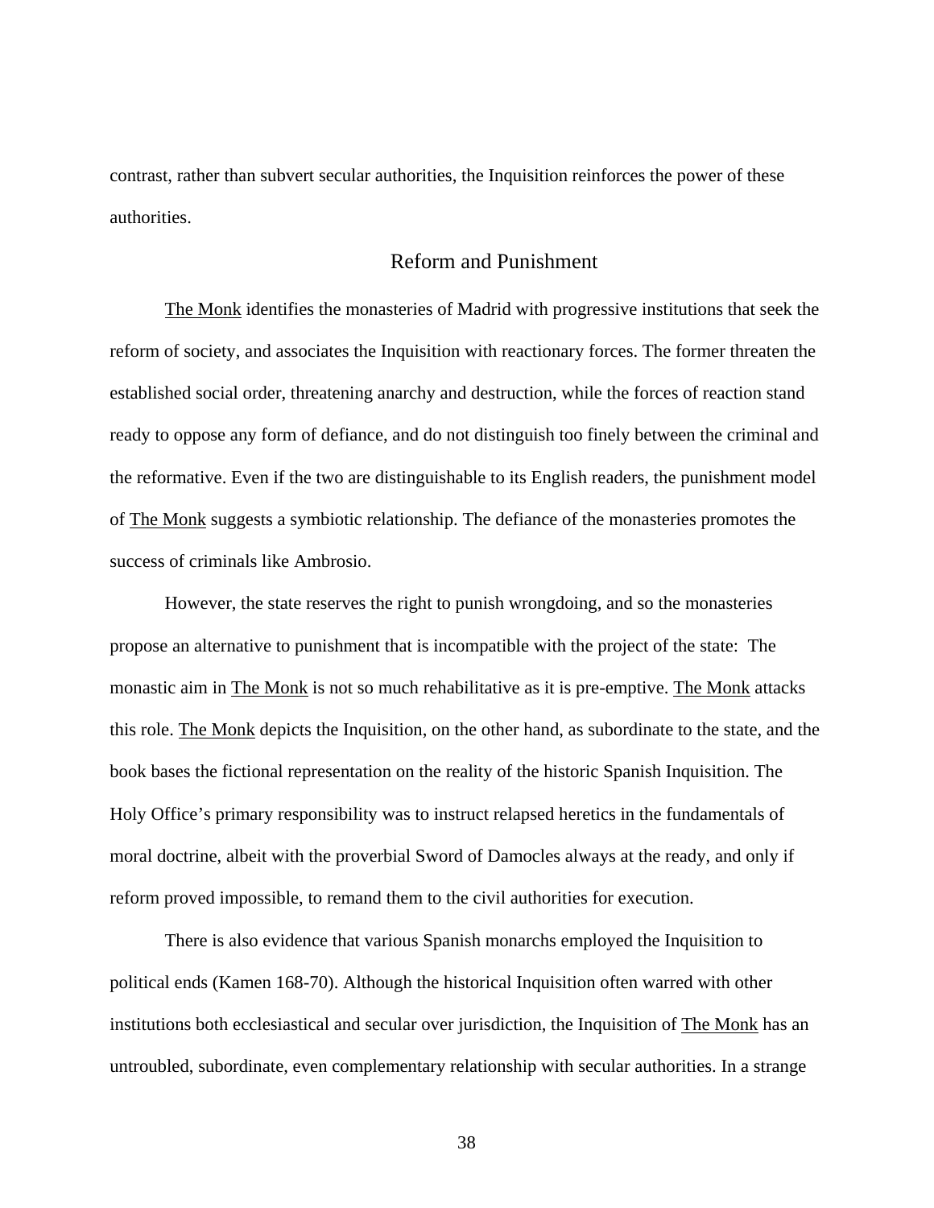contrast, rather than subvert secular authorities, the Inquisition reinforces the power of these authorities.

## Reform and Punishment

The Monk identifies the monasteries of Madrid with progressive institutions that seek the reform of society, and associates the Inquisition with reactionary forces. The former threaten the established social order, threatening anarchy and destruction, while the forces of reaction stand ready to oppose any form of defiance, and do not distinguish too finely between the criminal and the reformative. Even if the two are distinguishable to its English readers, the punishment model of The Monk suggests a symbiotic relationship. The defiance of the monasteries promotes the success of criminals like Ambrosio.

However, the state reserves the right to punish wrongdoing, and so the monasteries propose an alternative to punishment that is incompatible with the project of the state: The monastic aim in The Monk is not so much rehabilitative as it is pre-emptive. The Monk attacks this role. The Monk depicts the Inquisition, on the other hand, as subordinate to the state, and the book bases the fictional representation on the reality of the historic Spanish Inquisition. The Holy Office's primary responsibility was to instruct relapsed heretics in the fundamentals of moral doctrine, albeit with the proverbial Sword of Damocles always at the ready, and only if reform proved impossible, to remand them to the civil authorities for execution.

There is also evidence that various Spanish monarchs employed the Inquisition to political ends (Kamen 168-70). Although the historical Inquisition often warred with other institutions both ecclesiastical and secular over jurisdiction, the Inquisition of The Monk has an untroubled, subordinate, even complementary relationship with secular authorities. In a strange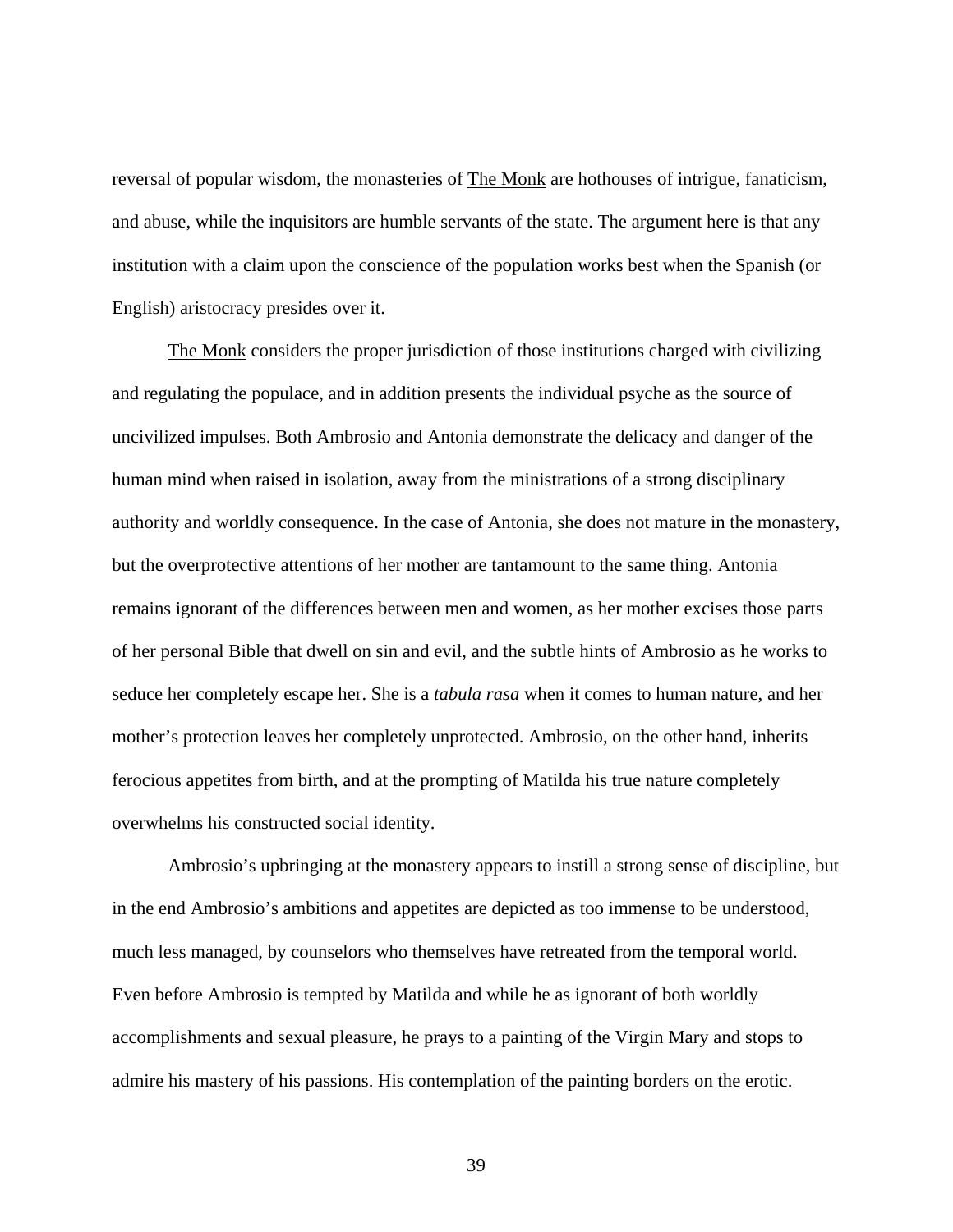reversal of popular wisdom, the monasteries of The Monk are hothouses of intrigue, fanaticism, and abuse, while the inquisitors are humble servants of the state. The argument here is that any institution with a claim upon the conscience of the population works best when the Spanish (or English) aristocracy presides over it.

The Monk considers the proper jurisdiction of those institutions charged with civilizing and regulating the populace, and in addition presents the individual psyche as the source of uncivilized impulses. Both Ambrosio and Antonia demonstrate the delicacy and danger of the human mind when raised in isolation, away from the ministrations of a strong disciplinary authority and worldly consequence. In the case of Antonia, she does not mature in the monastery, but the overprotective attentions of her mother are tantamount to the same thing. Antonia remains ignorant of the differences between men and women, as her mother excises those parts of her personal Bible that dwell on sin and evil, and the subtle hints of Ambrosio as he works to seduce her completely escape her. She is a *tabula rasa* when it comes to human nature, and her mother's protection leaves her completely unprotected. Ambrosio, on the other hand, inherits ferocious appetites from birth, and at the prompting of Matilda his true nature completely overwhelms his constructed social identity.

Ambrosio's upbringing at the monastery appears to instill a strong sense of discipline, but in the end Ambrosio's ambitions and appetites are depicted as too immense to be understood, much less managed, by counselors who themselves have retreated from the temporal world. Even before Ambrosio is tempted by Matilda and while he as ignorant of both worldly accomplishments and sexual pleasure, he prays to a painting of the Virgin Mary and stops to admire his mastery of his passions. His contemplation of the painting borders on the erotic.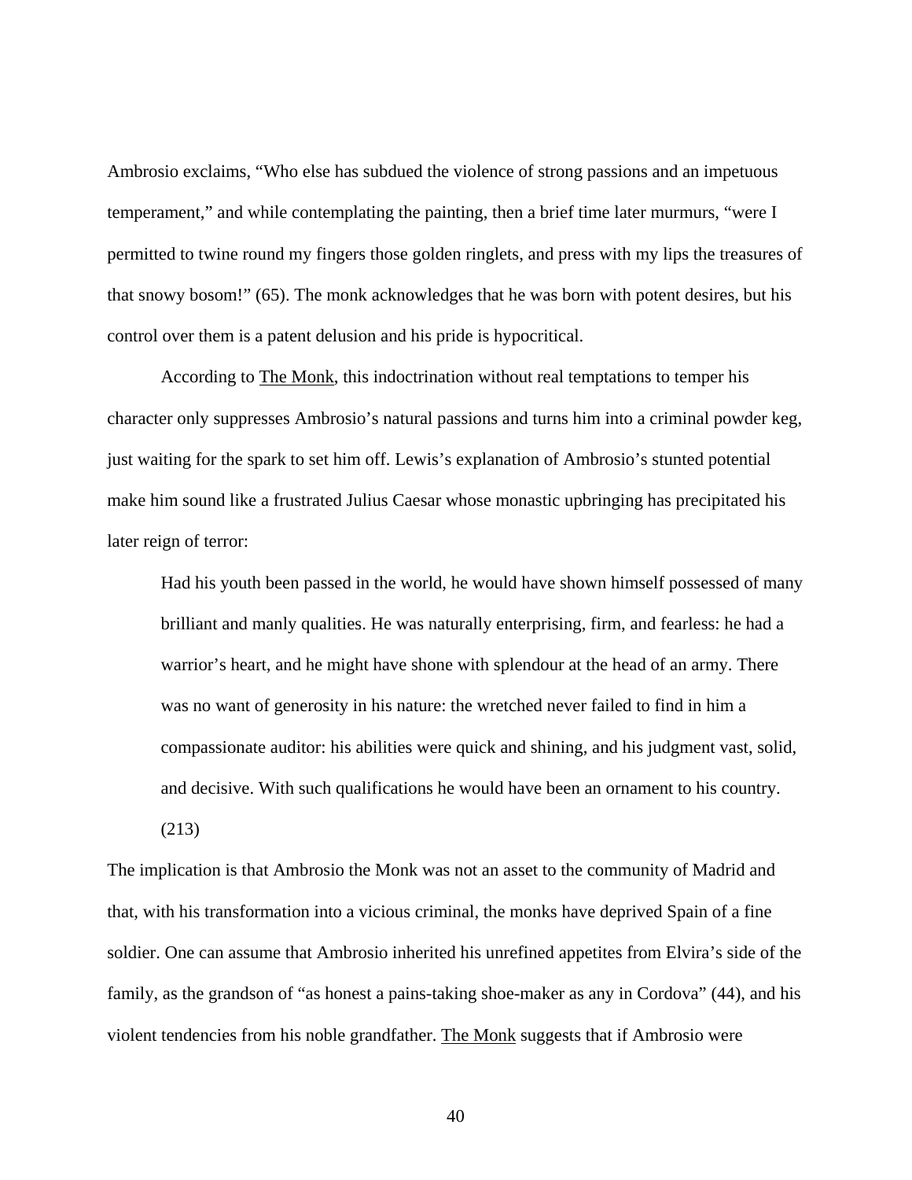Ambrosio exclaims, “Who else has subdued the violence of strong passions and an impetuous temperament,” and while contemplating the painting, then a brief time later murmurs, “were I permitted to twine round my fingers those golden ringlets, and press with my lips the treasures of that snowy bosom!” (65). The monk acknowledges that he was born with potent desires, but his control over them is a patent delusion and his pride is hypocritical.

According to The Monk, this indoctrination without real temptations to temper his character only suppresses Ambrosio’s natural passions and turns him into a criminal powder keg, just waiting for the spark to set him off. Lewis’s explanation of Ambrosio’s stunted potential make him sound like a frustrated Julius Caesar whose monastic upbringing has precipitated his later reign of terror:

> Had his youth been passed in the world, he would have shown himself possessed of many brilliant and manly qualities. He was naturally enterprising, firm, and fearless: he had a warrior’s heart, and he might have shone with splendour at the head of an army. There was no want of generosity in his nature: the wretched never failed to find in him a compassionate auditor: his abilities were quick and shining, and his judgment vast, solid, and decisive. With such qualifications he would have been an ornament to his country. (213)

The implication is that Ambrosio the Monk was not an asset to the community of Madrid and that, with his transformation into a vicious criminal, the monks have deprived Spain of a fine soldier. One can assume that Ambrosio inherited his unrefined appetites from Elvira’s side of the family, as the grandson of “as honest a pains-taking shoe-maker as any in Cordova” (44), and his violent tendencies from his noble grandfather. The Monk suggests that if Ambrosio were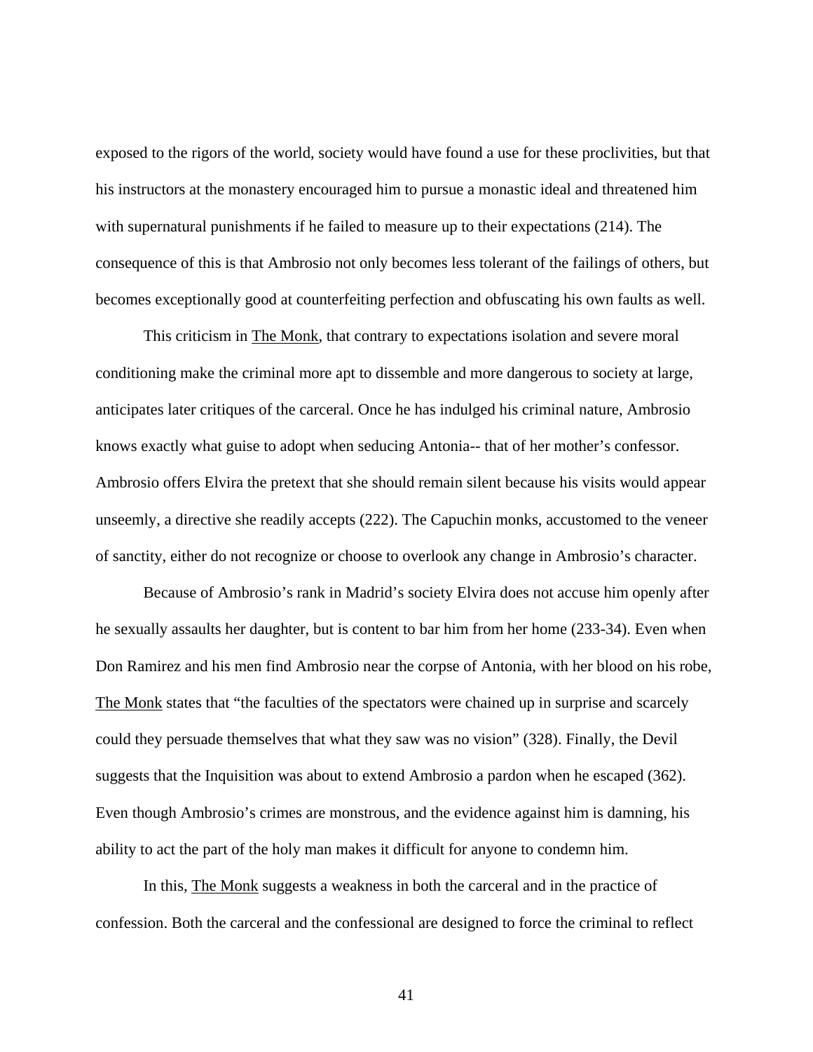exposed to the rigors of the world, society would have found a use for these proclivities, but that his instructors at the monastery encouraged him to pursue a monastic ideal and threatened him with supernatural punishments if he failed to measure up to their expectations (214). The consequence of this is that Ambrosio not only becomes less tolerant of the failings of others, but becomes exceptionally good at counterfeiting perfection and obfuscating his own faults as well.

This criticism in The Monk, that contrary to expectations isolation and severe moral conditioning make the criminal more apt to dissemble and more dangerous to society at large, anticipates later critiques of the carceral. Once he has indulged his criminal nature, Ambrosio knows exactly what guise to adopt when seducing Antonia-- that of her mother's confessor. Ambrosio offers Elvira the pretext that she should remain silent because his visits would appear unseemly, a directive she readily accepts (222). The Capuchin monks, accustomed to the veneer of sanctity, either do not recognize or choose to overlook any change in Ambrosio's character.

Because of Ambrosio's rank in Madrid's society Elvira does not accuse him openly after he sexually assaults her daughter, but is content to bar him from her home (233-34). Even when Don Ramirez and his men find Ambrosio near the corpse of Antonia, with her blood on his robe, The Monk states that "the faculties of the spectators were chained up in surprise and scarcely could they persuade themselves that what they saw was no vision" (328). Finally, the Devil suggests that the Inquisition was about to extend Ambrosio a pardon when he escaped (362). Even though Ambrosio's crimes are monstrous, and the evidence against him is damning, his ability to act the part of the holy man makes it difficult for anyone to condemn him.

In this, The Monk suggests a weakness in both the carceral and in the practice of confession. Both the carceral and the confessional are designed to force the criminal to reflect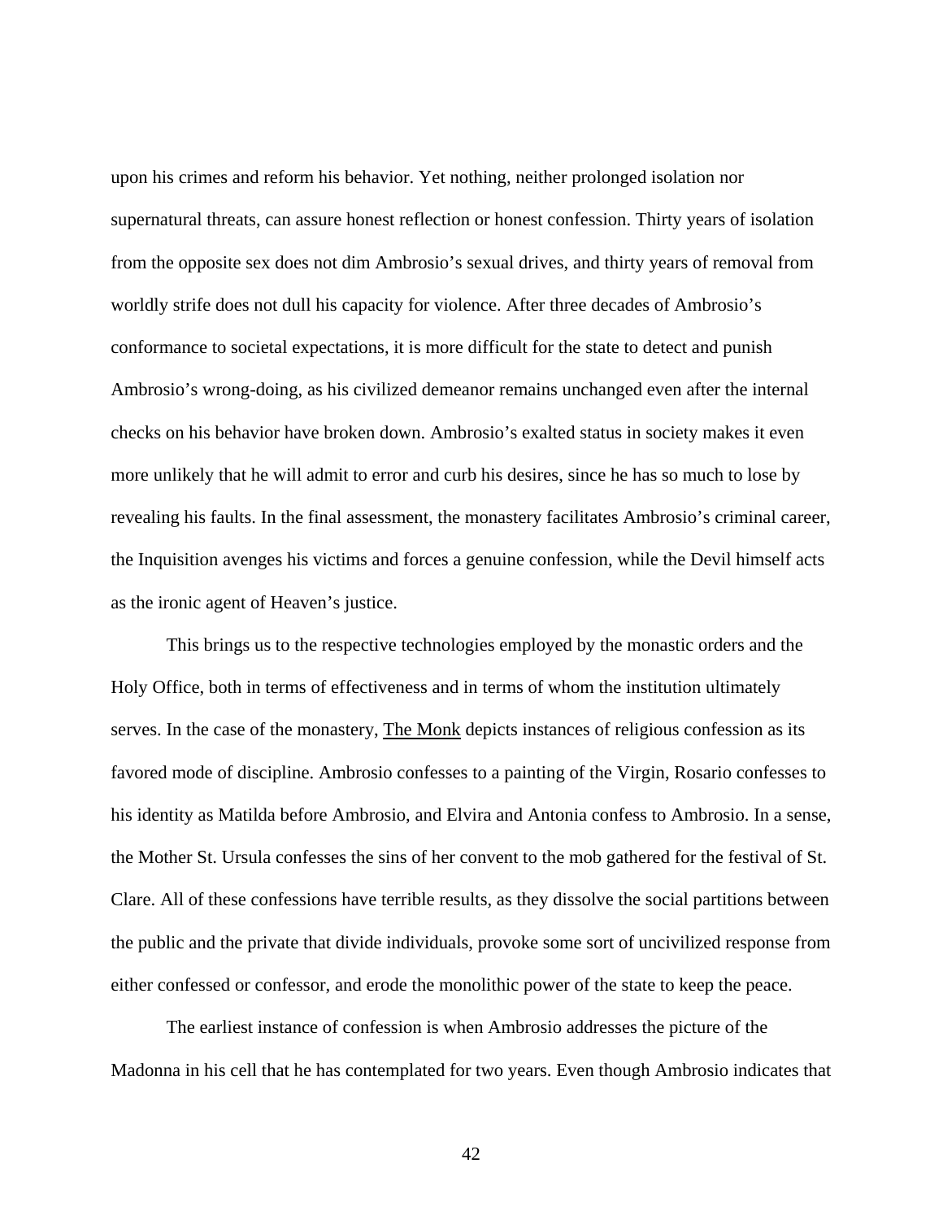upon his crimes and reform his behavior. Yet nothing, neither prolonged isolation nor supernatural threats, can assure honest reflection or honest confession. Thirty years of isolation from the opposite sex does not dim Ambrosio's sexual drives, and thirty years of removal from worldly strife does not dull his capacity for violence. After three decades of Ambrosio's conformance to societal expectations, it is more difficult for the state to detect and punish Ambrosio's wrong-doing, as his civilized demeanor remains unchanged even after the internal checks on his behavior have broken down. Ambrosio's exalted status in society makes it even more unlikely that he will admit to error and curb his desires, since he has so much to lose by revealing his faults. In the final assessment, the monastery facilitates Ambrosio's criminal career, the Inquisition avenges his victims and forces a genuine confession, while the Devil himself acts as the ironic agent of Heaven's justice.

This brings us to the respective technologies employed by the monastic orders and the Holy Office, both in terms of effectiveness and in terms of whom the institution ultimately serves. In the case of the monastery, The Monk depicts instances of religious confession as its favored mode of discipline. Ambrosio confesses to a painting of the Virgin, Rosario confesses to his identity as Matilda before Ambrosio, and Elvira and Antonia confess to Ambrosio. In a sense, the Mother St. Ursula confesses the sins of her convent to the mob gathered for the festival of St. Clare. All of these confessions have terrible results, as they dissolve the social partitions between the public and the private that divide individuals, provoke some sort of uncivilized response from either confessed or confessor, and erode the monolithic power of the state to keep the peace.

The earliest instance of confession is when Ambrosio addresses the picture of the Madonna in his cell that he has contemplated for two years. Even though Ambrosio indicates that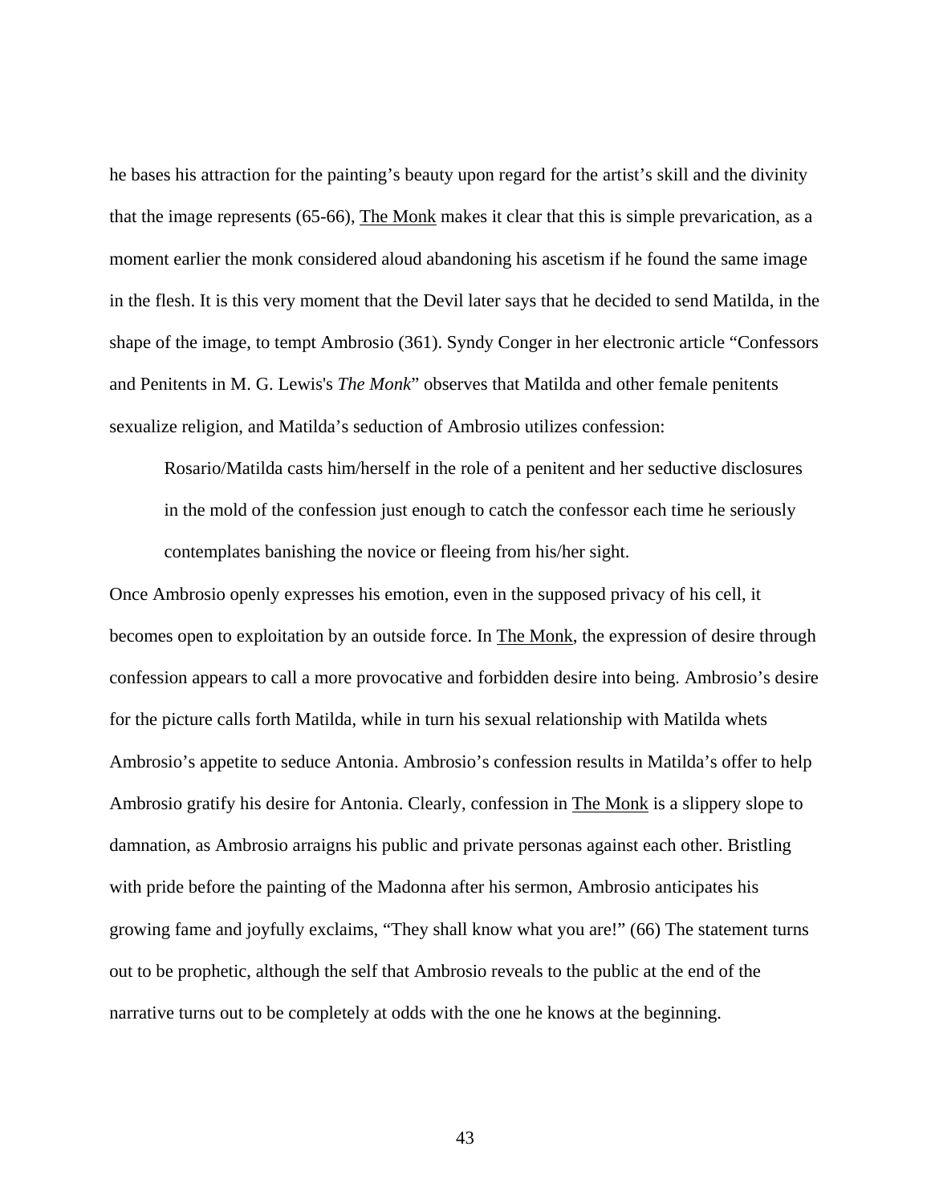he bases his attraction for the painting's beauty upon regard for the artist's skill and the divinity that the image represents (65-66), The Monk makes it clear that this is simple prevarication, as a moment earlier the monk considered aloud abandoning his ascetism if he found the same image in the flesh. It is this very moment that the Devil later says that he decided to send Matilda, in the shape of the image, to tempt Ambrosio (361). Syndy Conger in her electronic article "Confessors and Penitents in M. G. Lewis's *The Monk*" observes that Matilda and other female penitents sexualize religion, and Matilda's seduction of Ambrosio utilizes confession:

> Rosario/Matilda casts him/herself in the role of a penitent and her seductive disclosures in the mold of the confession just enough to catch the confessor each time he seriously contemplates banishing the novice or fleeing from his/her sight.

Once Ambrosio openly expresses his emotion, even in the supposed privacy of his cell, it becomes open to exploitation by an outside force. In The Monk, the expression of desire through confession appears to call a more provocative and forbidden desire into being. Ambrosio's desire for the picture calls forth Matilda, while in turn his sexual relationship with Matilda whets Ambrosio's appetite to seduce Antonia. Ambrosio's confession results in Matilda's offer to help Ambrosio gratify his desire for Antonia. Clearly, confession in The Monk is a slippery slope to damnation, as Ambrosio arraigns his public and private personas against each other. Bristling with pride before the painting of the Madonna after his sermon, Ambrosio anticipates his growing fame and joyfully exclaims, "They shall know what you are!" (66) The statement turns out to be prophetic, although the self that Ambrosio reveals to the public at the end of the narrative turns out to be completely at odds with the one he knows at the beginning.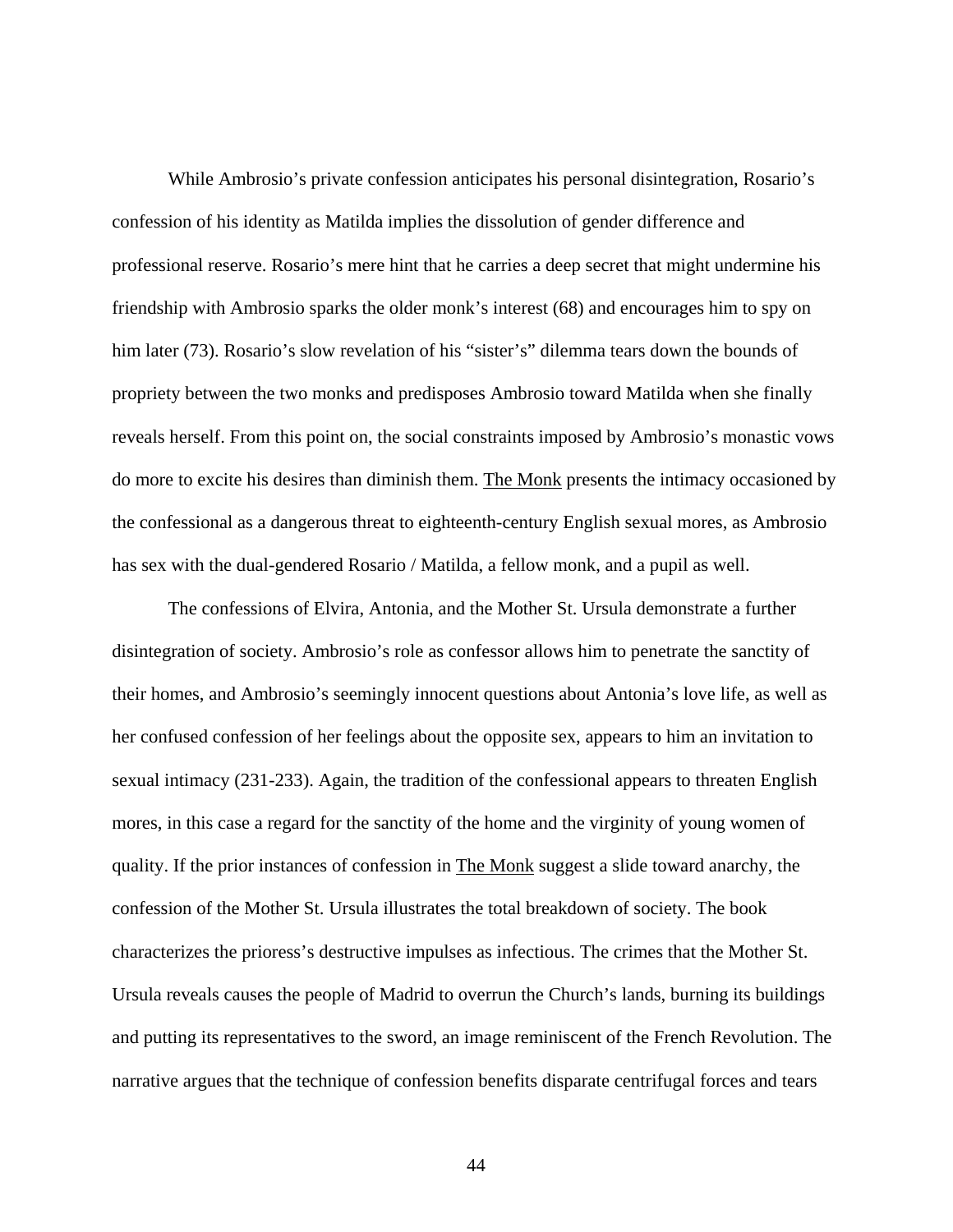While Ambrosio's private confession anticipates his personal disintegration, Rosario's confession of his identity as Matilda implies the dissolution of gender difference and professional reserve. Rosario's mere hint that he carries a deep secret that might undermine his friendship with Ambrosio sparks the older monk's interest (68) and encourages him to spy on him later (73). Rosario's slow revelation of his "sister's" dilemma tears down the bounds of propriety between the two monks and predisposes Ambrosio toward Matilda when she finally reveals herself. From this point on, the social constraints imposed by Ambrosio's monastic vows do more to excite his desires than diminish them. The Monk presents the intimacy occasioned by the confessional as a dangerous threat to eighteenth-century English sexual mores, as Ambrosio has sex with the dual-gendered Rosario / Matilda, a fellow monk, and a pupil as well.

The confessions of Elvira, Antonia, and the Mother St. Ursula demonstrate a further disintegration of society. Ambrosio's role as confessor allows him to penetrate the sanctity of their homes, and Ambrosio's seemingly innocent questions about Antonia's love life, as well as her confused confession of her feelings about the opposite sex, appears to him an invitation to sexual intimacy (231-233). Again, the tradition of the confessional appears to threaten English mores, in this case a regard for the sanctity of the home and the virginity of young women of quality. If the prior instances of confession in The Monk suggest a slide toward anarchy, the confession of the Mother St. Ursula illustrates the total breakdown of society. The book characterizes the prioress's destructive impulses as infectious. The crimes that the Mother St. Ursula reveals causes the people of Madrid to overrun the Church's lands, burning its buildings and putting its representatives to the sword, an image reminiscent of the French Revolution. The narrative argues that the technique of confession benefits disparate centrifugal forces and tears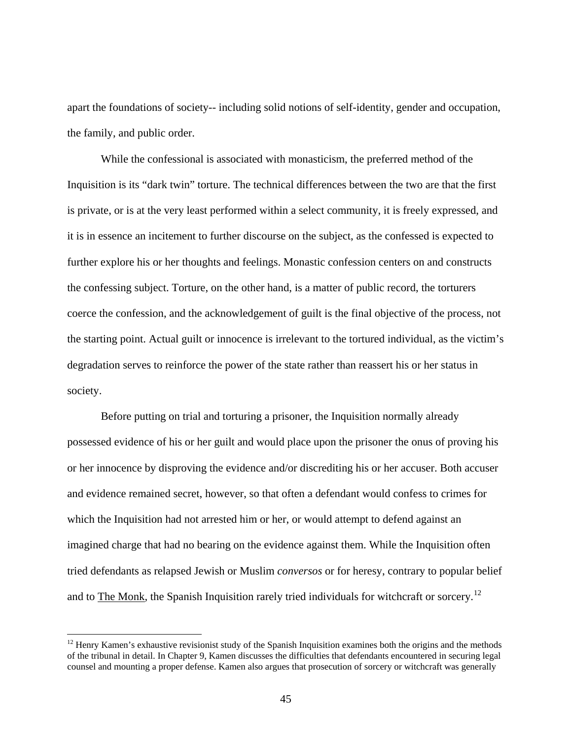apart the foundations of society-- including solid notions of self-identity, gender and occupation, the family, and public order.

While the confessional is associated with monasticism, the preferred method of the Inquisition is its "dark twin" torture. The technical differences between the two are that the first is private, or is at the very least performed within a select community, it is freely expressed, and it is in essence an incitement to further discourse on the subject, as the confessed is expected to further explore his or her thoughts and feelings. Monastic confession centers on and constructs the confessing subject. Torture, on the other hand, is a matter of public record, the torturers coerce the confession, and the acknowledgement of guilt is the final objective of the process, not the starting point. Actual guilt or innocence is irrelevant to the tortured individual, as the victim's degradation serves to reinforce the power of the state rather than reassert his or her status in society.

Before putting on trial and torturing a prisoner, the Inquisition normally already possessed evidence of his or her guilt and would place upon the prisoner the onus of proving his or her innocence by disproving the evidence and/or discrediting his or her accuser. Both accuser and evidence remained secret, however, so that often a defendant would confess to crimes for which the Inquisition had not arrested him or her, or would attempt to defend against an imagined charge that had no bearing on the evidence against them. While the Inquisition often tried defendants as relapsed Jewish or Muslim *conversos* or for heresy, contrary to popular belief and to The Monk, the Spanish Inquisition rarely tried individuals for witchcraft or sorcery.[12]

[12] Henry Kamen's exhaustive revisionist study of the Spanish Inquisition examines both the origins and the methods of the tribunal in detail. In Chapter 9, Kamen discusses the difficulties that defendants encountered in securing legal counsel and mounting a proper defense. Kamen also argues that prosecution of sorcery or witchcraft was generally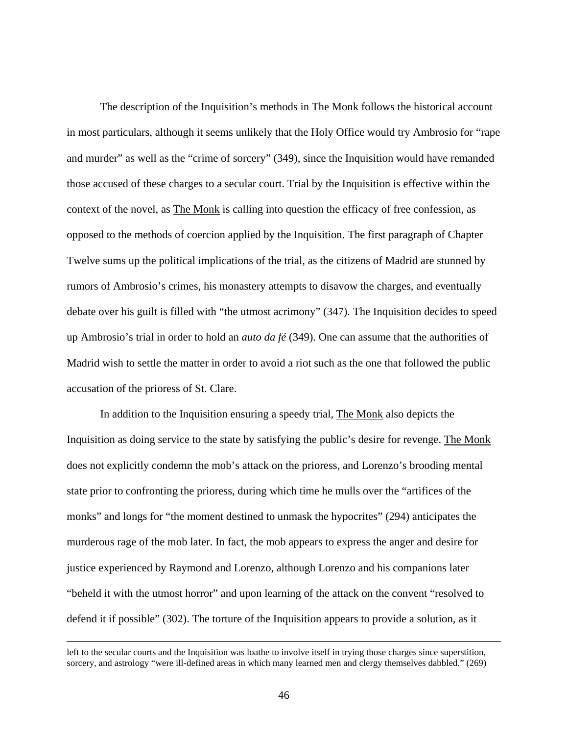The description of the Inquisition's methods in The Monk follows the historical account in most particulars, although it seems unlikely that the Holy Office would try Ambrosio for "rape and murder" as well as the "crime of sorcery" (349), since the Inquisition would have remanded those accused of these charges to a secular court. Trial by the Inquisition is effective within the context of the novel, as The Monk is calling into question the efficacy of free confession, as opposed to the methods of coercion applied by the Inquisition. The first paragraph of Chapter Twelve sums up the political implications of the trial, as the citizens of Madrid are stunned by rumors of Ambrosio's crimes, his monastery attempts to disavow the charges, and eventually debate over his guilt is filled with "the utmost acrimony" (347). The Inquisition decides to speed up Ambrosio's trial in order to hold an *auto da fé* (349). One can assume that the authorities of Madrid wish to settle the matter in order to avoid a riot such as the one that followed the public accusation of the prioress of St. Clare.

In addition to the Inquisition ensuring a speedy trial, The Monk also depicts the Inquisition as doing service to the state by satisfying the public's desire for revenge. The Monk does not explicitly condemn the mob's attack on the prioress, and Lorenzo's brooding mental state prior to confronting the prioress, during which time he mulls over the "artifices of the monks" and longs for "the moment destined to unmask the hypocrites" (294) anticipates the murderous rage of the mob later. In fact, the mob appears to express the anger and desire for justice experienced by Raymond and Lorenzo, although Lorenzo and his companions later "beheld it with the utmost horror" and upon learning of the attack on the convent "resolved to defend it if possible" (302). The torture of the Inquisition appears to provide a solution, as it

---

left to the secular courts and the Inquisition was loathe to involve itself in trying those charges since superstition, sorcery, and astrology "were ill-defined areas in which many learned men and clergy themselves dabbled." (269)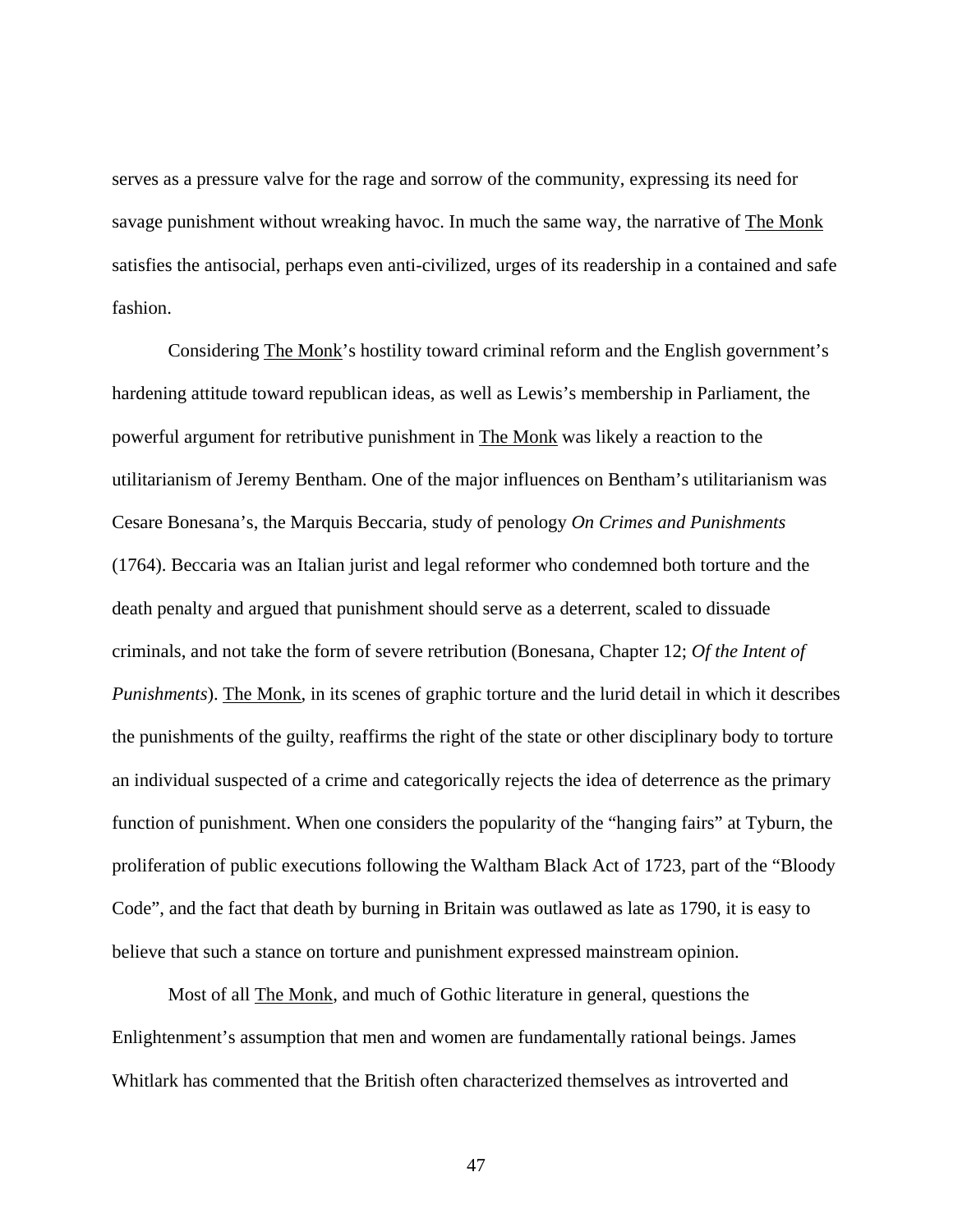serves as a pressure valve for the rage and sorrow of the community, expressing its need for savage punishment without wreaking havoc. In much the same way, the narrative of The Monk satisfies the antisocial, perhaps even anti-civilized, urges of its readership in a contained and safe fashion.

Considering The Monk's hostility toward criminal reform and the English government's hardening attitude toward republican ideas, as well as Lewis's membership in Parliament, the powerful argument for retributive punishment in The Monk was likely a reaction to the utilitarianism of Jeremy Bentham. One of the major influences on Bentham's utilitarianism was Cesare Bonesana's, the Marquis Beccaria, study of penology *On Crimes and Punishments* (1764). Beccaria was an Italian jurist and legal reformer who condemned both torture and the death penalty and argued that punishment should serve as a deterrent, scaled to dissuade criminals, and not take the form of severe retribution (Bonesana, Chapter 12; *Of the Intent of Punishments*). The Monk, in its scenes of graphic torture and the lurid detail in which it describes the punishments of the guilty, reaffirms the right of the state or other disciplinary body to torture an individual suspected of a crime and categorically rejects the idea of deterrence as the primary function of punishment. When one considers the popularity of the "hanging fairs" at Tyburn, the proliferation of public executions following the Waltham Black Act of 1723, part of the "Bloody Code", and the fact that death by burning in Britain was outlawed as late as 1790, it is easy to believe that such a stance on torture and punishment expressed mainstream opinion.

Most of all The Monk, and much of Gothic literature in general, questions the Enlightenment's assumption that men and women are fundamentally rational beings. James Whitlark has commented that the British often characterized themselves as introverted and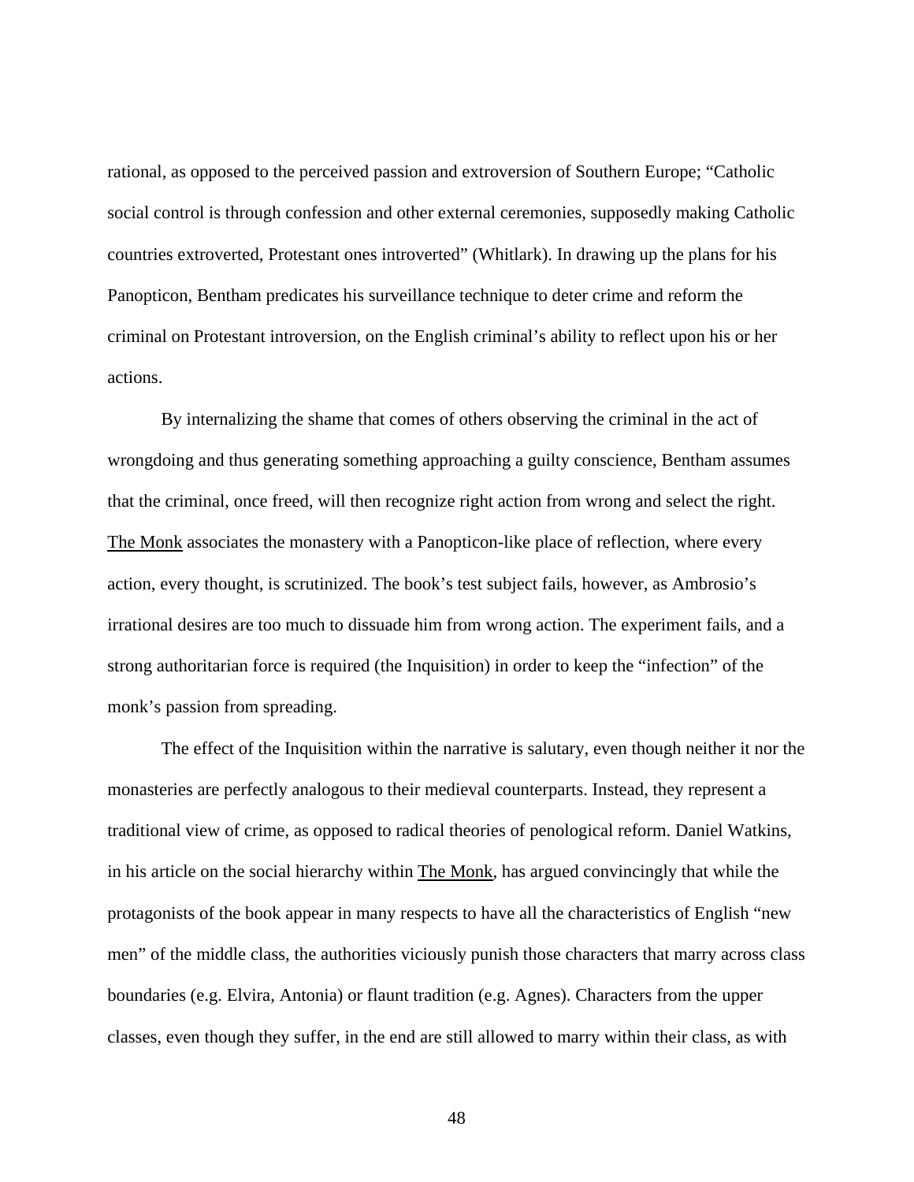rational, as opposed to the perceived passion and extroversion of Southern Europe; "Catholic social control is through confession and other external ceremonies, supposedly making Catholic countries extroverted, Protestant ones introverted" (Whitlark). In drawing up the plans for his Panopticon, Bentham predicates his surveillance technique to deter crime and reform the criminal on Protestant introversion, on the English criminal's ability to reflect upon his or her actions.

By internalizing the shame that comes of others observing the criminal in the act of wrongdoing and thus generating something approaching a guilty conscience, Bentham assumes that the criminal, once freed, will then recognize right action from wrong and select the right. The Monk associates the monastery with a Panopticon-like place of reflection, where every action, every thought, is scrutinized. The book's test subject fails, however, as Ambrosio's irrational desires are too much to dissuade him from wrong action. The experiment fails, and a strong authoritarian force is required (the Inquisition) in order to keep the "infection" of the monk's passion from spreading.

The effect of the Inquisition within the narrative is salutary, even though neither it nor the monasteries are perfectly analogous to their medieval counterparts. Instead, they represent a traditional view of crime, as opposed to radical theories of penological reform. Daniel Watkins, in his article on the social hierarchy within The Monk, has argued convincingly that while the protagonists of the book appear in many respects to have all the characteristics of English "new men" of the middle class, the authorities viciously punish those characters that marry across class boundaries (e.g. Elvira, Antonia) or flaunt tradition (e.g. Agnes). Characters from the upper classes, even though they suffer, in the end are still allowed to marry within their class, as with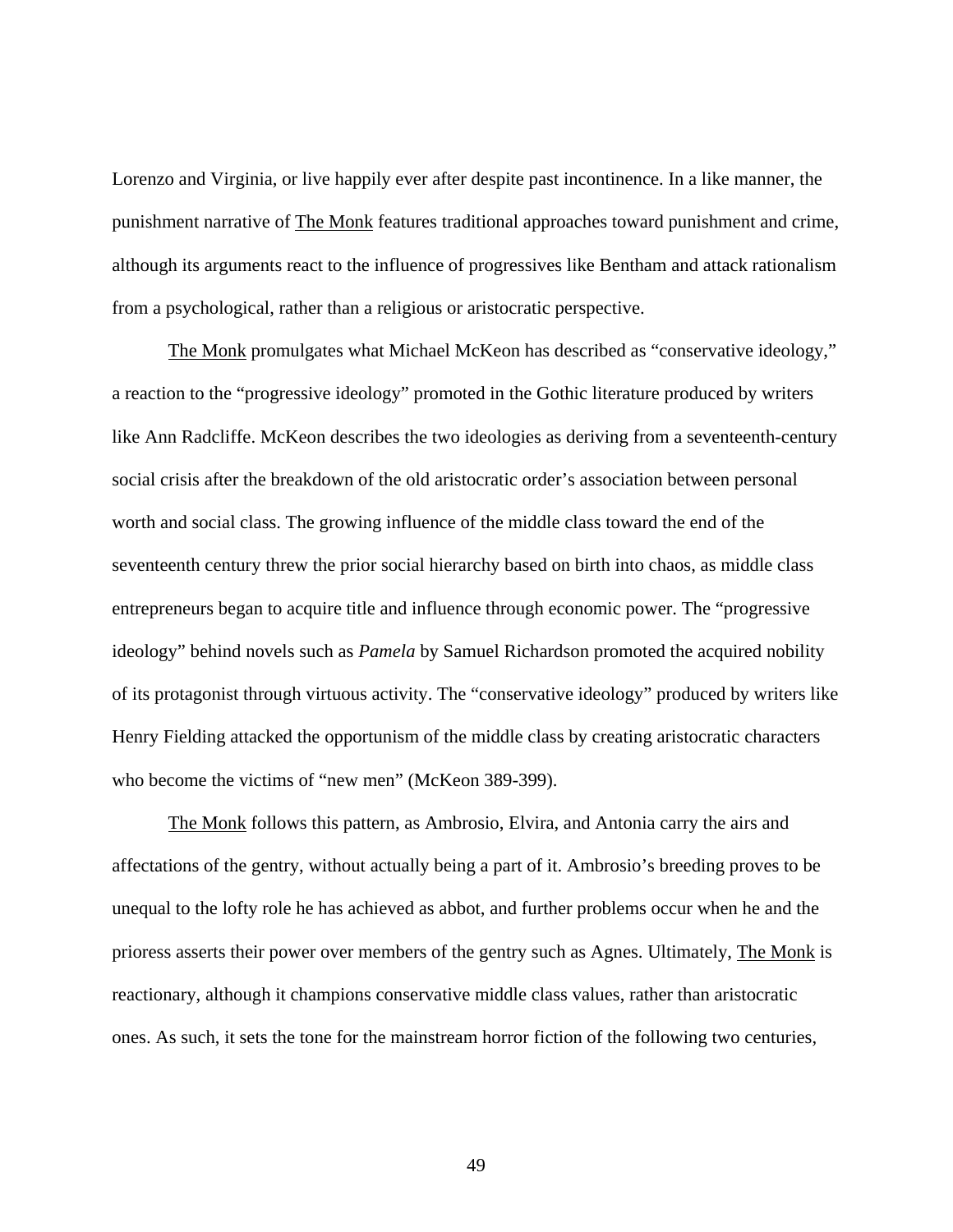Lorenzo and Virginia, or live happily ever after despite past incontinence. In a like manner, the punishment narrative of The Monk features traditional approaches toward punishment and crime, although its arguments react to the influence of progressives like Bentham and attack rationalism from a psychological, rather than a religious or aristocratic perspective.

The Monk promulgates what Michael McKeon has described as "conservative ideology," a reaction to the "progressive ideology" promoted in the Gothic literature produced by writers like Ann Radcliffe. McKeon describes the two ideologies as deriving from a seventeenth-century social crisis after the breakdown of the old aristocratic order's association between personal worth and social class. The growing influence of the middle class toward the end of the seventeenth century threw the prior social hierarchy based on birth into chaos, as middle class entrepreneurs began to acquire title and influence through economic power. The "progressive ideology" behind novels such as *Pamela* by Samuel Richardson promoted the acquired nobility of its protagonist through virtuous activity. The "conservative ideology" produced by writers like Henry Fielding attacked the opportunism of the middle class by creating aristocratic characters who become the victims of "new men" (McKeon 389-399).

The Monk follows this pattern, as Ambrosio, Elvira, and Antonia carry the airs and affectations of the gentry, without actually being a part of it. Ambrosio's breeding proves to be unequal to the lofty role he has achieved as abbot, and further problems occur when he and the prioress asserts their power over members of the gentry such as Agnes. Ultimately, The Monk is reactionary, although it champions conservative middle class values, rather than aristocratic ones. As such, it sets the tone for the mainstream horror fiction of the following two centuries,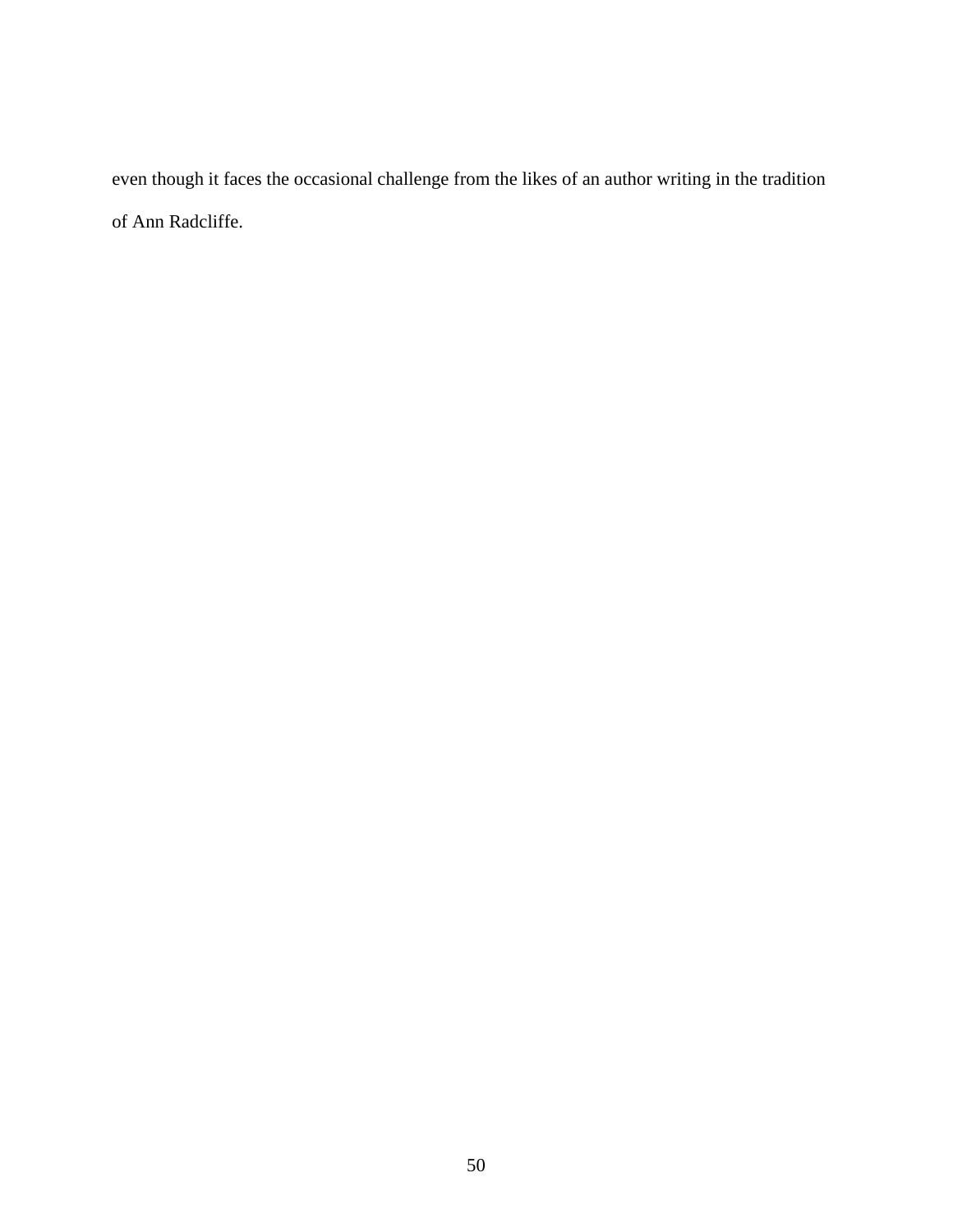even though it faces the occasional challenge from the likes of an author writing in the tradition of Ann Radcliffe.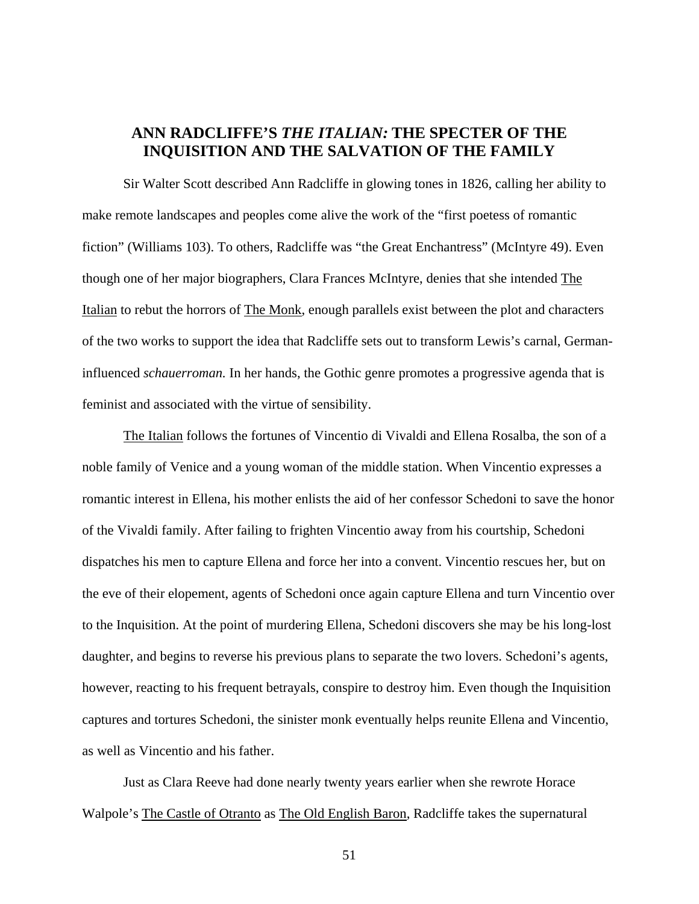## ANN RADCLIFFE'S *THE ITALIAN:* THE SPECTER OF THE INQUISITION AND THE SALVATION OF THE FAMILY

Sir Walter Scott described Ann Radcliffe in glowing tones in 1826, calling her ability to make remote landscapes and peoples come alive the work of the "first poetess of romantic fiction" (Williams 103). To others, Radcliffe was "the Great Enchantress" (McIntyre 49). Even though one of her major biographers, Clara Frances McIntyre, denies that she intended The Italian to rebut the horrors of The Monk, enough parallels exist between the plot and characters of the two works to support the idea that Radcliffe sets out to transform Lewis's carnal, German-influenced *schauerroman.* In her hands, the Gothic genre promotes a progressive agenda that is feminist and associated with the virtue of sensibility.

The Italian follows the fortunes of Vincentio di Vivaldi and Ellena Rosalba, the son of a noble family of Venice and a young woman of the middle station. When Vincentio expresses a romantic interest in Ellena, his mother enlists the aid of her confessor Schedoni to save the honor of the Vivaldi family. After failing to frighten Vincentio away from his courtship, Schedoni dispatches his men to capture Ellena and force her into a convent. Vincentio rescues her, but on the eve of their elopement, agents of Schedoni once again capture Ellena and turn Vincentio over to the Inquisition. At the point of murdering Ellena, Schedoni discovers she may be his long-lost daughter, and begins to reverse his previous plans to separate the two lovers. Schedoni's agents, however, reacting to his frequent betrayals, conspire to destroy him. Even though the Inquisition captures and tortures Schedoni, the sinister monk eventually helps reunite Ellena and Vincentio, as well as Vincentio and his father.

Just as Clara Reeve had done nearly twenty years earlier when she rewrote Horace Walpole's The Castle of Otranto as The Old English Baron, Radcliffe takes the supernatural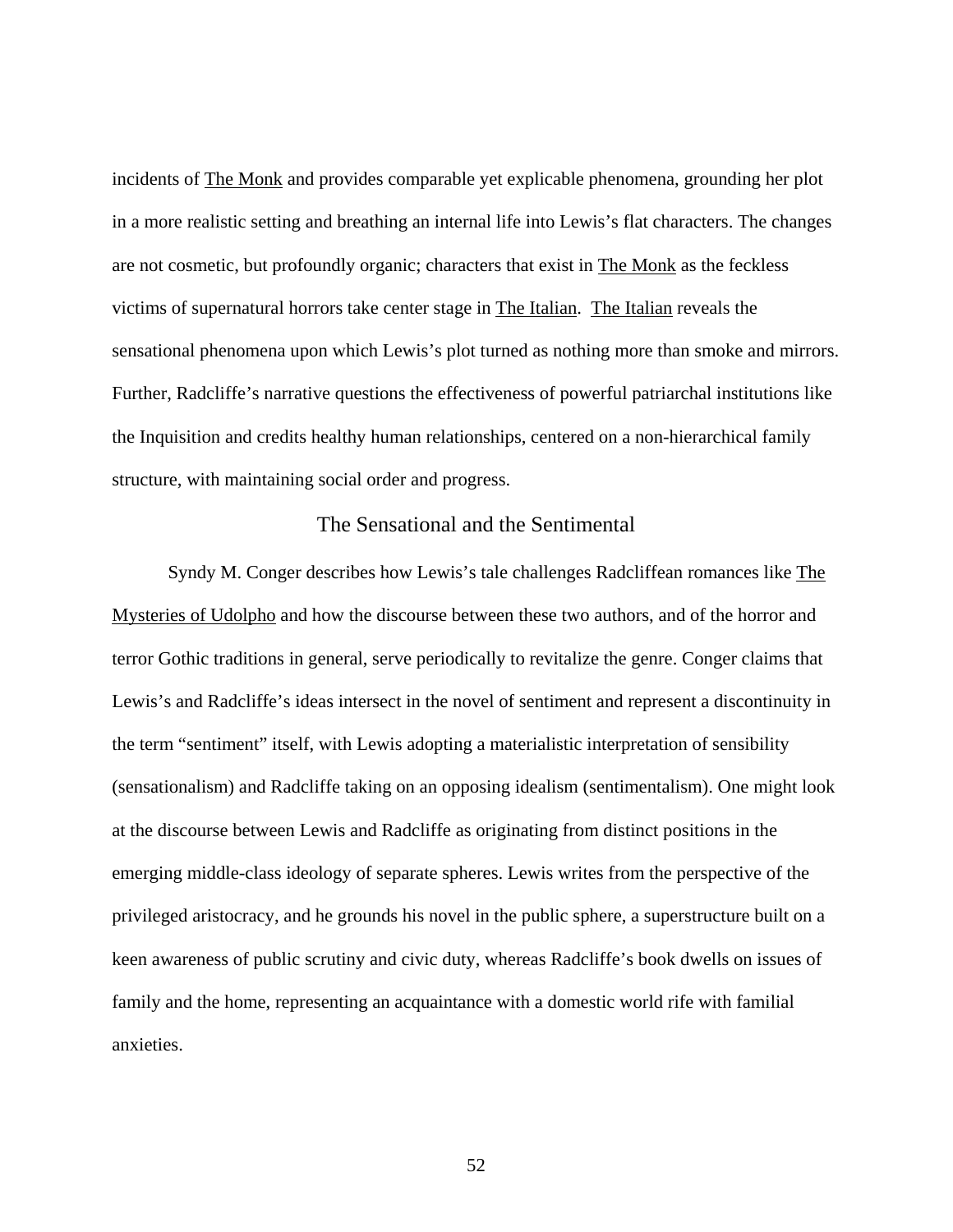incidents of The Monk and provides comparable yet explicable phenomena, grounding her plot in a more realistic setting and breathing an internal life into Lewis's flat characters. The changes are not cosmetic, but profoundly organic; characters that exist in The Monk as the feckless victims of supernatural horrors take center stage in The Italian. The Italian reveals the sensational phenomena upon which Lewis's plot turned as nothing more than smoke and mirrors. Further, Radcliffe's narrative questions the effectiveness of powerful patriarchal institutions like the Inquisition and credits healthy human relationships, centered on a non-hierarchical family structure, with maintaining social order and progress.

## The Sensational and the Sentimental

Syndy M. Conger describes how Lewis's tale challenges Radcliffean romances like The Mysteries of Udolpho and how the discourse between these two authors, and of the horror and terror Gothic traditions in general, serve periodically to revitalize the genre. Conger claims that Lewis's and Radcliffe's ideas intersect in the novel of sentiment and represent a discontinuity in the term "sentiment" itself, with Lewis adopting a materialistic interpretation of sensibility (sensationalism) and Radcliffe taking on an opposing idealism (sentimentalism). One might look at the discourse between Lewis and Radcliffe as originating from distinct positions in the emerging middle-class ideology of separate spheres. Lewis writes from the perspective of the privileged aristocracy, and he grounds his novel in the public sphere, a superstructure built on a keen awareness of public scrutiny and civic duty, whereas Radcliffe's book dwells on issues of family and the home, representing an acquaintance with a domestic world rife with familial anxieties.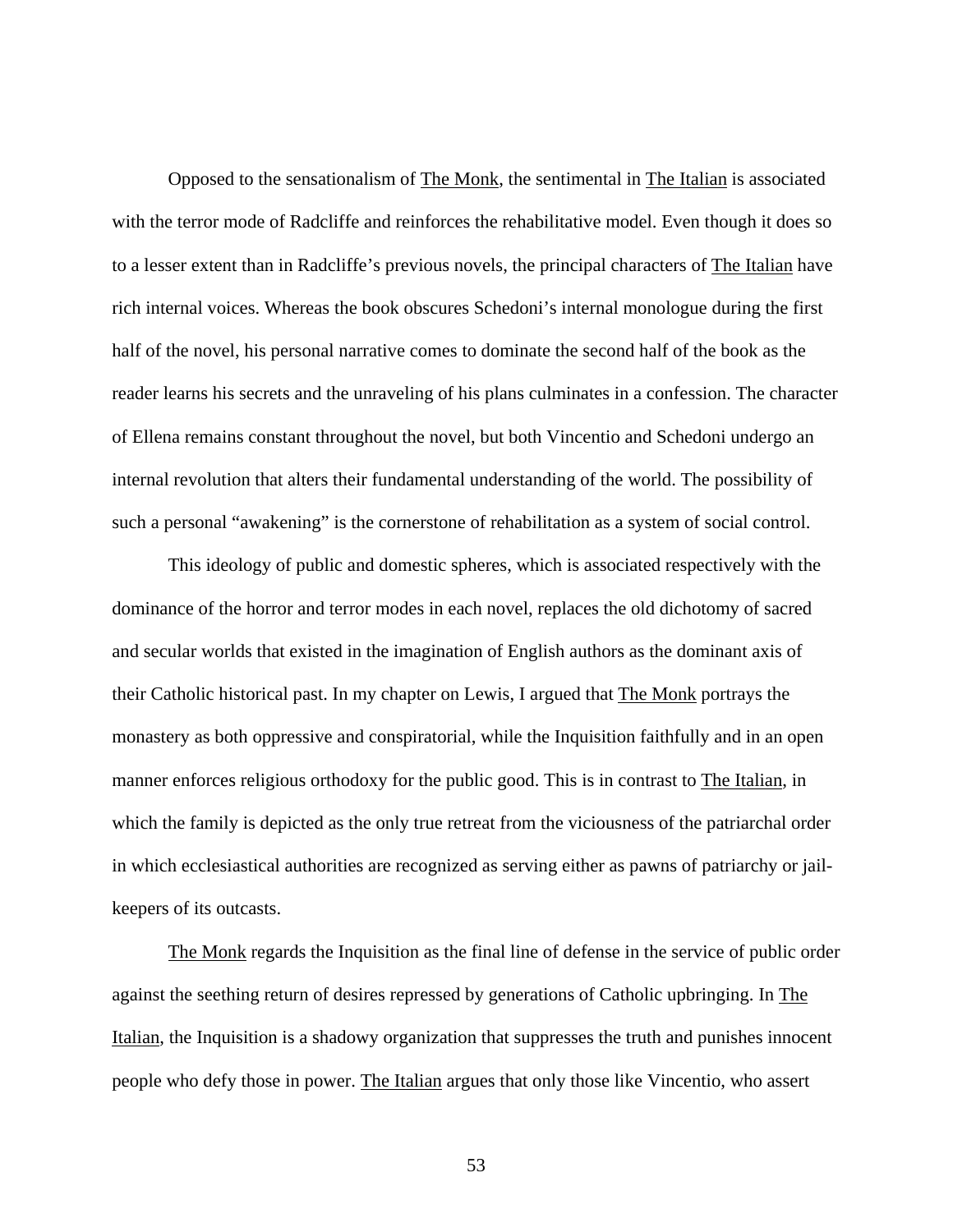Opposed to the sensationalism of The Monk, the sentimental in The Italian is associated with the terror mode of Radcliffe and reinforces the rehabilitative model. Even though it does so to a lesser extent than in Radcliffe's previous novels, the principal characters of The Italian have rich internal voices. Whereas the book obscures Schedoni's internal monologue during the first half of the novel, his personal narrative comes to dominate the second half of the book as the reader learns his secrets and the unraveling of his plans culminates in a confession. The character of Ellena remains constant throughout the novel, but both Vincentio and Schedoni undergo an internal revolution that alters their fundamental understanding of the world. The possibility of such a personal "awakening" is the cornerstone of rehabilitation as a system of social control.

This ideology of public and domestic spheres, which is associated respectively with the dominance of the horror and terror modes in each novel, replaces the old dichotomy of sacred and secular worlds that existed in the imagination of English authors as the dominant axis of their Catholic historical past. In my chapter on Lewis, I argued that The Monk portrays the monastery as both oppressive and conspiratorial, while the Inquisition faithfully and in an open manner enforces religious orthodoxy for the public good. This is in contrast to The Italian, in which the family is depicted as the only true retreat from the viciousness of the patriarchal order in which ecclesiastical authorities are recognized as serving either as pawns of patriarchy or jail-keepers of its outcasts.

The Monk regards the Inquisition as the final line of defense in the service of public order against the seething return of desires repressed by generations of Catholic upbringing. In The Italian, the Inquisition is a shadowy organization that suppresses the truth and punishes innocent people who defy those in power. The Italian argues that only those like Vincentio, who assert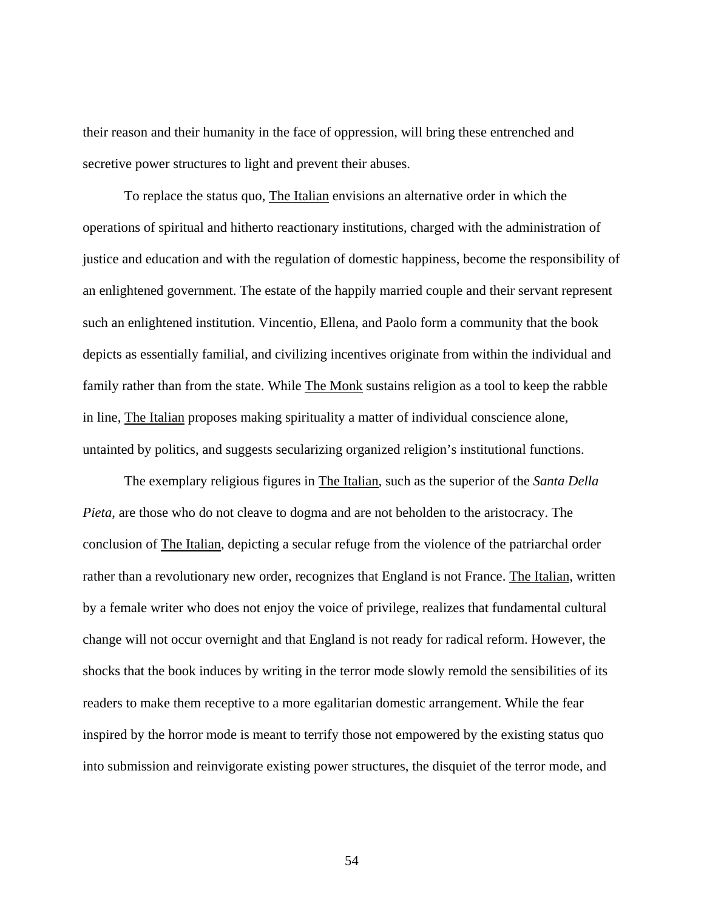their reason and their humanity in the face of oppression, will bring these entrenched and secretive power structures to light and prevent their abuses.

To replace the status quo, The Italian envisions an alternative order in which the operations of spiritual and hitherto reactionary institutions, charged with the administration of justice and education and with the regulation of domestic happiness, become the responsibility of an enlightened government. The estate of the happily married couple and their servant represent such an enlightened institution. Vincentio, Ellena, and Paolo form a community that the book depicts as essentially familial, and civilizing incentives originate from within the individual and family rather than from the state. While The Monk sustains religion as a tool to keep the rabble in line, The Italian proposes making spirituality a matter of individual conscience alone, untainted by politics, and suggests secularizing organized religion's institutional functions.

The exemplary religious figures in The Italian, such as the superior of the *Santa Della Pieta*, are those who do not cleave to dogma and are not beholden to the aristocracy. The conclusion of The Italian, depicting a secular refuge from the violence of the patriarchal order rather than a revolutionary new order, recognizes that England is not France. The Italian, written by a female writer who does not enjoy the voice of privilege, realizes that fundamental cultural change will not occur overnight and that England is not ready for radical reform. However, the shocks that the book induces by writing in the terror mode slowly remold the sensibilities of its readers to make them receptive to a more egalitarian domestic arrangement. While the fear inspired by the horror mode is meant to terrify those not empowered by the existing status quo into submission and reinvigorate existing power structures, the disquiet of the terror mode, and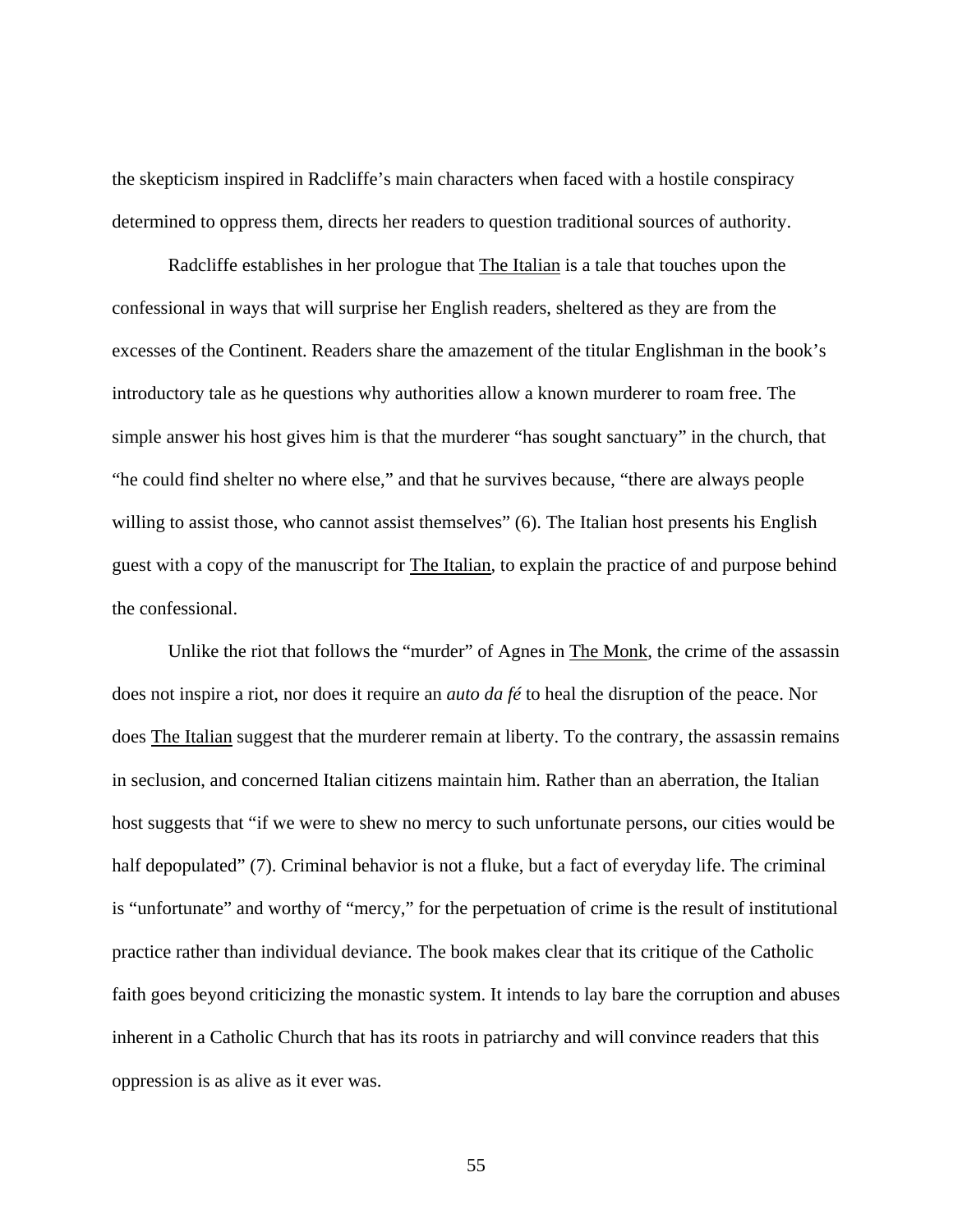the skepticism inspired in Radcliffe's main characters when faced with a hostile conspiracy determined to oppress them, directs her readers to question traditional sources of authority.

Radcliffe establishes in her prologue that <u>The Italian</u> is a tale that touches upon the confessional in ways that will surprise her English readers, sheltered as they are from the excesses of the Continent. Readers share the amazement of the titular Englishman in the book's introductory tale as he questions why authorities allow a known murderer to roam free. The simple answer his host gives him is that the murderer "has sought sanctuary" in the church, that "he could find shelter no where else," and that he survives because, "there are always people willing to assist those, who cannot assist themselves" (6). The Italian host presents his English guest with a copy of the manuscript for <u>The Italian</u>, to explain the practice of and purpose behind the confessional.

Unlike the riot that follows the "murder" of Agnes in <u>The Monk</u>, the crime of the assassin does not inspire a riot, nor does it require an *auto da fé* to heal the disruption of the peace. Nor does <u>The Italian</u> suggest that the murderer remain at liberty. To the contrary, the assassin remains in seclusion, and concerned Italian citizens maintain him. Rather than an aberration, the Italian host suggests that "if we were to shew no mercy to such unfortunate persons, our cities would be half depopulated" (7). Criminal behavior is not a fluke, but a fact of everyday life. The criminal is "unfortunate" and worthy of "mercy," for the perpetuation of crime is the result of institutional practice rather than individual deviance. The book makes clear that its critique of the Catholic faith goes beyond criticizing the monastic system. It intends to lay bare the corruption and abuses inherent in a Catholic Church that has its roots in patriarchy and will convince readers that this oppression is as alive as it ever was.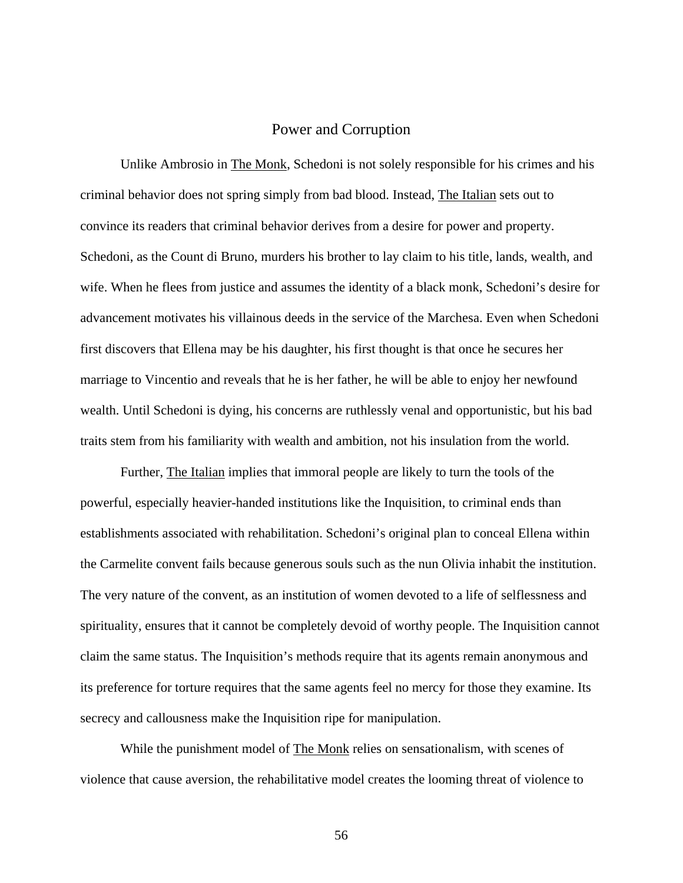## Power and Corruption

Unlike Ambrosio in The Monk, Schedoni is not solely responsible for his crimes and his criminal behavior does not spring simply from bad blood. Instead, The Italian sets out to convince its readers that criminal behavior derives from a desire for power and property. Schedoni, as the Count di Bruno, murders his brother to lay claim to his title, lands, wealth, and wife. When he flees from justice and assumes the identity of a black monk, Schedoni's desire for advancement motivates his villainous deeds in the service of the Marchesa. Even when Schedoni first discovers that Ellena may be his daughter, his first thought is that once he secures her marriage to Vincentio and reveals that he is her father, he will be able to enjoy her newfound wealth. Until Schedoni is dying, his concerns are ruthlessly venal and opportunistic, but his bad traits stem from his familiarity with wealth and ambition, not his insulation from the world.

Further, The Italian implies that immoral people are likely to turn the tools of the powerful, especially heavier-handed institutions like the Inquisition, to criminal ends than establishments associated with rehabilitation. Schedoni's original plan to conceal Ellena within the Carmelite convent fails because generous souls such as the nun Olivia inhabit the institution. The very nature of the convent, as an institution of women devoted to a life of selflessness and spirituality, ensures that it cannot be completely devoid of worthy people. The Inquisition cannot claim the same status. The Inquisition's methods require that its agents remain anonymous and its preference for torture requires that the same agents feel no mercy for those they examine. Its secrecy and callousness make the Inquisition ripe for manipulation.

While the punishment model of The Monk relies on sensationalism, with scenes of violence that cause aversion, the rehabilitative model creates the looming threat of violence to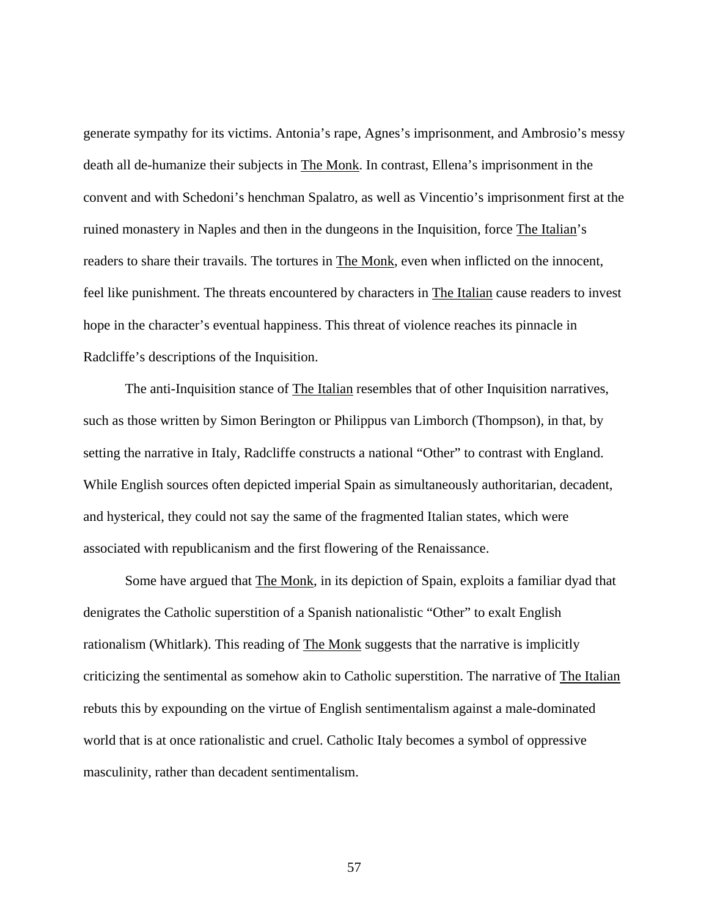generate sympathy for its victims. Antonia's rape, Agnes's imprisonment, and Ambrosio's messy death all de-humanize their subjects in The Monk. In contrast, Ellena's imprisonment in the convent and with Schedoni's henchman Spalatro, as well as Vincentio's imprisonment first at the ruined monastery in Naples and then in the dungeons in the Inquisition, force The Italian's readers to share their travails. The tortures in The Monk, even when inflicted on the innocent, feel like punishment. The threats encountered by characters in The Italian cause readers to invest hope in the character's eventual happiness. This threat of violence reaches its pinnacle in Radcliffe's descriptions of the Inquisition.

The anti-Inquisition stance of The Italian resembles that of other Inquisition narratives, such as those written by Simon Berington or Philippus van Limborch (Thompson), in that, by setting the narrative in Italy, Radcliffe constructs a national "Other" to contrast with England. While English sources often depicted imperial Spain as simultaneously authoritarian, decadent, and hysterical, they could not say the same of the fragmented Italian states, which were associated with republicanism and the first flowering of the Renaissance.

Some have argued that The Monk, in its depiction of Spain, exploits a familiar dyad that denigrates the Catholic superstition of a Spanish nationalistic "Other" to exalt English rationalism (Whitlark). This reading of The Monk suggests that the narrative is implicitly criticizing the sentimental as somehow akin to Catholic superstition. The narrative of The Italian rebuts this by expounding on the virtue of English sentimentalism against a male-dominated world that is at once rationalistic and cruel. Catholic Italy becomes a symbol of oppressive masculinity, rather than decadent sentimentalism.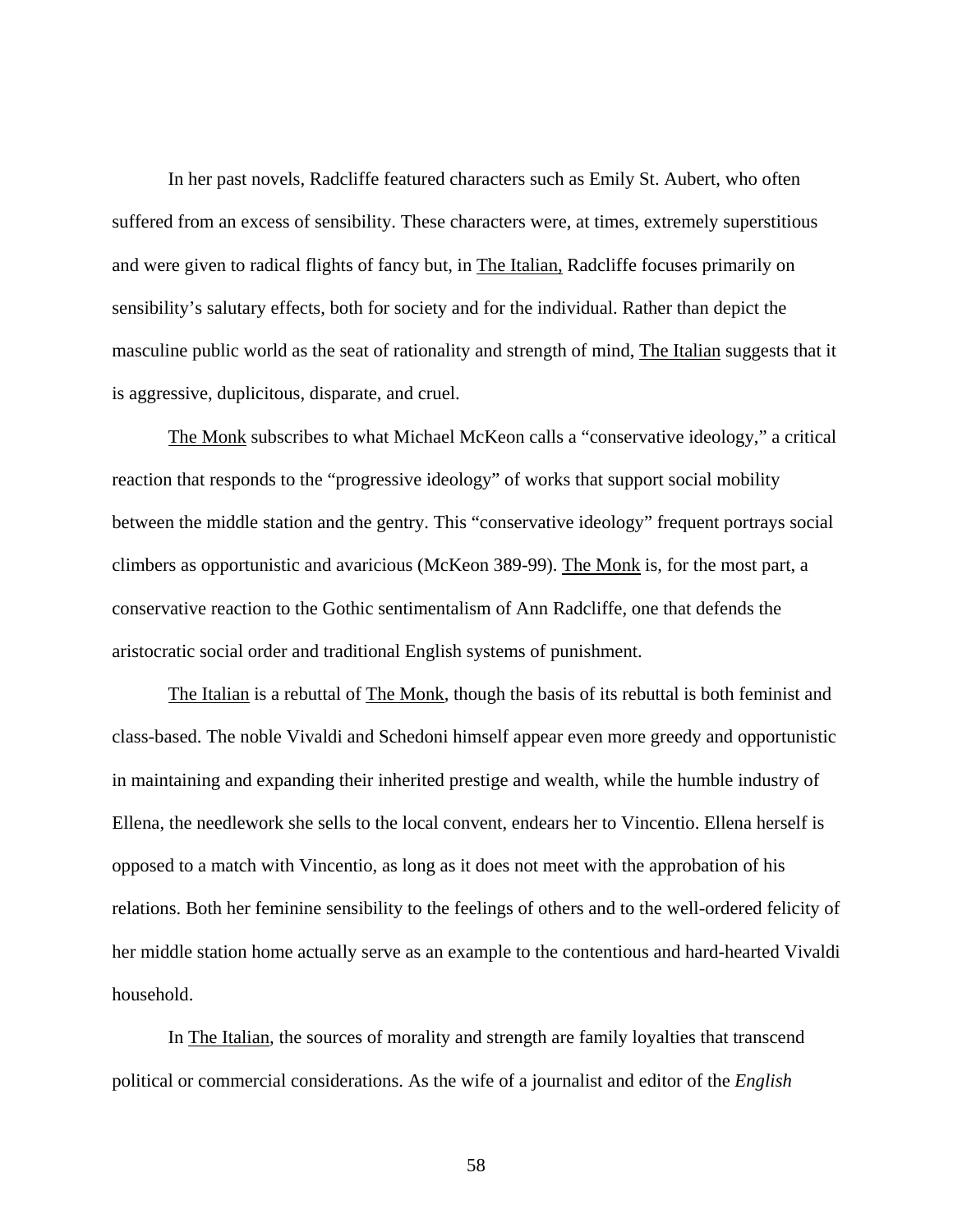In her past novels, Radcliffe featured characters such as Emily St. Aubert, who often suffered from an excess of sensibility. These characters were, at times, extremely superstitious and were given to radical flights of fancy but, in <u>The Italian,</u> Radcliffe focuses primarily on sensibility's salutary effects, both for society and for the individual. Rather than depict the masculine public world as the seat of rationality and strength of mind, <u>The Italian</u> suggests that it is aggressive, duplicitous, disparate, and cruel.

<u>The Monk</u> subscribes to what Michael McKeon calls a "conservative ideology," a critical reaction that responds to the "progressive ideology" of works that support social mobility between the middle station and the gentry. This "conservative ideology" frequent portrays social climbers as opportunistic and avaricious (McKeon 389-99). <u>The Monk</u> is, for the most part, a conservative reaction to the Gothic sentimentalism of Ann Radcliffe, one that defends the aristocratic social order and traditional English systems of punishment.

<u>The Italian</u> is a rebuttal of <u>The Monk</u>, though the basis of its rebuttal is both feminist and class-based. The noble Vivaldi and Schedoni himself appear even more greedy and opportunistic in maintaining and expanding their inherited prestige and wealth, while the humble industry of Ellena, the needlework she sells to the local convent, endears her to Vincentio. Ellena herself is opposed to a match with Vincentio, as long as it does not meet with the approbation of his relations. Both her feminine sensibility to the feelings of others and to the well-ordered felicity of her middle station home actually serve as an example to the contentious and hard-hearted Vivaldi household.

In <u>The Italian</u>, the sources of morality and strength are family loyalties that transcend political or commercial considerations. As the wife of a journalist and editor of the *English*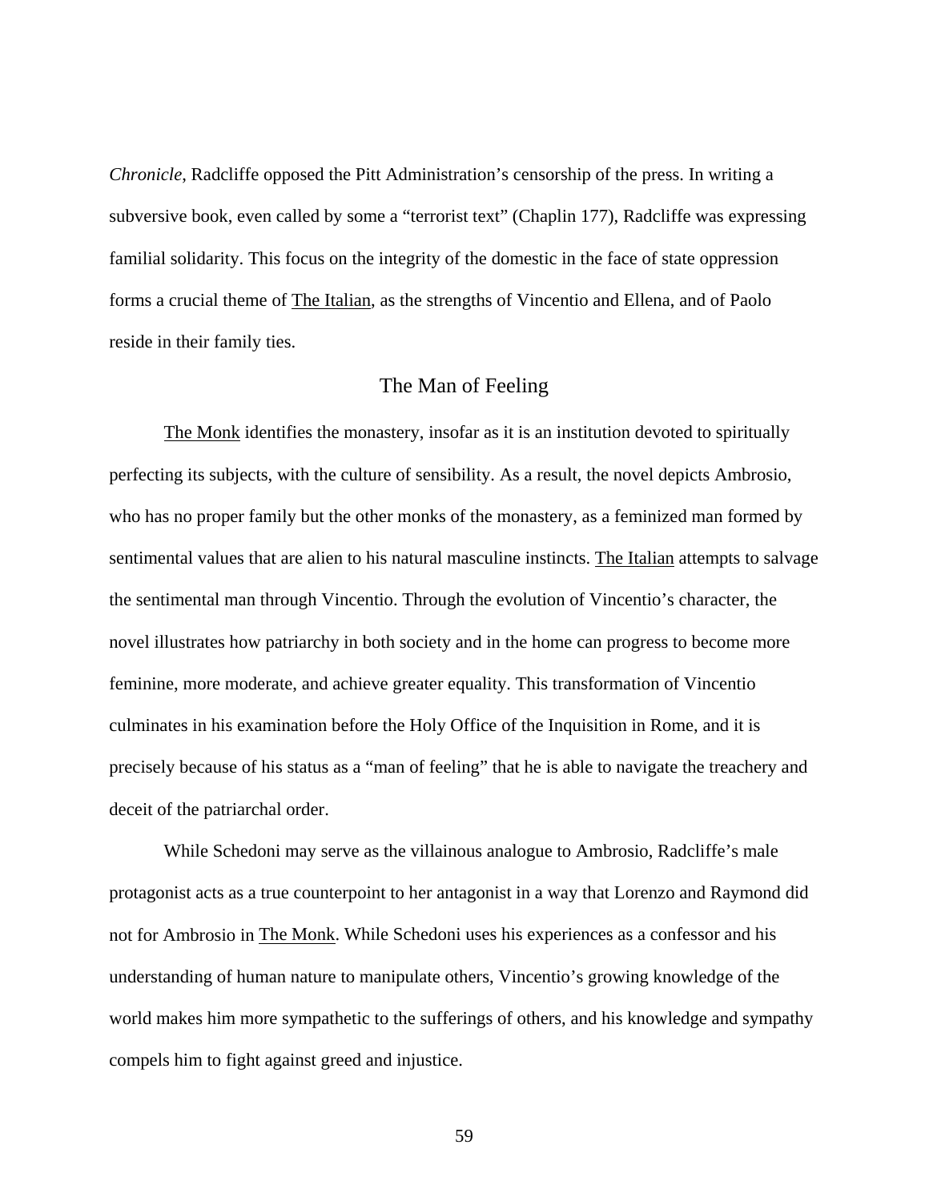*Chronicle*, Radcliffe opposed the Pitt Administration's censorship of the press. In writing a subversive book, even called by some a "terrorist text" (Chaplin 177), Radcliffe was expressing familial solidarity. This focus on the integrity of the domestic in the face of state oppression forms a crucial theme of The Italian, as the strengths of Vincentio and Ellena, and of Paolo reside in their family ties.

## The Man of Feeling

The Monk identifies the monastery, insofar as it is an institution devoted to spiritually perfecting its subjects, with the culture of sensibility. As a result, the novel depicts Ambrosio, who has no proper family but the other monks of the monastery, as a feminized man formed by sentimental values that are alien to his natural masculine instincts. The Italian attempts to salvage the sentimental man through Vincentio. Through the evolution of Vincentio's character, the novel illustrates how patriarchy in both society and in the home can progress to become more feminine, more moderate, and achieve greater equality. This transformation of Vincentio culminates in his examination before the Holy Office of the Inquisition in Rome, and it is precisely because of his status as a "man of feeling" that he is able to navigate the treachery and deceit of the patriarchal order.

While Schedoni may serve as the villainous analogue to Ambrosio, Radcliffe's male protagonist acts as a true counterpoint to her antagonist in a way that Lorenzo and Raymond did not for Ambrosio in The Monk. While Schedoni uses his experiences as a confessor and his understanding of human nature to manipulate others, Vincentio's growing knowledge of the world makes him more sympathetic to the sufferings of others, and his knowledge and sympathy compels him to fight against greed and injustice.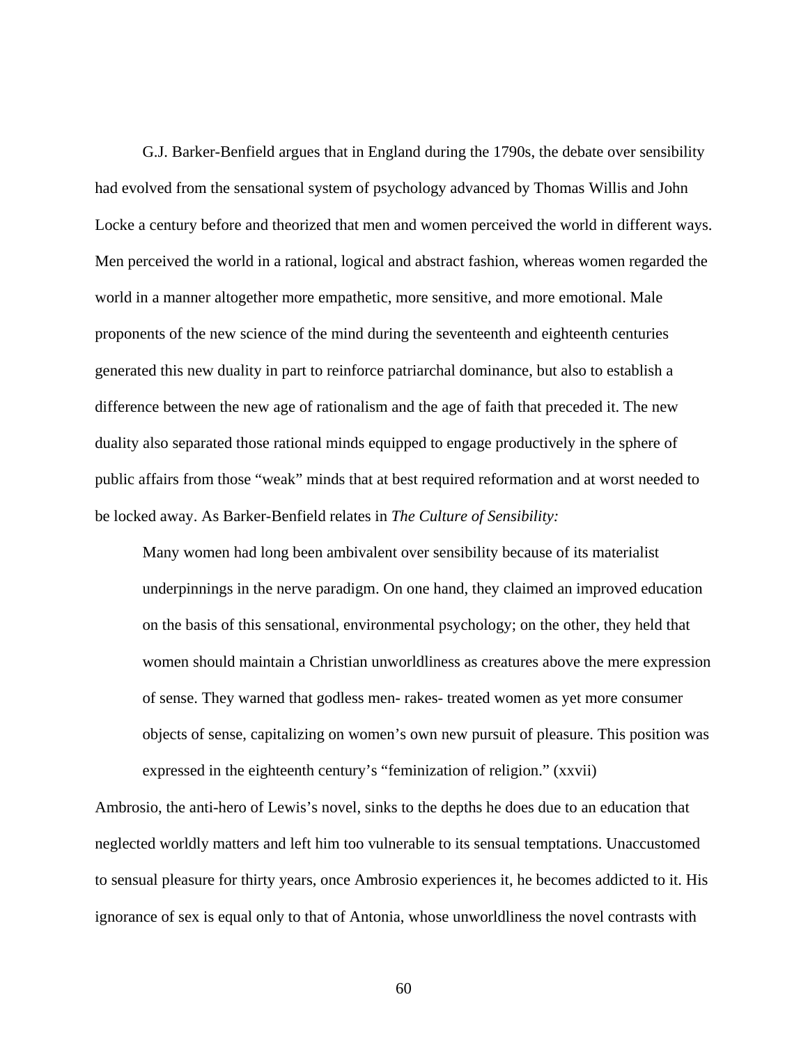G.J. Barker-Benfield argues that in England during the 1790s, the debate over sensibility had evolved from the sensational system of psychology advanced by Thomas Willis and John Locke a century before and theorized that men and women perceived the world in different ways. Men perceived the world in a rational, logical and abstract fashion, whereas women regarded the world in a manner altogether more empathetic, more sensitive, and more emotional. Male proponents of the new science of the mind during the seventeenth and eighteenth centuries generated this new duality in part to reinforce patriarchal dominance, but also to establish a difference between the new age of rationalism and the age of faith that preceded it. The new duality also separated those rational minds equipped to engage productively in the sphere of public affairs from those "weak" minds that at best required reformation and at worst needed to be locked away. As Barker-Benfield relates in *The Culture of Sensibility:*

> Many women had long been ambivalent over sensibility because of its materialist underpinnings in the nerve paradigm. On one hand, they claimed an improved education on the basis of this sensational, environmental psychology; on the other, they held that women should maintain a Christian unworldliness as creatures above the mere expression of sense. They warned that godless men- rakes- treated women as yet more consumer objects of sense, capitalizing on women's own new pursuit of pleasure. This position was expressed in the eighteenth century's "feminization of religion." (xxvii)

Ambrosio, the anti-hero of Lewis's novel, sinks to the depths he does due to an education that neglected worldly matters and left him too vulnerable to its sensual temptations. Unaccustomed to sensual pleasure for thirty years, once Ambrosio experiences it, he becomes addicted to it. His ignorance of sex is equal only to that of Antonia, whose unworldliness the novel contrasts with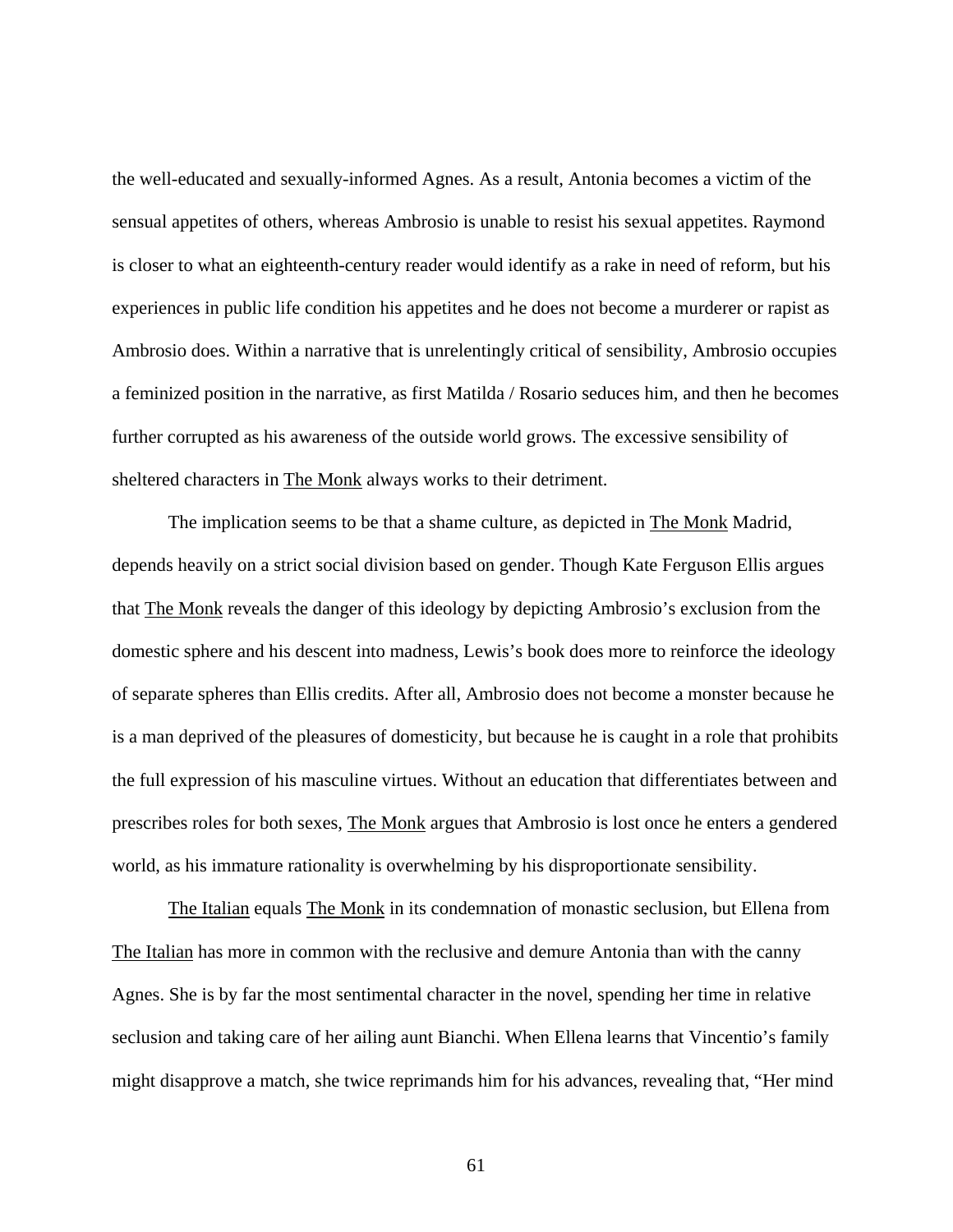the well-educated and sexually-informed Agnes. As a result, Antonia becomes a victim of the sensual appetites of others, whereas Ambrosio is unable to resist his sexual appetites. Raymond is closer to what an eighteenth-century reader would identify as a rake in need of reform, but his experiences in public life condition his appetites and he does not become a murderer or rapist as Ambrosio does. Within a narrative that is unrelentingly critical of sensibility, Ambrosio occupies a feminized position in the narrative, as first Matilda / Rosario seduces him, and then he becomes further corrupted as his awareness of the outside world grows. The excessive sensibility of sheltered characters in The Monk always works to their detriment.

The implication seems to be that a shame culture, as depicted in The Monk Madrid, depends heavily on a strict social division based on gender. Though Kate Ferguson Ellis argues that The Monk reveals the danger of this ideology by depicting Ambrosio's exclusion from the domestic sphere and his descent into madness, Lewis's book does more to reinforce the ideology of separate spheres than Ellis credits. After all, Ambrosio does not become a monster because he is a man deprived of the pleasures of domesticity, but because he is caught in a role that prohibits the full expression of his masculine virtues. Without an education that differentiates between and prescribes roles for both sexes, The Monk argues that Ambrosio is lost once he enters a gendered world, as his immature rationality is overwhelming by his disproportionate sensibility.

The Italian equals The Monk in its condemnation of monastic seclusion, but Ellena from The Italian has more in common with the reclusive and demure Antonia than with the canny Agnes. She is by far the most sentimental character in the novel, spending her time in relative seclusion and taking care of her ailing aunt Bianchi. When Ellena learns that Vincentio's family might disapprove a match, she twice reprimands him for his advances, revealing that, "Her mind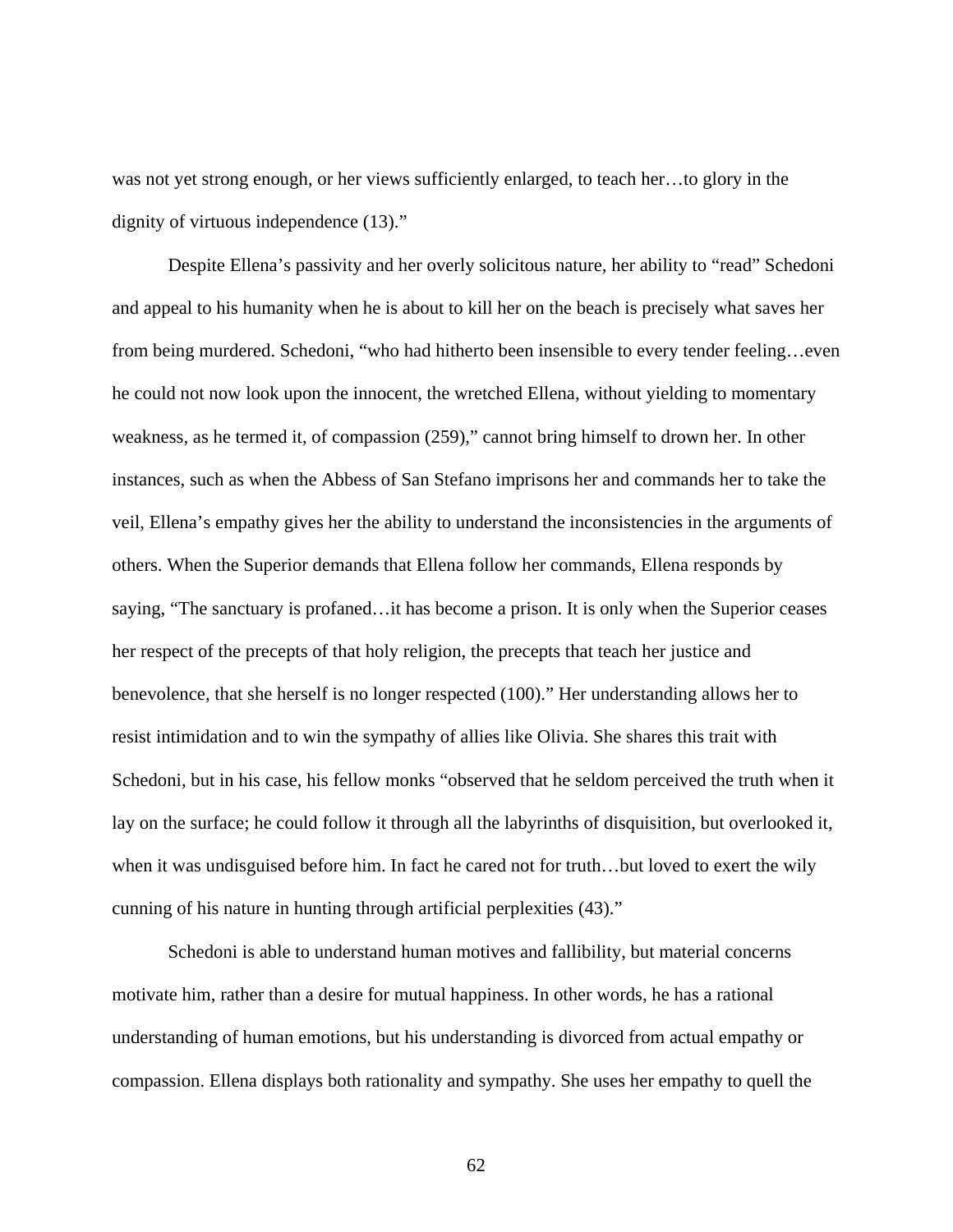was not yet strong enough, or her views sufficiently enlarged, to teach her…to glory in the dignity of virtuous independence (13)."

Despite Ellena's passivity and her overly solicitous nature, her ability to "read" Schedoni and appeal to his humanity when he is about to kill her on the beach is precisely what saves her from being murdered. Schedoni, "who had hitherto been insensible to every tender feeling…even he could not now look upon the innocent, the wretched Ellena, without yielding to momentary weakness, as he termed it, of compassion (259)," cannot bring himself to drown her. In other instances, such as when the Abbess of San Stefano imprisons her and commands her to take the veil, Ellena's empathy gives her the ability to understand the inconsistencies in the arguments of others. When the Superior demands that Ellena follow her commands, Ellena responds by saying, "The sanctuary is profaned…it has become a prison. It is only when the Superior ceases her respect of the precepts of that holy religion, the precepts that teach her justice and benevolence, that she herself is no longer respected (100)." Her understanding allows her to resist intimidation and to win the sympathy of allies like Olivia. She shares this trait with Schedoni, but in his case, his fellow monks "observed that he seldom perceived the truth when it lay on the surface; he could follow it through all the labyrinths of disquisition, but overlooked it, when it was undisguised before him. In fact he cared not for truth…but loved to exert the wily cunning of his nature in hunting through artificial perplexities (43)."

Schedoni is able to understand human motives and fallibility, but material concerns motivate him, rather than a desire for mutual happiness. In other words, he has a rational understanding of human emotions, but his understanding is divorced from actual empathy or compassion. Ellena displays both rationality and sympathy. She uses her empathy to quell the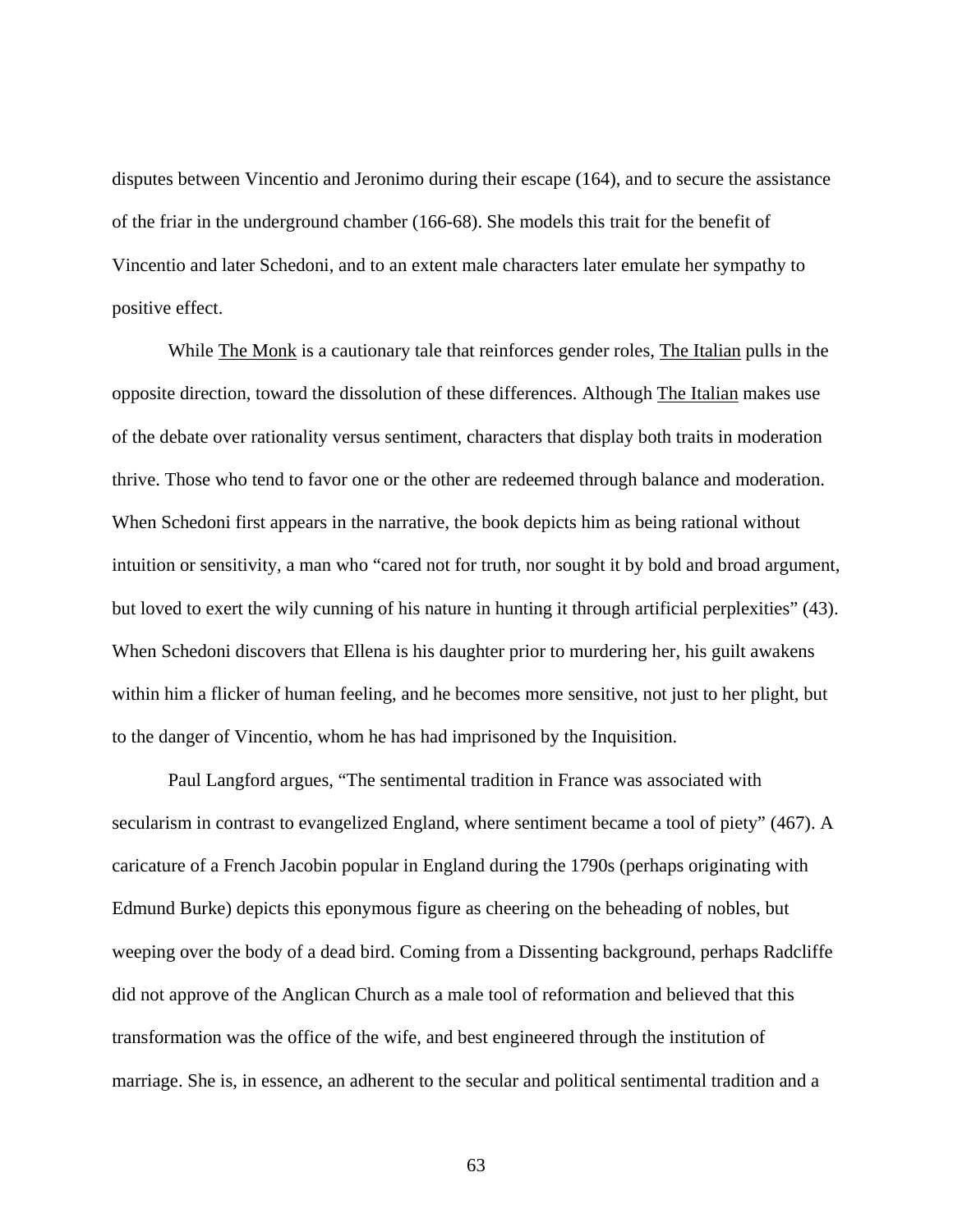disputes between Vincentio and Jeronimo during their escape (164), and to secure the assistance of the friar in the underground chamber (166-68). She models this trait for the benefit of Vincentio and later Schedoni, and to an extent male characters later emulate her sympathy to positive effect.

While The Monk is a cautionary tale that reinforces gender roles, The Italian pulls in the opposite direction, toward the dissolution of these differences. Although The Italian makes use of the debate over rationality versus sentiment, characters that display both traits in moderation thrive. Those who tend to favor one or the other are redeemed through balance and moderation. When Schedoni first appears in the narrative, the book depicts him as being rational without intuition or sensitivity, a man who "cared not for truth, nor sought it by bold and broad argument, but loved to exert the wily cunning of his nature in hunting it through artificial perplexities" (43). When Schedoni discovers that Ellena is his daughter prior to murdering her, his guilt awakens within him a flicker of human feeling, and he becomes more sensitive, not just to her plight, but to the danger of Vincentio, whom he has had imprisoned by the Inquisition.

Paul Langford argues, "The sentimental tradition in France was associated with secularism in contrast to evangelized England, where sentiment became a tool of piety" (467). A caricature of a French Jacobin popular in England during the 1790s (perhaps originating with Edmund Burke) depicts this eponymous figure as cheering on the beheading of nobles, but weeping over the body of a dead bird. Coming from a Dissenting background, perhaps Radcliffe did not approve of the Anglican Church as a male tool of reformation and believed that this transformation was the office of the wife, and best engineered through the institution of marriage. She is, in essence, an adherent to the secular and political sentimental tradition and a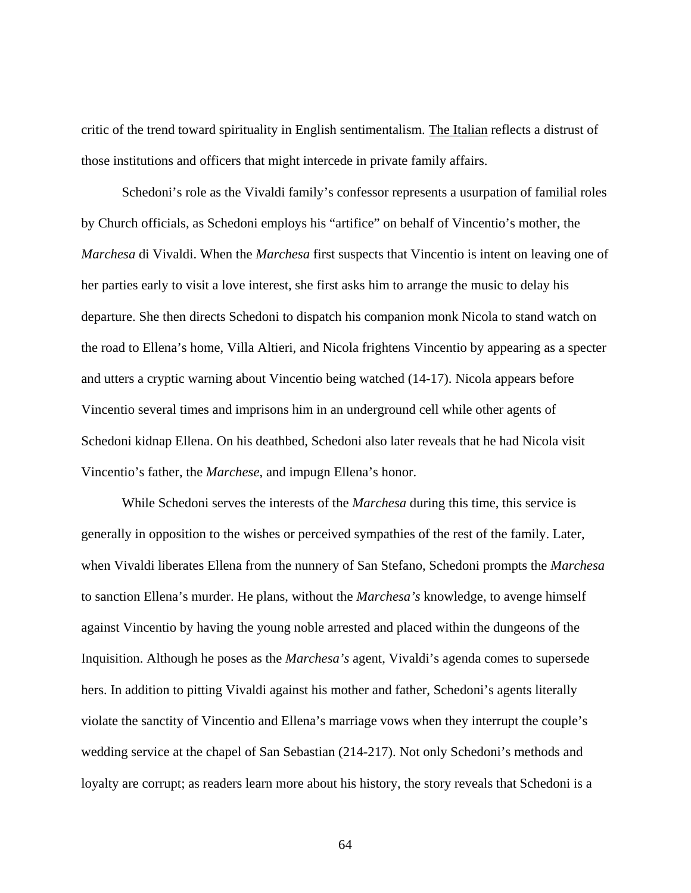critic of the trend toward spirituality in English sentimentalism. The Italian reflects a distrust of those institutions and officers that might intercede in private family affairs.

Schedoni's role as the Vivaldi family's confessor represents a usurpation of familial roles by Church officials, as Schedoni employs his "artifice" on behalf of Vincentio's mother, the *Marchesa* di Vivaldi. When the *Marchesa* first suspects that Vincentio is intent on leaving one of her parties early to visit a love interest, she first asks him to arrange the music to delay his departure. She then directs Schedoni to dispatch his companion monk Nicola to stand watch on the road to Ellena's home, Villa Altieri, and Nicola frightens Vincentio by appearing as a specter and utters a cryptic warning about Vincentio being watched (14-17). Nicola appears before Vincentio several times and imprisons him in an underground cell while other agents of Schedoni kidnap Ellena. On his deathbed, Schedoni also later reveals that he had Nicola visit Vincentio's father, the *Marchese*, and impugn Ellena's honor.

While Schedoni serves the interests of the *Marchesa* during this time, this service is generally in opposition to the wishes or perceived sympathies of the rest of the family. Later, when Vivaldi liberates Ellena from the nunnery of San Stefano, Schedoni prompts the *Marchesa* to sanction Ellena's murder. He plans, without the *Marchesa's* knowledge, to avenge himself against Vincentio by having the young noble arrested and placed within the dungeons of the Inquisition. Although he poses as the *Marchesa's* agent, Vivaldi's agenda comes to supersede hers. In addition to pitting Vivaldi against his mother and father, Schedoni's agents literally violate the sanctity of Vincentio and Ellena's marriage vows when they interrupt the couple's wedding service at the chapel of San Sebastian (214-217). Not only Schedoni's methods and loyalty are corrupt; as readers learn more about his history, the story reveals that Schedoni is a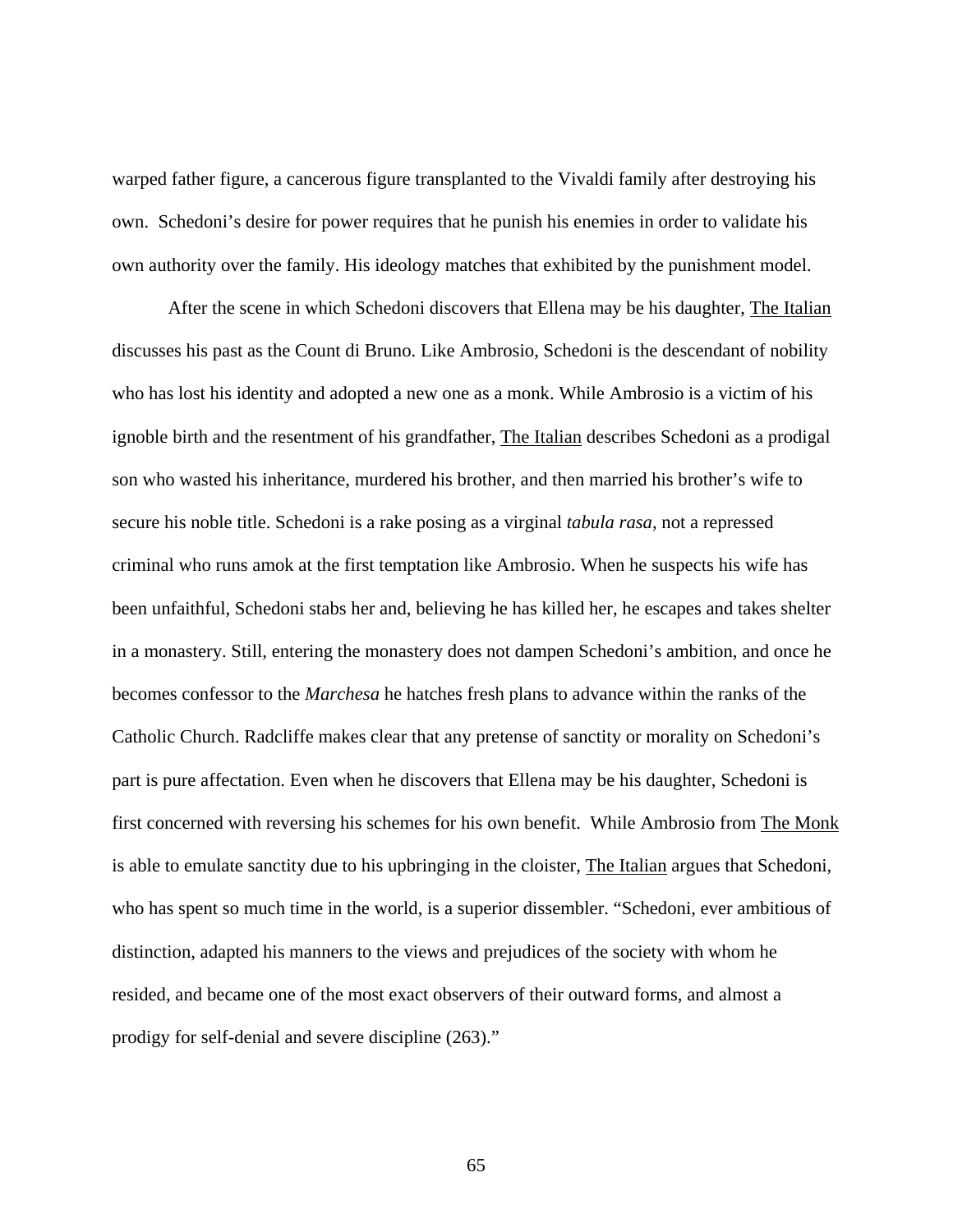warped father figure, a cancerous figure transplanted to the Vivaldi family after destroying his own. Schedoni's desire for power requires that he punish his enemies in order to validate his own authority over the family. His ideology matches that exhibited by the punishment model.

After the scene in which Schedoni discovers that Ellena may be his daughter, The Italian discusses his past as the Count di Bruno. Like Ambrosio, Schedoni is the descendant of nobility who has lost his identity and adopted a new one as a monk. While Ambrosio is a victim of his ignoble birth and the resentment of his grandfather, The Italian describes Schedoni as a prodigal son who wasted his inheritance, murdered his brother, and then married his brother's wife to secure his noble title. Schedoni is a rake posing as a virginal *tabula rasa*, not a repressed criminal who runs amok at the first temptation like Ambrosio. When he suspects his wife has been unfaithful, Schedoni stabs her and, believing he has killed her, he escapes and takes shelter in a monastery. Still, entering the monastery does not dampen Schedoni's ambition, and once he becomes confessor to the *Marchesa* he hatches fresh plans to advance within the ranks of the Catholic Church. Radcliffe makes clear that any pretense of sanctity or morality on Schedoni's part is pure affectation. Even when he discovers that Ellena may be his daughter, Schedoni is first concerned with reversing his schemes for his own benefit. While Ambrosio from The Monk is able to emulate sanctity due to his upbringing in the cloister, The Italian argues that Schedoni, who has spent so much time in the world, is a superior dissembler. "Schedoni, ever ambitious of distinction, adapted his manners to the views and prejudices of the society with whom he resided, and became one of the most exact observers of their outward forms, and almost a prodigy for self-denial and severe discipline (263)."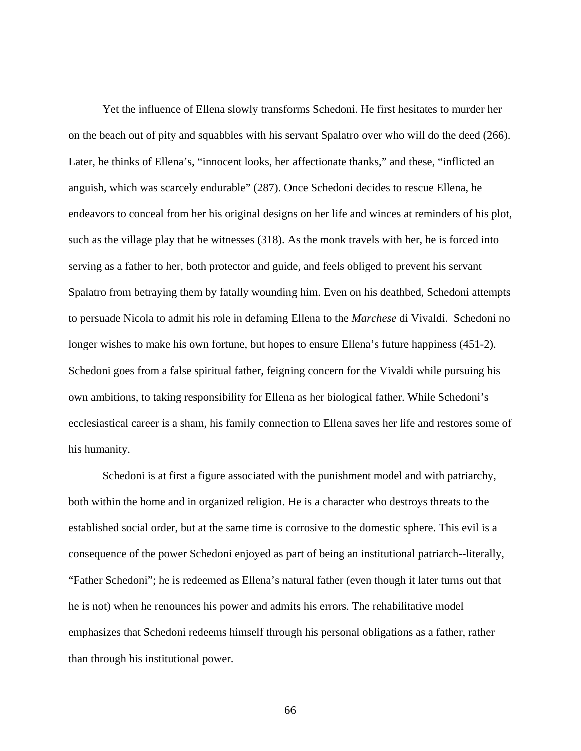Yet the influence of Ellena slowly transforms Schedoni. He first hesitates to murder her on the beach out of pity and squabbles with his servant Spalatro over who will do the deed (266). Later, he thinks of Ellena's, "innocent looks, her affectionate thanks," and these, "inflicted an anguish, which was scarcely endurable" (287). Once Schedoni decides to rescue Ellena, he endeavors to conceal from her his original designs on her life and winces at reminders of his plot, such as the village play that he witnesses (318). As the monk travels with her, he is forced into serving as a father to her, both protector and guide, and feels obliged to prevent his servant Spalatro from betraying them by fatally wounding him. Even on his deathbed, Schedoni attempts to persuade Nicola to admit his role in defaming Ellena to the *Marchese* di Vivaldi. Schedoni no longer wishes to make his own fortune, but hopes to ensure Ellena's future happiness (451-2). Schedoni goes from a false spiritual father, feigning concern for the Vivaldi while pursuing his own ambitions, to taking responsibility for Ellena as her biological father. While Schedoni's ecclesiastical career is a sham, his family connection to Ellena saves her life and restores some of his humanity.

Schedoni is at first a figure associated with the punishment model and with patriarchy, both within the home and in organized religion. He is a character who destroys threats to the established social order, but at the same time is corrosive to the domestic sphere. This evil is a consequence of the power Schedoni enjoyed as part of being an institutional patriarch--literally, "Father Schedoni"; he is redeemed as Ellena's natural father (even though it later turns out that he is not) when he renounces his power and admits his errors. The rehabilitative model emphasizes that Schedoni redeems himself through his personal obligations as a father, rather than through his institutional power.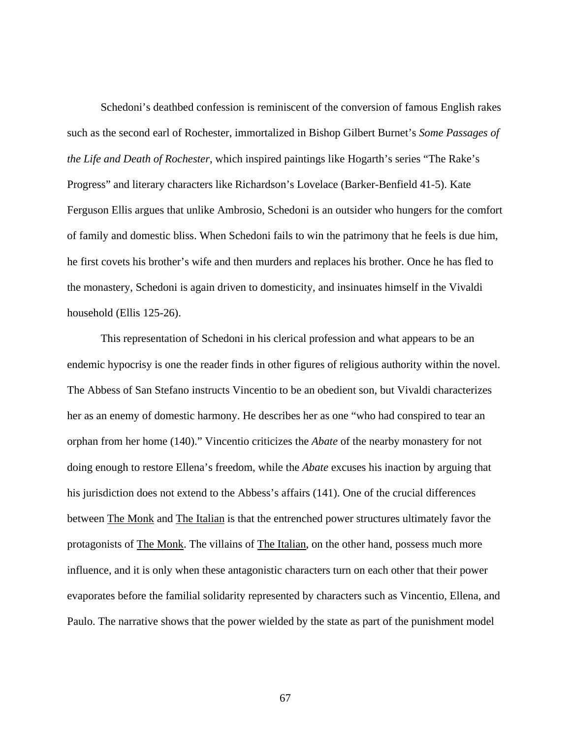Schedoni's deathbed confession is reminiscent of the conversion of famous English rakes such as the second earl of Rochester, immortalized in Bishop Gilbert Burnet's *Some Passages of the Life and Death of Rochester*, which inspired paintings like Hogarth's series "The Rake's Progress" and literary characters like Richardson's Lovelace (Barker-Benfield 41-5). Kate Ferguson Ellis argues that unlike Ambrosio, Schedoni is an outsider who hungers for the comfort of family and domestic bliss. When Schedoni fails to win the patrimony that he feels is due him, he first covets his brother's wife and then murders and replaces his brother. Once he has fled to the monastery, Schedoni is again driven to domesticity, and insinuates himself in the Vivaldi household (Ellis 125-26).

This representation of Schedoni in his clerical profession and what appears to be an endemic hypocrisy is one the reader finds in other figures of religious authority within the novel. The Abbess of San Stefano instructs Vincentio to be an obedient son, but Vivaldi characterizes her as an enemy of domestic harmony. He describes her as one "who had conspired to tear an orphan from her home (140)." Vincentio criticizes the *Abate* of the nearby monastery for not doing enough to restore Ellena's freedom, while the *Abate* excuses his inaction by arguing that his jurisdiction does not extend to the Abbess's affairs (141). One of the crucial differences between The Monk and The Italian is that the entrenched power structures ultimately favor the protagonists of The Monk. The villains of The Italian, on the other hand, possess much more influence, and it is only when these antagonistic characters turn on each other that their power evaporates before the familial solidarity represented by characters such as Vincentio, Ellena, and Paulo. The narrative shows that the power wielded by the state as part of the punishment model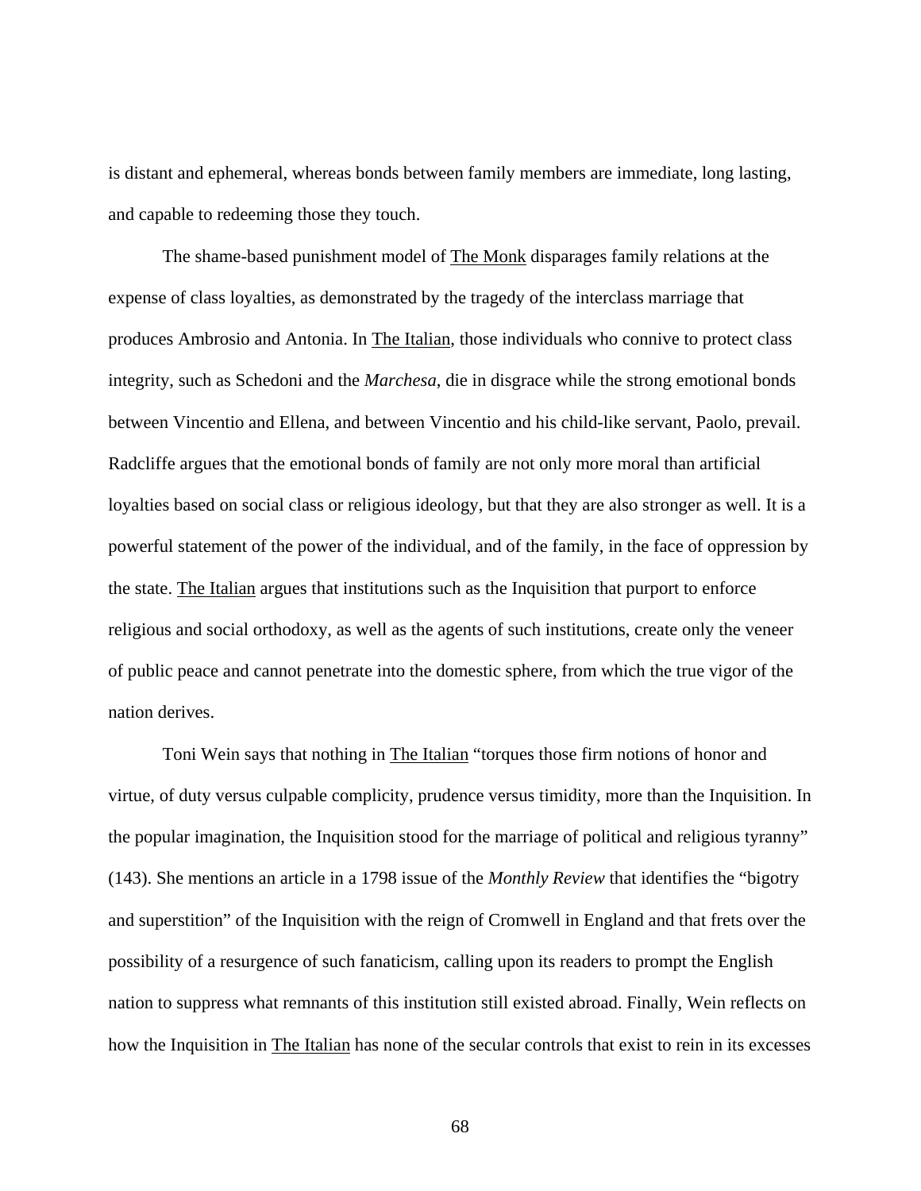is distant and ephemeral, whereas bonds between family members are immediate, long lasting, and capable to redeeming those they touch.

The shame-based punishment model of The Monk disparages family relations at the expense of class loyalties, as demonstrated by the tragedy of the interclass marriage that produces Ambrosio and Antonia. In The Italian, those individuals who connive to protect class integrity, such as Schedoni and the *Marchesa*, die in disgrace while the strong emotional bonds between Vincentio and Ellena, and between Vincentio and his child-like servant, Paolo, prevail. Radcliffe argues that the emotional bonds of family are not only more moral than artificial loyalties based on social class or religious ideology, but that they are also stronger as well. It is a powerful statement of the power of the individual, and of the family, in the face of oppression by the state. The Italian argues that institutions such as the Inquisition that purport to enforce religious and social orthodoxy, as well as the agents of such institutions, create only the veneer of public peace and cannot penetrate into the domestic sphere, from which the true vigor of the nation derives.

Toni Wein says that nothing in The Italian "torques those firm notions of honor and virtue, of duty versus culpable complicity, prudence versus timidity, more than the Inquisition. In the popular imagination, the Inquisition stood for the marriage of political and religious tyranny" (143). She mentions an article in a 1798 issue of the *Monthly Review* that identifies the "bigotry and superstition" of the Inquisition with the reign of Cromwell in England and that frets over the possibility of a resurgence of such fanaticism, calling upon its readers to prompt the English nation to suppress what remnants of this institution still existed abroad. Finally, Wein reflects on how the Inquisition in The Italian has none of the secular controls that exist to rein in its excesses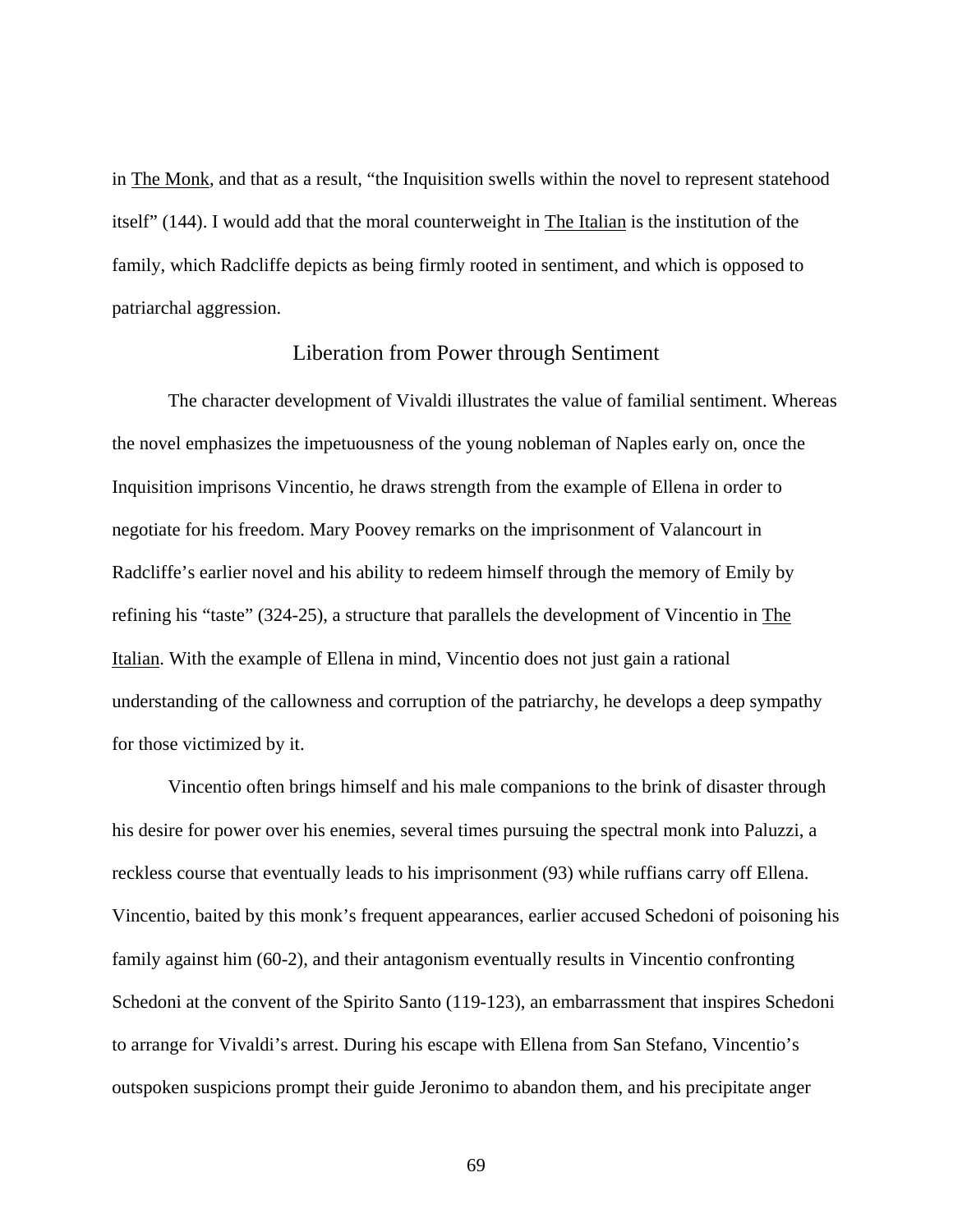in The Monk, and that as a result, "the Inquisition swells within the novel to represent statehood itself" (144). I would add that the moral counterweight in The Italian is the institution of the family, which Radcliffe depicts as being firmly rooted in sentiment, and which is opposed to patriarchal aggression.

## Liberation from Power through Sentiment

The character development of Vivaldi illustrates the value of familial sentiment. Whereas the novel emphasizes the impetuousness of the young nobleman of Naples early on, once the Inquisition imprisons Vincentio, he draws strength from the example of Ellena in order to negotiate for his freedom. Mary Poovey remarks on the imprisonment of Valancourt in Radcliffe's earlier novel and his ability to redeem himself through the memory of Emily by refining his "taste" (324-25), a structure that parallels the development of Vincentio in The Italian. With the example of Ellena in mind, Vincentio does not just gain a rational understanding of the callowness and corruption of the patriarchy, he develops a deep sympathy for those victimized by it.

Vincentio often brings himself and his male companions to the brink of disaster through his desire for power over his enemies, several times pursuing the spectral monk into Paluzzi, a reckless course that eventually leads to his imprisonment (93) while ruffians carry off Ellena. Vincentio, baited by this monk's frequent appearances, earlier accused Schedoni of poisoning his family against him (60-2), and their antagonism eventually results in Vincentio confronting Schedoni at the convent of the Spirito Santo (119-123), an embarrassment that inspires Schedoni to arrange for Vivaldi's arrest. During his escape with Ellena from San Stefano, Vincentio's outspoken suspicions prompt their guide Jeronimo to abandon them, and his precipitate anger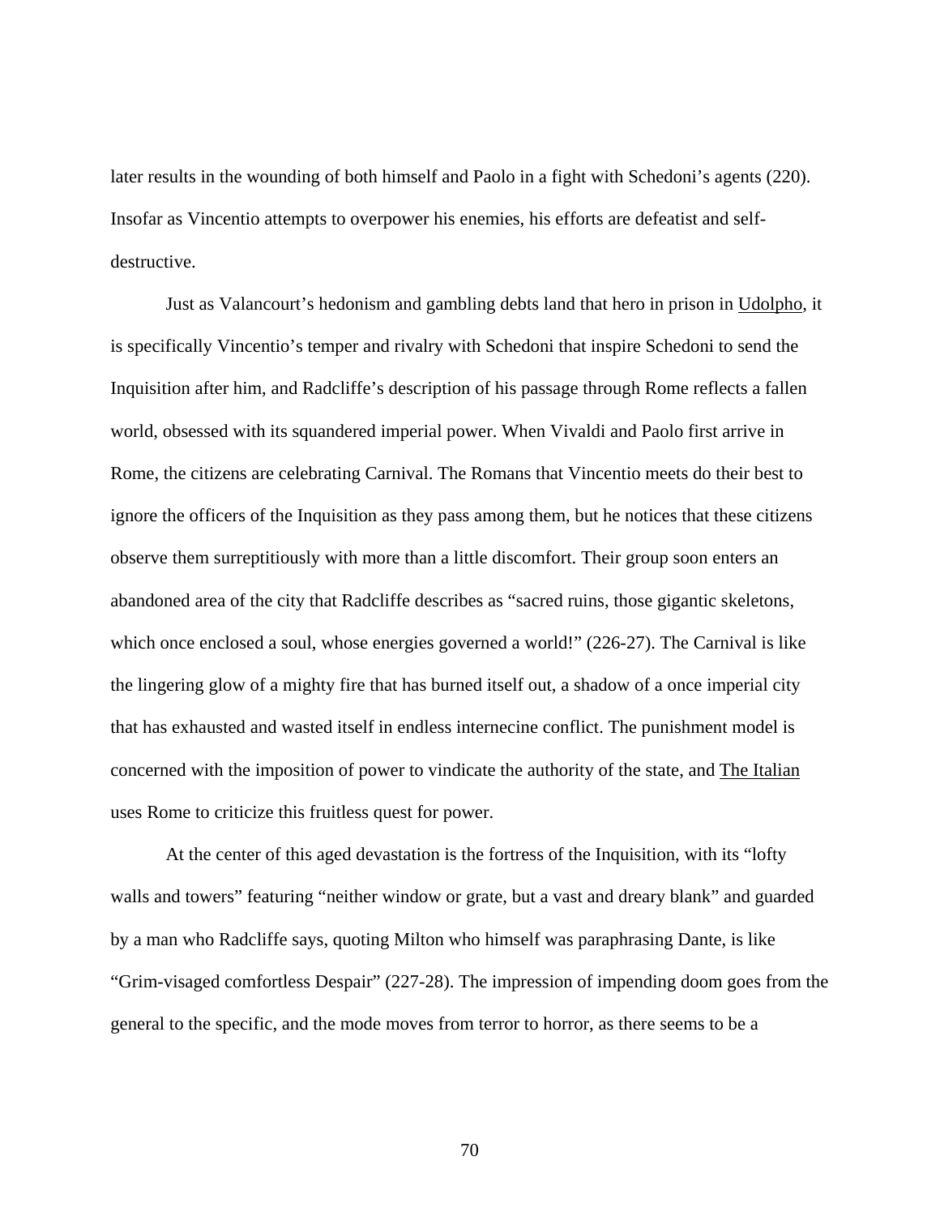later results in the wounding of both himself and Paolo in a fight with Schedoni's agents (220). Insofar as Vincentio attempts to overpower his enemies, his efforts are defeatist and self-destructive.

Just as Valancourt's hedonism and gambling debts land that hero in prison in Udolpho, it is specifically Vincentio's temper and rivalry with Schedoni that inspire Schedoni to send the Inquisition after him, and Radcliffe's description of his passage through Rome reflects a fallen world, obsessed with its squandered imperial power. When Vivaldi and Paolo first arrive in Rome, the citizens are celebrating Carnival. The Romans that Vincentio meets do their best to ignore the officers of the Inquisition as they pass among them, but he notices that these citizens observe them surreptitiously with more than a little discomfort. Their group soon enters an abandoned area of the city that Radcliffe describes as "sacred ruins, those gigantic skeletons, which once enclosed a soul, whose energies governed a world!" (226-27). The Carnival is like the lingering glow of a mighty fire that has burned itself out, a shadow of a once imperial city that has exhausted and wasted itself in endless internecine conflict. The punishment model is concerned with the imposition of power to vindicate the authority of the state, and The Italian uses Rome to criticize this fruitless quest for power.

At the center of this aged devastation is the fortress of the Inquisition, with its "lofty walls and towers" featuring "neither window or grate, but a vast and dreary blank" and guarded by a man who Radcliffe says, quoting Milton who himself was paraphrasing Dante, is like "Grim-visaged comfortless Despair" (227-28). The impression of impending doom goes from the general to the specific, and the mode moves from terror to horror, as there seems to be a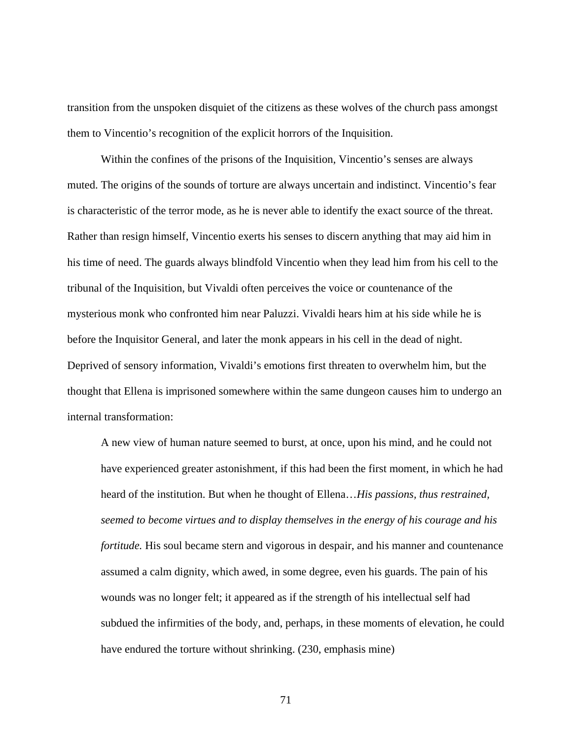transition from the unspoken disquiet of the citizens as these wolves of the church pass amongst them to Vincentio's recognition of the explicit horrors of the Inquisition.

Within the confines of the prisons of the Inquisition, Vincentio's senses are always muted. The origins of the sounds of torture are always uncertain and indistinct. Vincentio's fear is characteristic of the terror mode, as he is never able to identify the exact source of the threat. Rather than resign himself, Vincentio exerts his senses to discern anything that may aid him in his time of need. The guards always blindfold Vincentio when they lead him from his cell to the tribunal of the Inquisition, but Vivaldi often perceives the voice or countenance of the mysterious monk who confronted him near Paluzzi. Vivaldi hears him at his side while he is before the Inquisitor General, and later the monk appears in his cell in the dead of night. Deprived of sensory information, Vivaldi's emotions first threaten to overwhelm him, but the thought that Ellena is imprisoned somewhere within the same dungeon causes him to undergo an internal transformation:

> A new view of human nature seemed to burst, at once, upon his mind, and he could not have experienced greater astonishment, if this had been the first moment, in which he had heard of the institution. But when he thought of Ellena…*His passions, thus restrained, seemed to become virtues and to display themselves in the energy of his courage and his fortitude.* His soul became stern and vigorous in despair, and his manner and countenance assumed a calm dignity, which awed, in some degree, even his guards. The pain of his wounds was no longer felt; it appeared as if the strength of his intellectual self had subdued the infirmities of the body, and, perhaps, in these moments of elevation, he could have endured the torture without shrinking. (230, emphasis mine)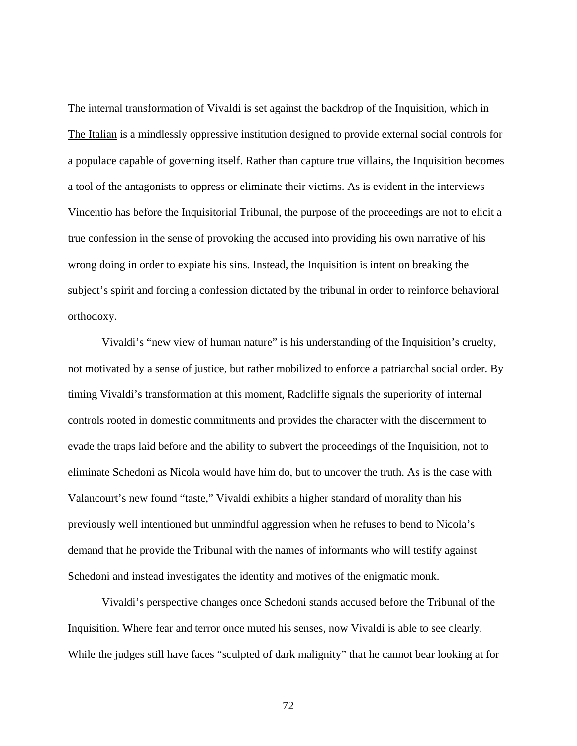The internal transformation of Vivaldi is set against the backdrop of the Inquisition, which in The Italian is a mindlessly oppressive institution designed to provide external social controls for a populace capable of governing itself. Rather than capture true villains, the Inquisition becomes a tool of the antagonists to oppress or eliminate their victims. As is evident in the interviews Vincentio has before the Inquisitorial Tribunal, the purpose of the proceedings are not to elicit a true confession in the sense of provoking the accused into providing his own narrative of his wrong doing in order to expiate his sins. Instead, the Inquisition is intent on breaking the subject's spirit and forcing a confession dictated by the tribunal in order to reinforce behavioral orthodoxy.

Vivaldi's "new view of human nature" is his understanding of the Inquisition's cruelty, not motivated by a sense of justice, but rather mobilized to enforce a patriarchal social order. By timing Vivaldi's transformation at this moment, Radcliffe signals the superiority of internal controls rooted in domestic commitments and provides the character with the discernment to evade the traps laid before and the ability to subvert the proceedings of the Inquisition, not to eliminate Schedoni as Nicola would have him do, but to uncover the truth. As is the case with Valancourt's new found "taste," Vivaldi exhibits a higher standard of morality than his previously well intentioned but unmindful aggression when he refuses to bend to Nicola's demand that he provide the Tribunal with the names of informants who will testify against Schedoni and instead investigates the identity and motives of the enigmatic monk.

Vivaldi's perspective changes once Schedoni stands accused before the Tribunal of the Inquisition. Where fear and terror once muted his senses, now Vivaldi is able to see clearly. While the judges still have faces "sculpted of dark malignity" that he cannot bear looking at for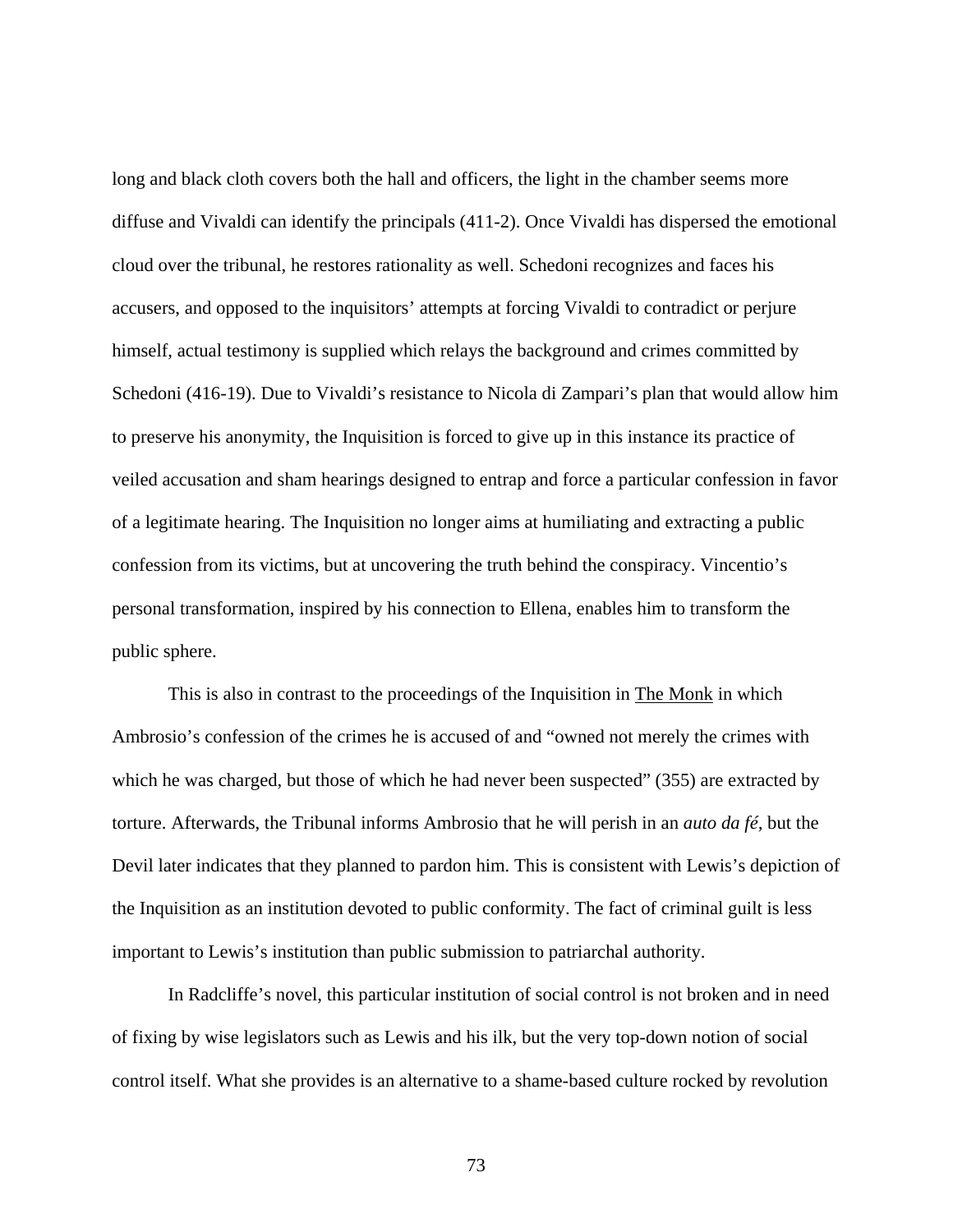long and black cloth covers both the hall and officers, the light in the chamber seems more diffuse and Vivaldi can identify the principals (411-2). Once Vivaldi has dispersed the emotional cloud over the tribunal, he restores rationality as well. Schedoni recognizes and faces his accusers, and opposed to the inquisitors' attempts at forcing Vivaldi to contradict or perjure himself, actual testimony is supplied which relays the background and crimes committed by Schedoni (416-19). Due to Vivaldi's resistance to Nicola di Zampari's plan that would allow him to preserve his anonymity, the Inquisition is forced to give up in this instance its practice of veiled accusation and sham hearings designed to entrap and force a particular confession in favor of a legitimate hearing. The Inquisition no longer aims at humiliating and extracting a public confession from its victims, but at uncovering the truth behind the conspiracy. Vincentio's personal transformation, inspired by his connection to Ellena, enables him to transform the public sphere.

This is also in contrast to the proceedings of the Inquisition in The Monk in which Ambrosio's confession of the crimes he is accused of and "owned not merely the crimes with which he was charged, but those of which he had never been suspected" (355) are extracted by torture. Afterwards, the Tribunal informs Ambrosio that he will perish in an *auto da fé*, but the Devil later indicates that they planned to pardon him. This is consistent with Lewis's depiction of the Inquisition as an institution devoted to public conformity. The fact of criminal guilt is less important to Lewis's institution than public submission to patriarchal authority.

In Radcliffe's novel, this particular institution of social control is not broken and in need of fixing by wise legislators such as Lewis and his ilk, but the very top-down notion of social control itself. What she provides is an alternative to a shame-based culture rocked by revolution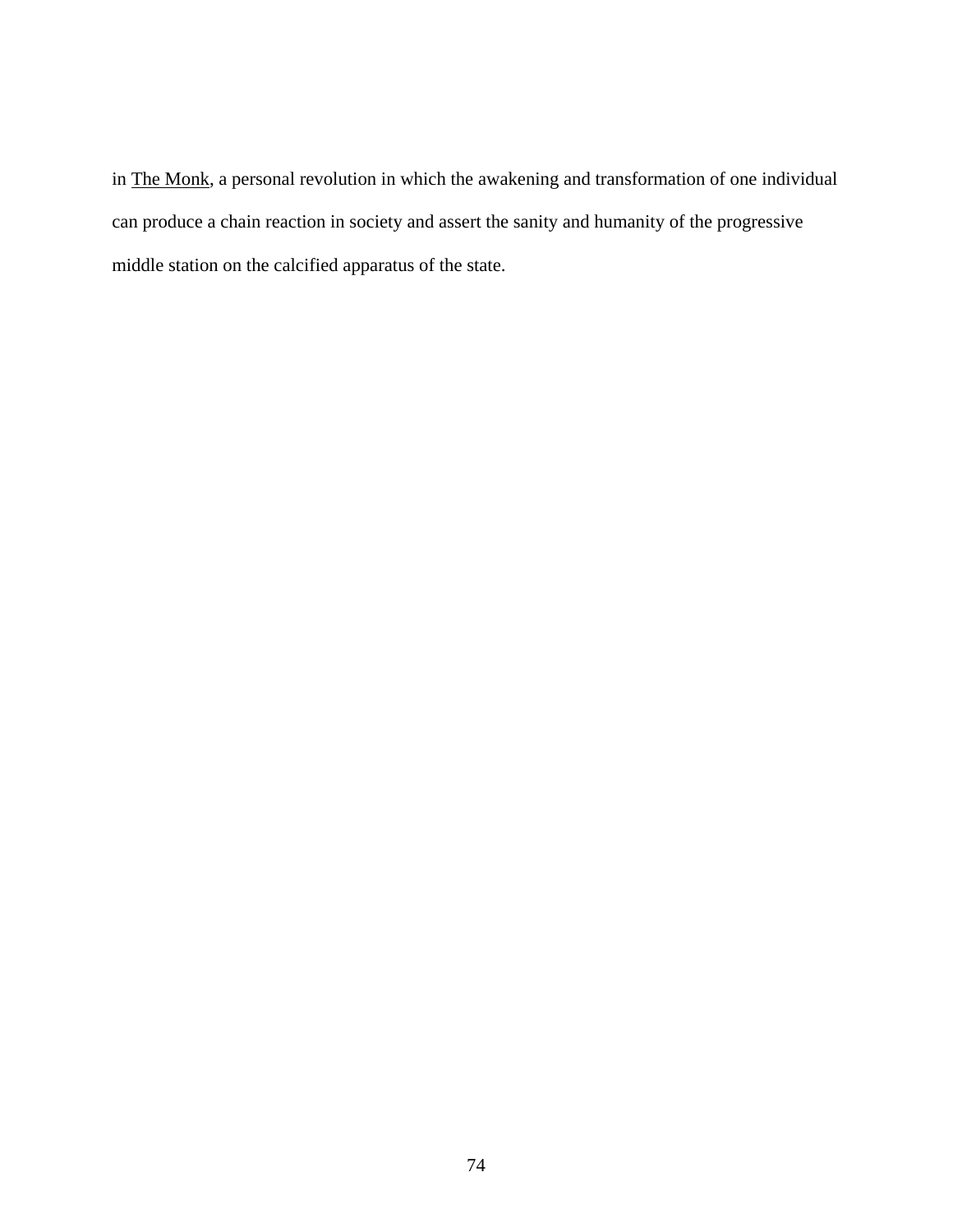in The Monk, a personal revolution in which the awakening and transformation of one individual can produce a chain reaction in society and assert the sanity and humanity of the progressive middle station on the calcified apparatus of the state.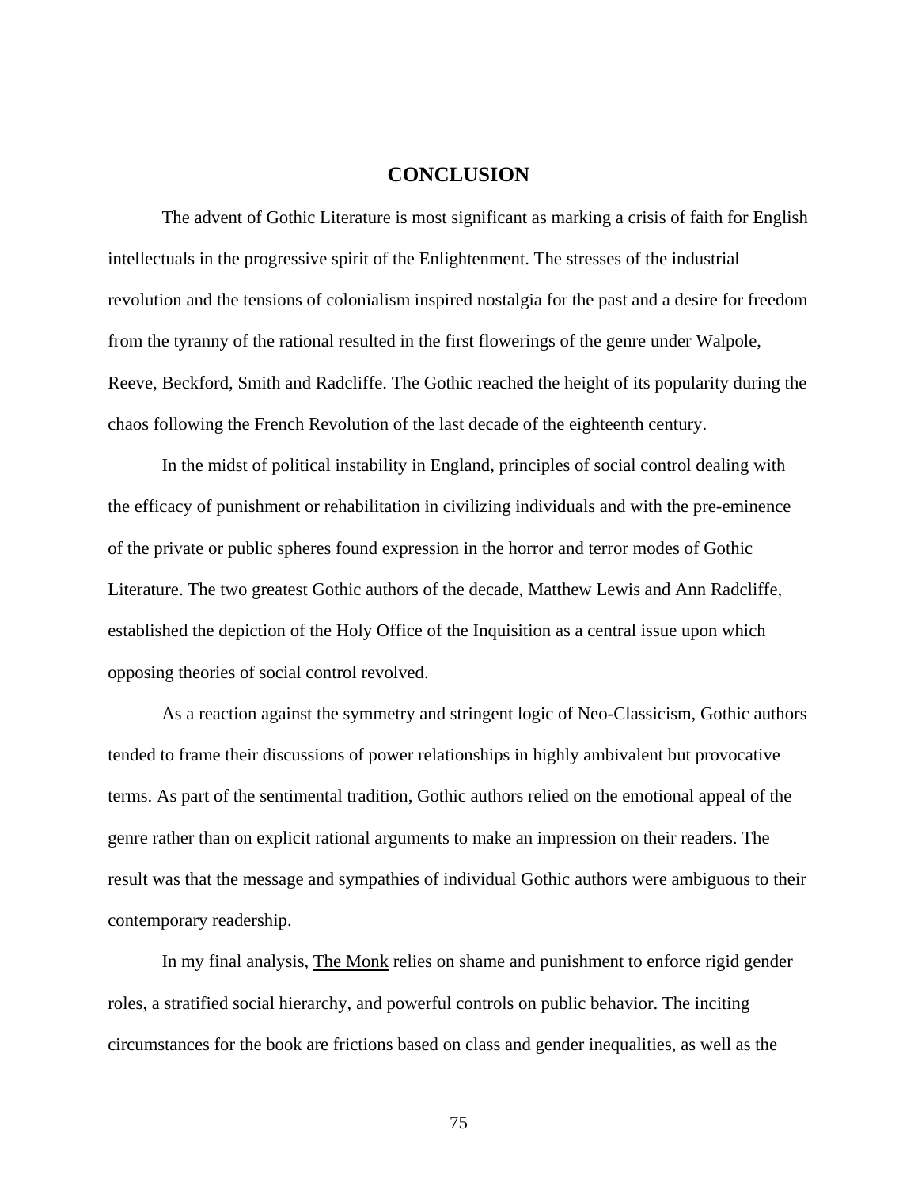# CONCLUSION

The advent of Gothic Literature is most significant as marking a crisis of faith for English intellectuals in the progressive spirit of the Enlightenment. The stresses of the industrial revolution and the tensions of colonialism inspired nostalgia for the past and a desire for freedom from the tyranny of the rational resulted in the first flowerings of the genre under Walpole, Reeve, Beckford, Smith and Radcliffe. The Gothic reached the height of its popularity during the chaos following the French Revolution of the last decade of the eighteenth century.

In the midst of political instability in England, principles of social control dealing with the efficacy of punishment or rehabilitation in civilizing individuals and with the pre-eminence of the private or public spheres found expression in the horror and terror modes of Gothic Literature. The two greatest Gothic authors of the decade, Matthew Lewis and Ann Radcliffe, established the depiction of the Holy Office of the Inquisition as a central issue upon which opposing theories of social control revolved.

As a reaction against the symmetry and stringent logic of Neo-Classicism, Gothic authors tended to frame their discussions of power relationships in highly ambivalent but provocative terms. As part of the sentimental tradition, Gothic authors relied on the emotional appeal of the genre rather than on explicit rational arguments to make an impression on their readers. The result was that the message and sympathies of individual Gothic authors were ambiguous to their contemporary readership.

In my final analysis, The Monk relies on shame and punishment to enforce rigid gender roles, a stratified social hierarchy, and powerful controls on public behavior. The inciting circumstances for the book are frictions based on class and gender inequalities, as well as the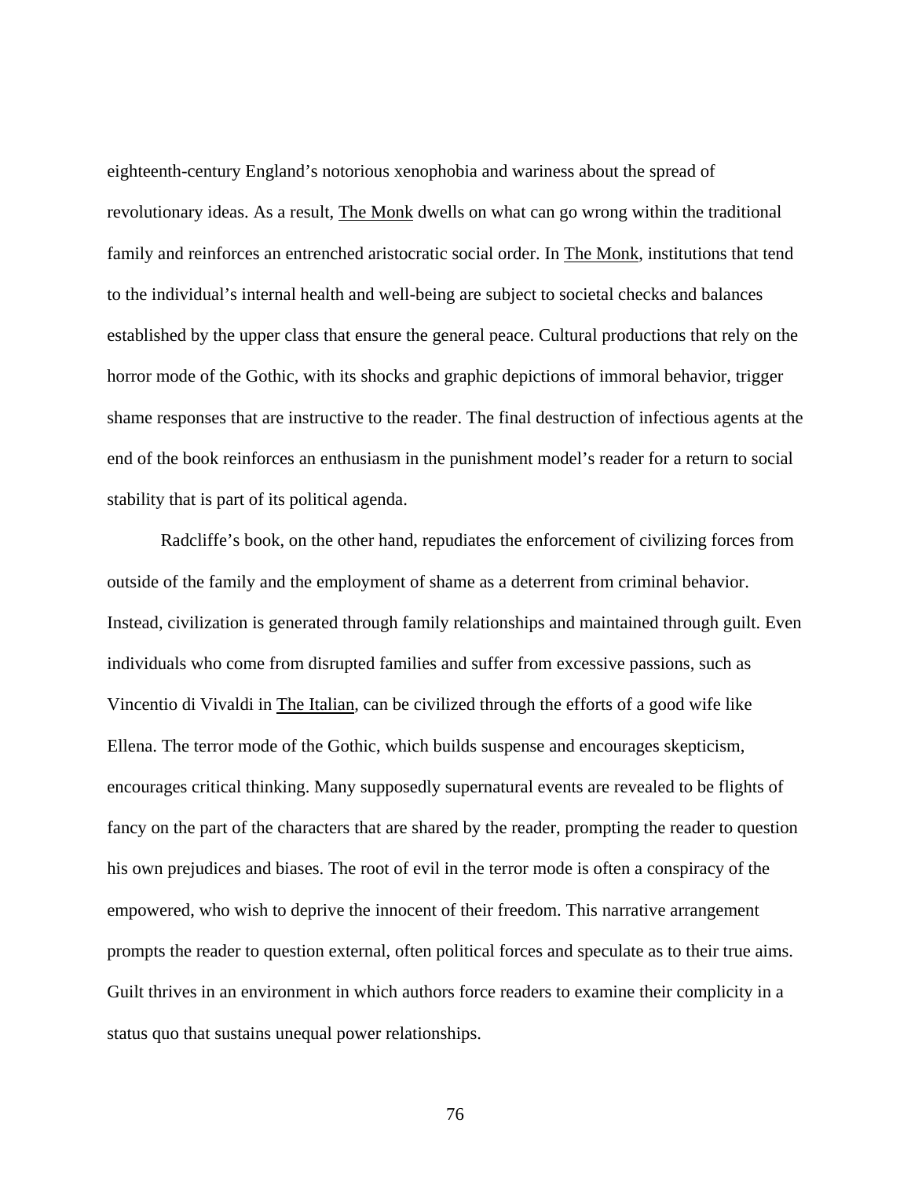eighteenth-century England's notorious xenophobia and wariness about the spread of revolutionary ideas. As a result, The Monk dwells on what can go wrong within the traditional family and reinforces an entrenched aristocratic social order. In The Monk, institutions that tend to the individual's internal health and well-being are subject to societal checks and balances established by the upper class that ensure the general peace. Cultural productions that rely on the horror mode of the Gothic, with its shocks and graphic depictions of immoral behavior, trigger shame responses that are instructive to the reader. The final destruction of infectious agents at the end of the book reinforces an enthusiasm in the punishment model's reader for a return to social stability that is part of its political agenda.

Radcliffe's book, on the other hand, repudiates the enforcement of civilizing forces from outside of the family and the employment of shame as a deterrent from criminal behavior. Instead, civilization is generated through family relationships and maintained through guilt. Even individuals who come from disrupted families and suffer from excessive passions, such as Vincentio di Vivaldi in The Italian, can be civilized through the efforts of a good wife like Ellena. The terror mode of the Gothic, which builds suspense and encourages skepticism, encourages critical thinking. Many supposedly supernatural events are revealed to be flights of fancy on the part of the characters that are shared by the reader, prompting the reader to question his own prejudices and biases. The root of evil in the terror mode is often a conspiracy of the empowered, who wish to deprive the innocent of their freedom. This narrative arrangement prompts the reader to question external, often political forces and speculate as to their true aims. Guilt thrives in an environment in which authors force readers to examine their complicity in a status quo that sustains unequal power relationships.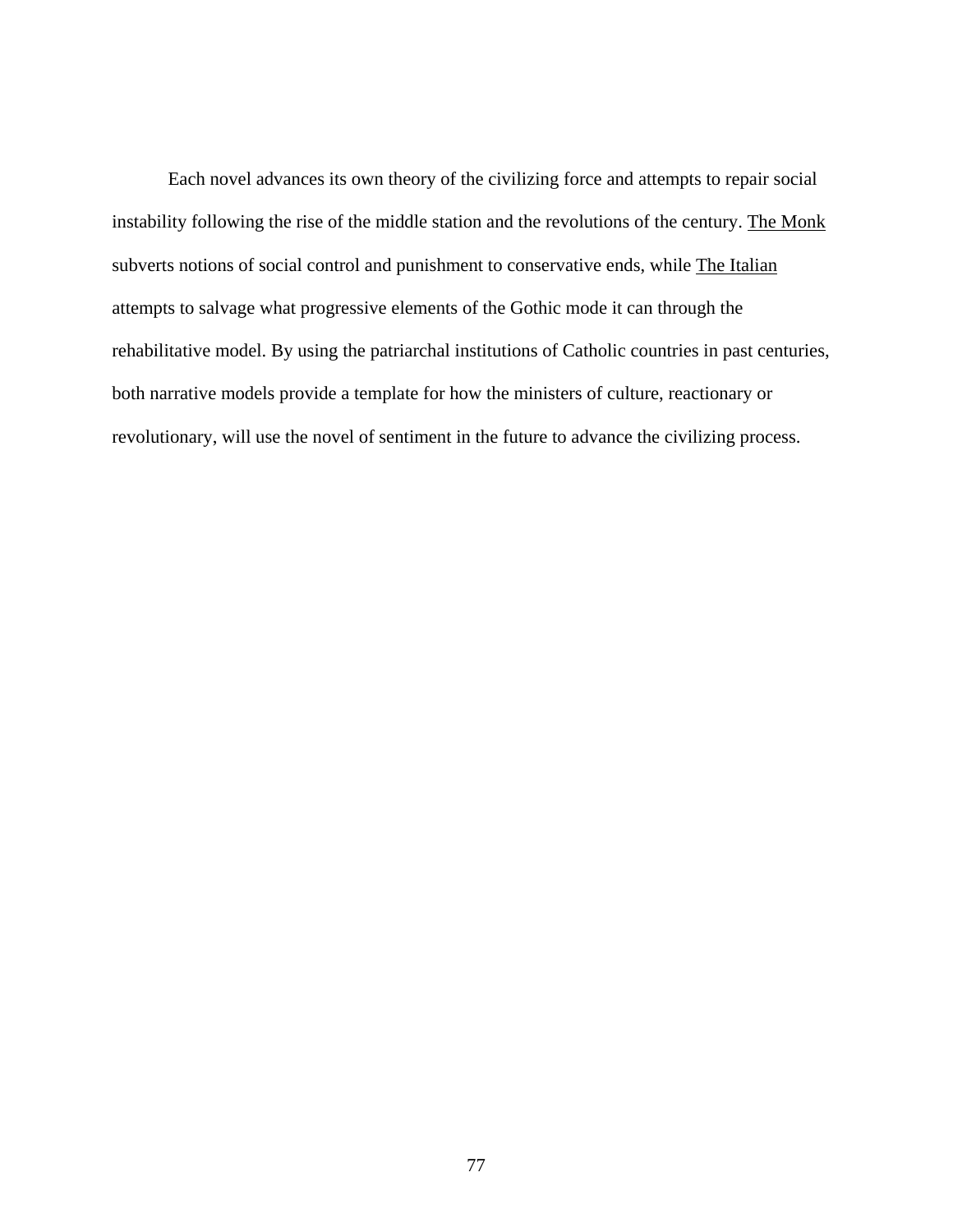Each novel advances its own theory of the civilizing force and attempts to repair social instability following the rise of the middle station and the revolutions of the century. The Monk subverts notions of social control and punishment to conservative ends, while The Italian attempts to salvage what progressive elements of the Gothic mode it can through the rehabilitative model. By using the patriarchal institutions of Catholic countries in past centuries, both narrative models provide a template for how the ministers of culture, reactionary or revolutionary, will use the novel of sentiment in the future to advance the civilizing process.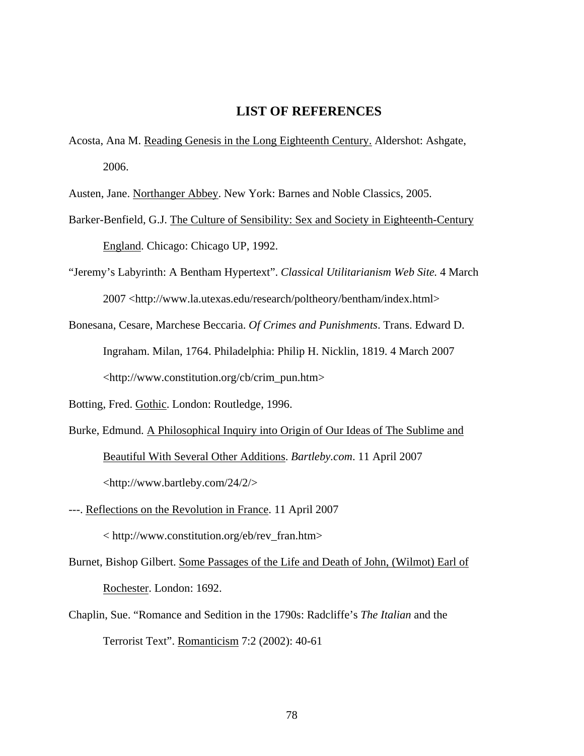## LIST OF REFERENCES

Acosta, Ana M. Reading Genesis in the Long Eighteenth Century. Aldershot: Ashgate, 2006.

Austen, Jane. Northanger Abbey. New York: Barnes and Noble Classics, 2005.

Barker-Benfield, G.J. The Culture of Sensibility: Sex and Society in Eighteenth-Century England. Chicago: Chicago UP, 1992.

"Jeremy's Labyrinth: A Bentham Hypertext". *Classical Utilitarianism Web Site.* 4 March 2007 <http://www.la.utexas.edu/research/poltheory/bentham/index.html>

Bonesana, Cesare, Marchese Beccaria. *Of Crimes and Punishments*. Trans. Edward D. Ingraham. Milan, 1764. Philadelphia: Philip H. Nicklin, 1819. 4 March 2007 <http://www.constitution.org/cb/crim_pun.htm>

Botting, Fred. Gothic. London: Routledge, 1996.

Burke, Edmund. A Philosophical Inquiry into Origin of Our Ideas of The Sublime and Beautiful With Several Other Additions. *Bartleby.com*. 11 April 2007 <http://www.bartleby.com/24/2/>

---. Reflections on the Revolution in France. 11 April 2007 < http://www.constitution.org/eb/rev_fran.htm>

Burnet, Bishop Gilbert. Some Passages of the Life and Death of John, (Wilmot) Earl of Rochester. London: 1692.

Chaplin, Sue. "Romance and Sedition in the 1790s: Radcliffe's *The Italian* and the Terrorist Text". Romanticism 7:2 (2002): 40-61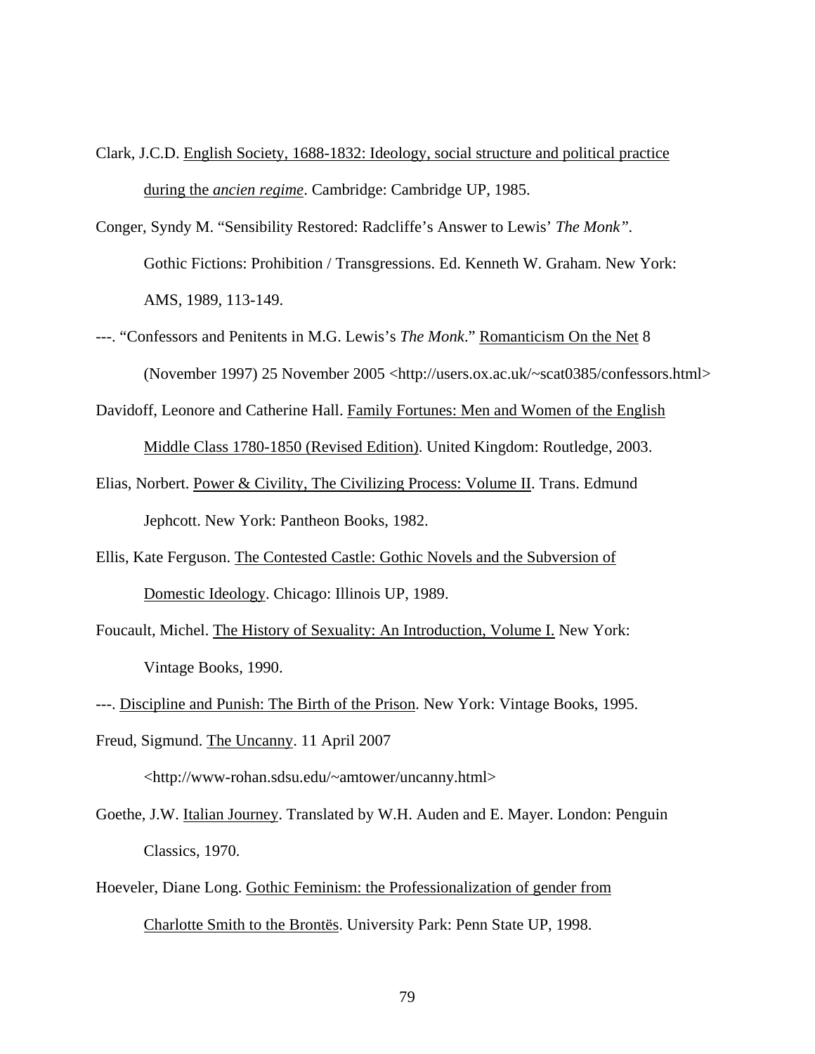Clark, J.C.D. English Society, 1688-1832: Ideology, social structure and political practice during the *ancien regime*. Cambridge: Cambridge UP, 1985.

Conger, Syndy M. "Sensibility Restored: Radcliffe's Answer to Lewis' *The Monk"*. Gothic Fictions: Prohibition / Transgressions. Ed. Kenneth W. Graham. New York: AMS, 1989, 113-149.

---. "Confessors and Penitents in M.G. Lewis's *The Monk*." Romanticism On the Net 8 (November 1997) 25 November 2005 <http://users.ox.ac.uk/~scat0385/confessors.html>

Davidoff, Leonore and Catherine Hall. Family Fortunes: Men and Women of the English Middle Class 1780-1850 (Revised Edition). United Kingdom: Routledge, 2003.

Elias, Norbert. Power & Civility, The Civilizing Process: Volume II. Trans. Edmund Jephcott. New York: Pantheon Books, 1982.

Ellis, Kate Ferguson. The Contested Castle: Gothic Novels and the Subversion of Domestic Ideology. Chicago: Illinois UP, 1989.

Foucault, Michel. The History of Sexuality: An Introduction, Volume I. New York: Vintage Books, 1990.

---. Discipline and Punish: The Birth of the Prison. New York: Vintage Books, 1995.

Freud, Sigmund. The Uncanny. 11 April 2007 <http://www-rohan.sdsu.edu/~amtower/uncanny.html>

Goethe, J.W. Italian Journey. Translated by W.H. Auden and E. Mayer. London: Penguin Classics, 1970.

Hoeveler, Diane Long. Gothic Feminism: the Professionalization of gender from Charlotte Smith to the Brontës. University Park: Penn State UP, 1998.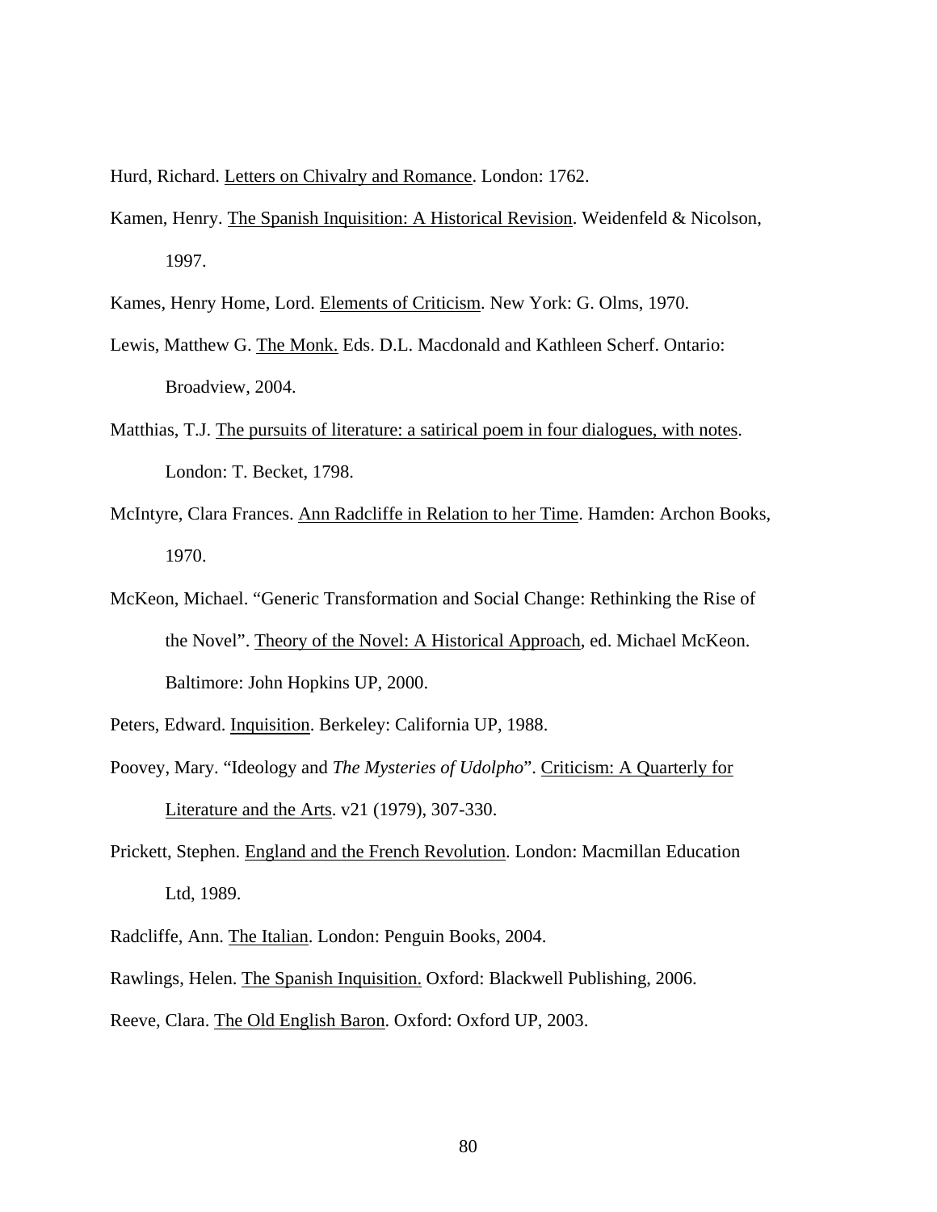Hurd, Richard. Letters on Chivalry and Romance. London: 1762.

Kamen, Henry. The Spanish Inquisition: A Historical Revision. Weidenfeld & Nicolson, 1997.

Kames, Henry Home, Lord. Elements of Criticism. New York: G. Olms, 1970.

Lewis, Matthew G. The Monk. Eds. D.L. Macdonald and Kathleen Scherf. Ontario: Broadview, 2004.

Matthias, T.J. The pursuits of literature: a satirical poem in four dialogues, with notes. London: T. Becket, 1798.

McIntyre, Clara Frances. Ann Radcliffe in Relation to her Time. Hamden: Archon Books, 1970.

McKeon, Michael. "Generic Transformation and Social Change: Rethinking the Rise of the Novel". Theory of the Novel: A Historical Approach, ed. Michael McKeon. Baltimore: John Hopkins UP, 2000.

Peters, Edward. Inquisition. Berkeley: California UP, 1988.

Poovey, Mary. "Ideology and *The Mysteries of Udolpho*". Criticism: A Quarterly for Literature and the Arts. v21 (1979), 307-330.

Prickett, Stephen. England and the French Revolution. London: Macmillan Education Ltd, 1989.

Radcliffe, Ann. The Italian. London: Penguin Books, 2004.

Rawlings, Helen. The Spanish Inquisition. Oxford: Blackwell Publishing, 2006.

Reeve, Clara. The Old English Baron. Oxford: Oxford UP, 2003.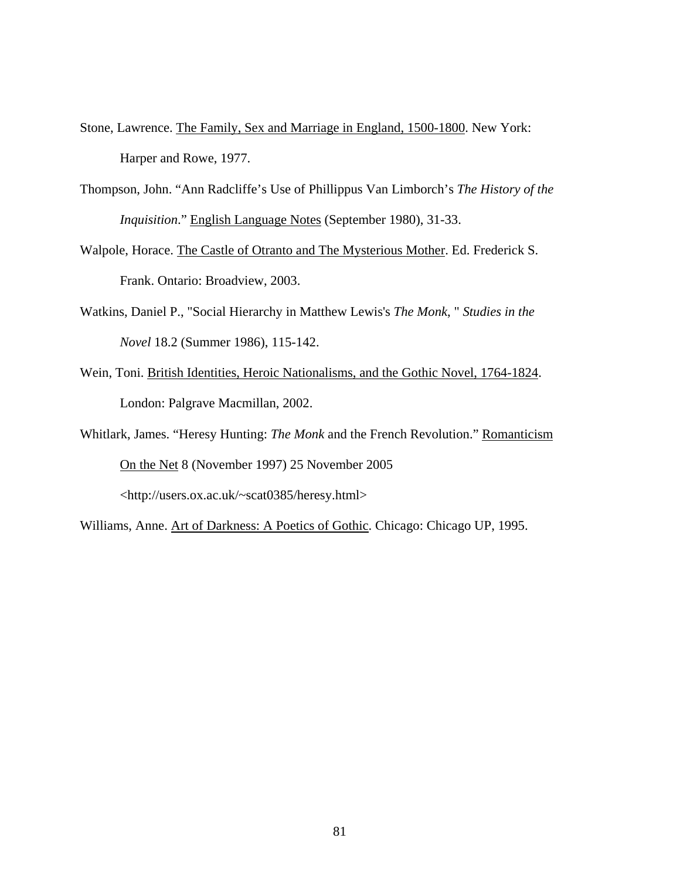Stone, Lawrence. <u>The Family, Sex and Marriage in England, 1500-1800</u>. New York: Harper and Rowe, 1977.

Thompson, John. "Ann Radcliffe's Use of Phillippus Van Limborch's *The History of the Inquisition*." <u>English Language Notes</u> (September 1980), 31-33.

Walpole, Horace. <u>The Castle of Otranto and The Mysterious Mother</u>. Ed. Frederick S. Frank. Ontario: Broadview, 2003.

Watkins, Daniel P., "Social Hierarchy in Matthew Lewis's *The Monk*, " *Studies in the Novel* 18.2 (Summer 1986), 115-142.

Wein, Toni. <u>British Identities, Heroic Nationalisms, and the Gothic Novel, 1764-1824</u>. London: Palgrave Macmillan, 2002.

Whitlark, James. "Heresy Hunting: *The Monk* and the French Revolution." <u>Romanticism On the Net</u> 8 (November 1997) 25 November 2005 <http://users.ox.ac.uk/~scat0385/heresy.html>

Williams, Anne. <u>Art of Darkness: A Poetics of Gothic</u>. Chicago: Chicago UP, 1995.